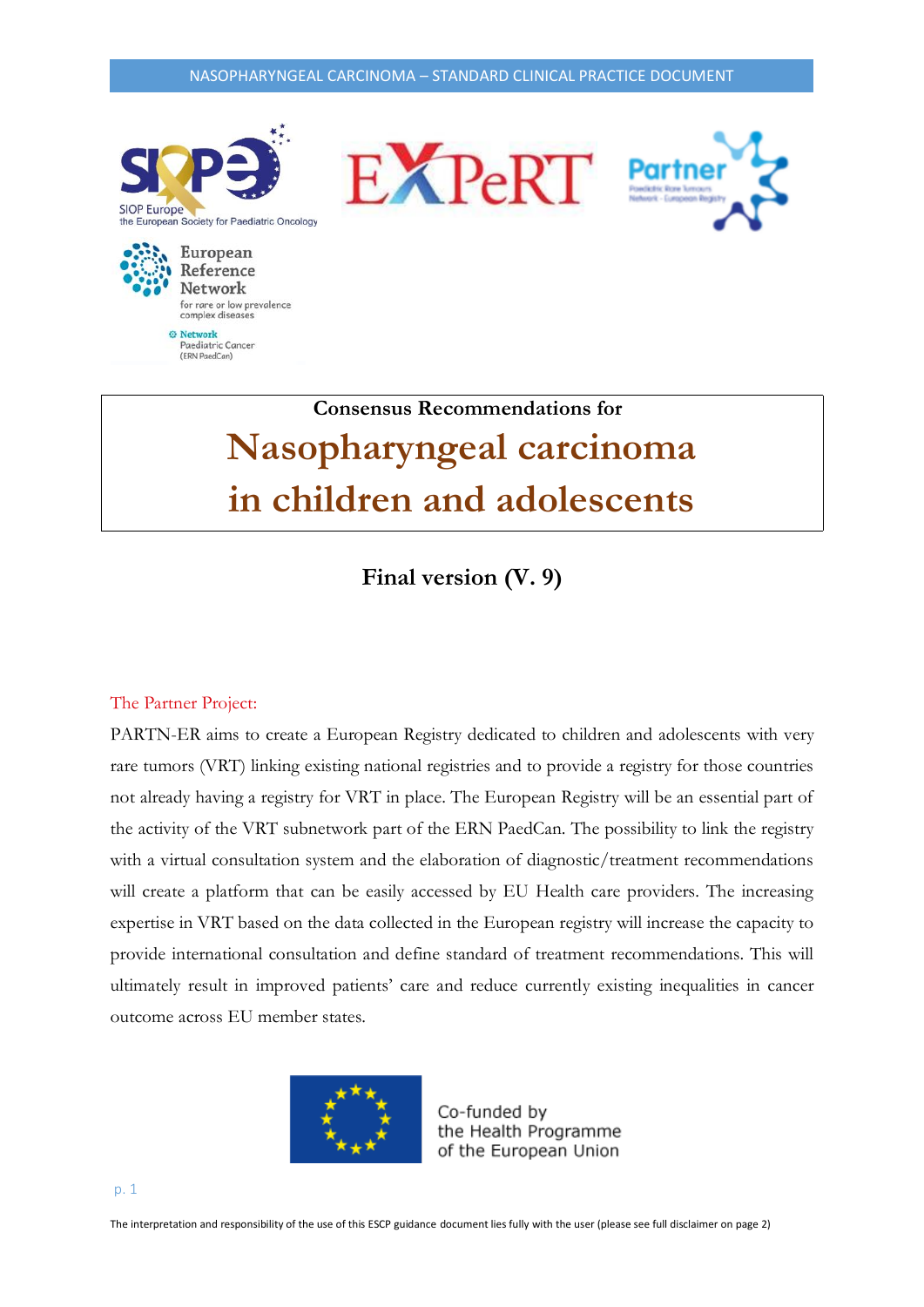Consensus Recommendations for

# Nasopharyngeal carcinoma in children and adolescents

## Final version (V. 9)

### The Partner Project:

PARTN-ER aims to create a European Registry dedicated to children and adolescents with very rare tumors (VRT) linking existing national registries and to provide a registry for those countries not already having a registry for VRT in place. The European Registry will be an essential part of the activity of the VRT subnetwork part of the ERN PaedCan. The possibility to link the registry with a virtual consultation system and the elaboration of diagnostic/treatment recommendations will create a platform that can be easily accessed by EU Health care providers. The increasing expertise in VRT based on the data collected in the European registry will increase the capacity to provide international consultation and define standard of treatment recommendations. This will ultimately result in improved patients' care and reduce currently existing inequalities in cancer outcome across EU member states.

Co-funded by the Health Programme of the European Union

The interpretation and responsibility of the use of this ESCP guidance document lies fully with the user (please see full disclaimer on page 2)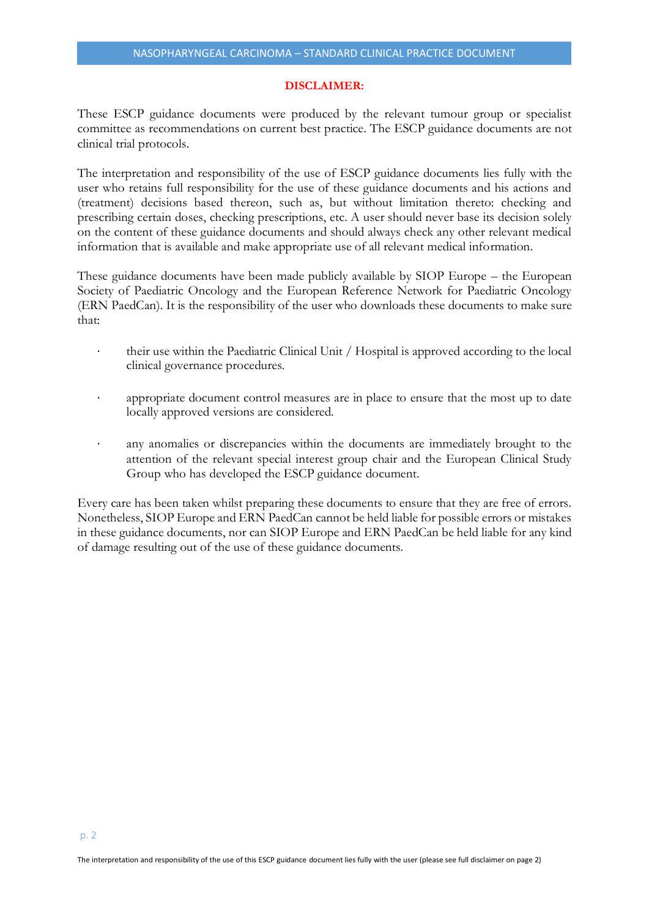**DISCLAIMER:**

These ESCP guidance documents were produced by the relevant tumour group or specialist committee as recommendations on current best practice. The ESCP guidance documents are not clinical trial protocols.

The interpretation and responsibility of the use of ESCP guidance documents lies fully with the user who retains full responsibility for the use of these guidance documents and his actions and (treatment) decisions based thereon, such as, but without limitation thereto: checking and prescribing certain doses, checking prescriptions, etc. A user should never base its decision solely on the content of these guidance documents and should always check any other relevant medical information that is available and make appropriate use of all relevant medical information.

These guidance documents have been made publicly available by SIOP Europe – the European Society of Paediatric Oncology and the European Reference Network for Paediatric Oncology (ERN PaedCan). It is the responsibility of the user who downloads these documents to make sure that:

- their use within the Paediatric Clinical Unit / Hospital is approved according to the local clinical governance procedures.
- appropriate document control measures are in place to ensure that the most up to date locally approved versions are considered.
- any anomalies or discrepancies within the documents are immediately brought to the attention of the relevant special interest group chair and the European Clinical Study Group who has developed the ESCP guidance document.

Every care has been taken whilst preparing these documents to ensure that they are free of errors. Nonetheless, SIOP Europe and ERN PaedCan cannot be held liable for possible errors or mistakes in these guidance documents, nor can SIOP Europe and ERN PaedCan be held liable for any kind of damage resulting out of the use of these guidance documents.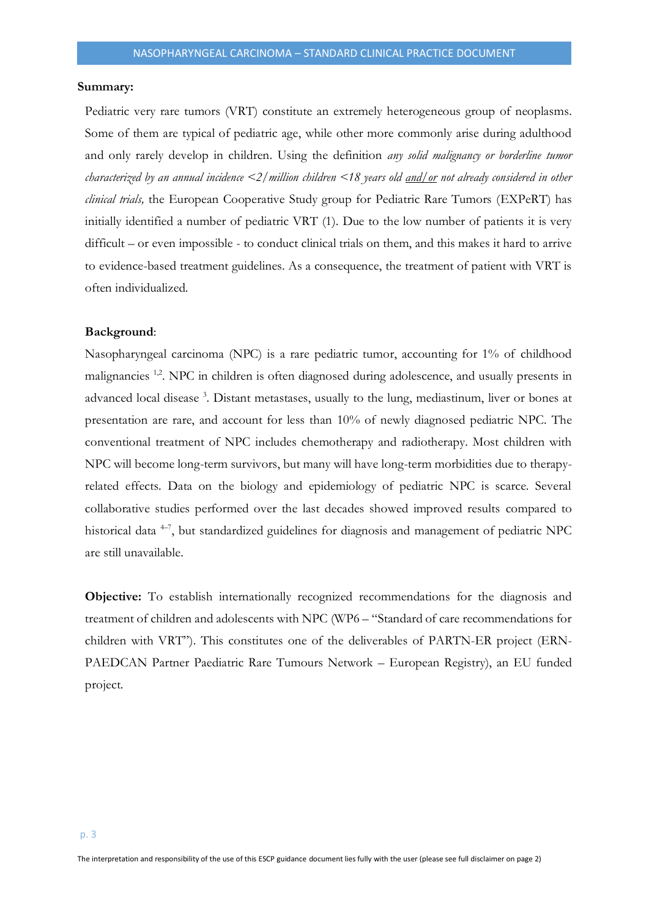**Summary:**

Pediatric very rare tumors (VRT) constitute an extremely heterogeneous group of neoplasms. Some of them are typical of pediatric age, while other more commonly arise during adulthood and only rarely develop in children. Using the definition *any solid malignancy or borderline tumor characterized by an annual incidence <2/million children <18 years old and/or not already considered in other clinical trials,* the European Cooperative Study group for Pediatric Rare Tumors (EXPeRT) has initially identified a number of pediatric VRT (1). Due to the low number of patients it is very difficult – or even impossible - to conduct clinical trials on them, and this makes it hard to arrive to evidence-based treatment guidelines. As a consequence, the treatment of patient with VRT is often individualized.

**Background**:

Nasopharyngeal carcinoma (NPC) is a rare pediatric tumor, accounting for 1% of childhood malignancies [1,2]. NPC in children is often diagnosed during adolescence, and usually presents in advanced local disease [3]. Distant metastases, usually to the lung, mediastinum, liver or bones at presentation are rare, and account for less than 10% of newly diagnosed pediatric NPC. The conventional treatment of NPC includes chemotherapy and radiotherapy. Most children with NPC will become long-term survivors, but many will have long-term morbidities due to therapy-related effects. Data on the biology and epidemiology of pediatric NPC is scarce. Several collaborative studies performed over the last decades showed improved results compared to historical data [4–7], but standardized guidelines for diagnosis and management of pediatric NPC are still unavailable.

**Objective:** To establish internationally recognized recommendations for the diagnosis and treatment of children and adolescents with NPC (WP6 – "Standard of care recommendations for children with VRT"). This constitutes one of the deliverables of PARTN-ER project (ERN-PAEDCAN Partner Paediatric Rare Tumours Network – European Registry), an EU funded project.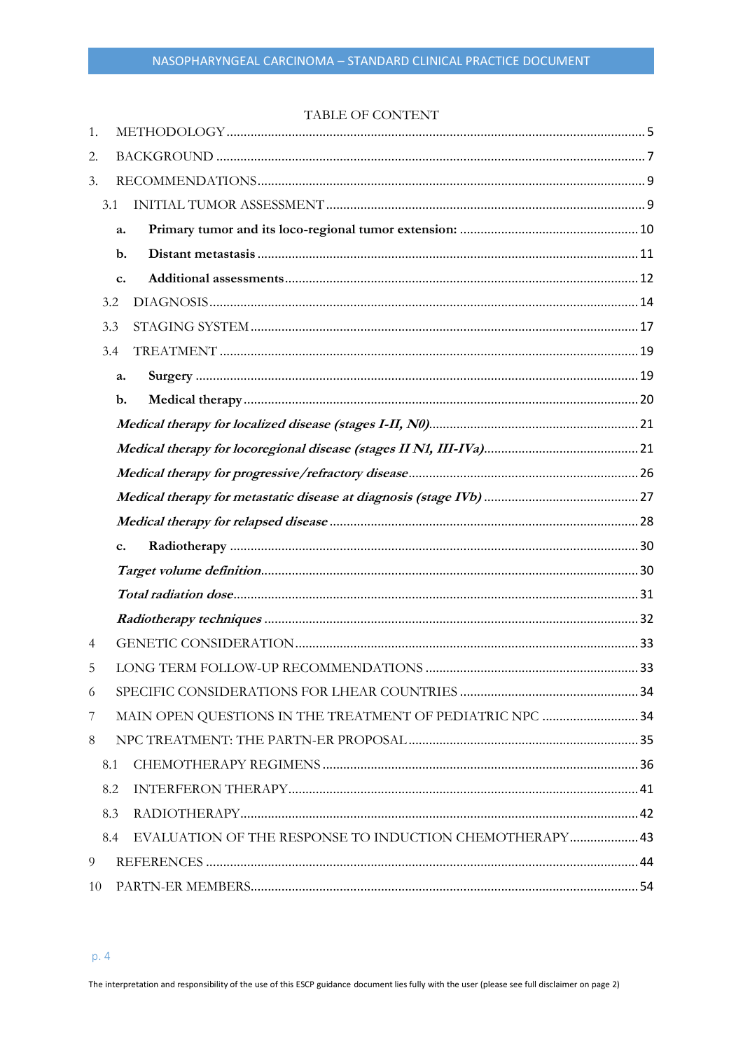TABLE OF CONTENT

1. METHODOLOGY ........ 5
2. BACKGROUND ........ 7
3. RECOMMENDATIONS ........ 9
   - 3.1 INITIAL TUMOR ASSESSMENT ........ 9
     - **a. Primary tumor and its loco-regional tumor extension:** ........ 10
     - **b. Distant metastasis** ........ 11
     - **c. Additional assessments** ........ 12
   - 3.2 DIAGNOSIS ........ 14
   - 3.3 STAGING SYSTEM ........ 17
   - 3.4 TREATMENT ........ 19
     - **a. Surgery** ........ 19
     - **b. Medical therapy** ........ 20
       - ***Medical therapy for localized disease (stages I-II, N0)*** ........ 21
       - ***Medical therapy for locoregional disease (stages II N1, III-IVa)*** ........ 21
       - ***Medical therapy for progressive/refractory disease*** ........ 26
       - ***Medical therapy for metastatic disease at diagnosis (stage IVb)*** ........ 27
       - ***Medical therapy for relapsed disease*** ........ 28
     - **c. Radiotherapy** ........ 30
       - ***Target volume definition*** ........ 30
       - ***Total radiation dose*** ........ 31
       - ***Radiotherapy techniques*** ........ 32
4. GENETIC CONSIDERATION ........ 33
5. LONG TERM FOLLOW-UP RECOMMENDATIONS ........ 33
6. SPECIFIC CONSIDERATIONS FOR LHEAR COUNTRIES ........ 34
7. MAIN OPEN QUESTIONS IN THE TREATMENT OF PEDIATRIC NPC ........ 34
8. NPC TREATMENT: THE PARTN-ER PROPOSAL ........ 35
   - 8.1 CHEMOTHERAPY REGIMENS ........ 36
   - 8.2 INTERFERON THERAPY ........ 41
   - 8.3 RADIOTHERAPY ........ 42
   - 8.4 EVALUATION OF THE RESPONSE TO INDUCTION CHEMOTHERAPY ........ 43
9. REFERENCES ........ 44
10. PARTN-ER MEMBERS ........ 54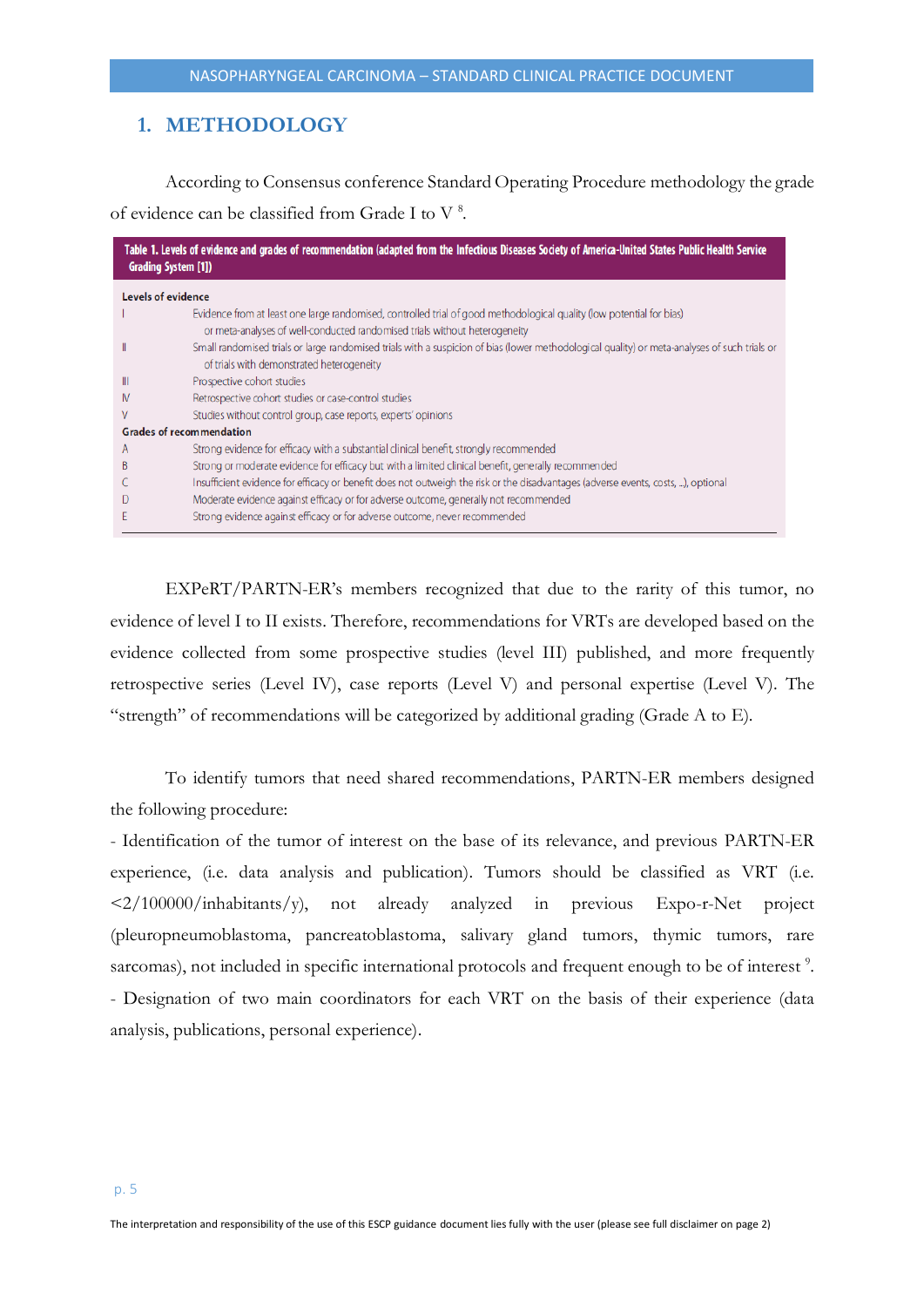## 1. METHODOLOGY

According to Consensus conference Standard Operating Procedure methodology the grade of evidence can be classified from Grade I to V [8].

**Table 1. Levels of evidence and grades of recommendation (adapted from the Infectious Diseases Society of America-United States Public Health Service Grading System [1])**

| | |
|---|---|
| **Levels of evidence** | |
| I | Evidence from at least one large randomised, controlled trial of good methodological quality (low potential for bias) or meta-analyses of well-conducted randomised trials without heterogeneity |
| II | Small randomised trials or large randomised trials with a suspicion of bias (lower methodological quality) or meta-analyses of such trials or of trials with demonstrated heterogeneity |
| III | Prospective cohort studies |
| IV | Retrospective cohort studies or case-control studies |
| V | Studies without control group, case reports, experts' opinions |
| **Grades of recommendation** | |
| A | Strong evidence for efficacy with a substantial clinical benefit, strongly recommended |
| B | Strong or moderate evidence for efficacy but with a limited clinical benefit, generally recommended |
| C | Insufficient evidence for efficacy or benefit does not outweigh the risk or the disadvantages (adverse events, costs, ..), optional |
| D | Moderate evidence against efficacy or for adverse outcome, generally not recommended |
| E | Strong evidence against efficacy or for adverse outcome, never recommended |

EXPeRT/PARTN-ER's members recognized that due to the rarity of this tumor, no evidence of level I to II exists. Therefore, recommendations for VRTs are developed based on the evidence collected from some prospective studies (level III) published, and more frequently retrospective series (Level IV), case reports (Level V) and personal expertise (Level V). The "strength" of recommendations will be categorized by additional grading (Grade A to E).

To identify tumors that need shared recommendations, PARTN-ER members designed the following procedure:

- Identification of the tumor of interest on the base of its relevance, and previous PARTN-ER experience, (i.e. data analysis and publication). Tumors should be classified as VRT (i.e. <2/100000/inhabitants/y), not already analyzed in previous Expo-r-Net project (pleuropneumoblastoma, pancreatoblastoma, salivary gland tumors, thymic tumors, rare sarcomas), not included in specific international protocols and frequent enough to be of interest [9].
- Designation of two main coordinators for each VRT on the basis of their experience (data analysis, publications, personal experience).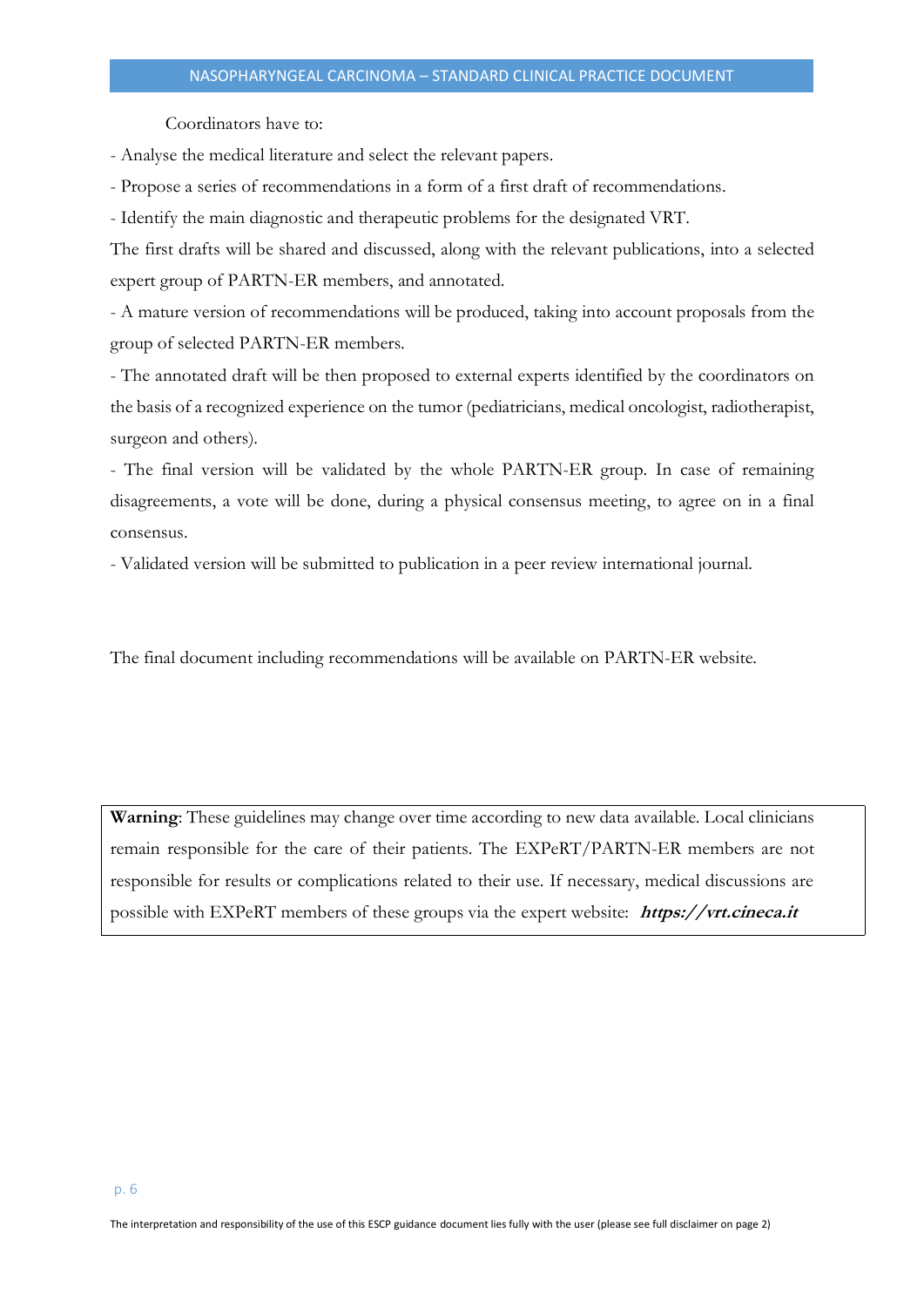Coordinators have to:

- Analyse the medical literature and select the relevant papers.
- Propose a series of recommendations in a form of a first draft of recommendations.
- Identify the main diagnostic and therapeutic problems for the designated VRT.

The first drafts will be shared and discussed, along with the relevant publications, into a selected expert group of PARTN-ER members, and annotated.

- A mature version of recommendations will be produced, taking into account proposals from the group of selected PARTN-ER members.
- The annotated draft will be then proposed to external experts identified by the coordinators on the basis of a recognized experience on the tumor (pediatricians, medical oncologist, radiotherapist, surgeon and others).
- The final version will be validated by the whole PARTN-ER group. In case of remaining disagreements, a vote will be done, during a physical consensus meeting, to agree on in a final consensus.
- Validated version will be submitted to publication in a peer review international journal.

The final document including recommendations will be available on PARTN-ER website.

**Warning**: These guidelines may change over time according to new data available. Local clinicians remain responsible for the care of their patients. The EXPeRT/PARTN-ER members are not responsible for results or complications related to their use. If necessary, medical discussions are possible with EXPeRT members of these groups via the expert website: ***https://vrt.cineca.it***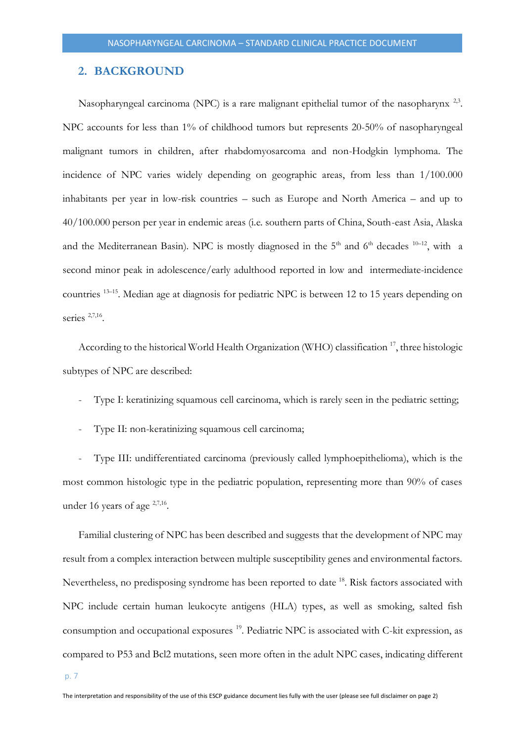## 2. BACKGROUND

Nasopharyngeal carcinoma (NPC) is a rare malignant epithelial tumor of the nasopharynx [2,3]. NPC accounts for less than 1% of childhood tumors but represents 20-50% of nasopharyngeal malignant tumors in children, after rhabdomyosarcoma and non-Hodgkin lymphoma. The incidence of NPC varies widely depending on geographic areas, from less than 1/100.000 inhabitants per year in low-risk countries – such as Europe and North America – and up to 40/100.000 person per year in endemic areas (i.e. southern parts of China, South-east Asia, Alaska and the Mediterranean Basin). NPC is mostly diagnosed in the 5th and 6th decades [10–12], with a second minor peak in adolescence/early adulthood reported in low and intermediate-incidence countries [13–15]. Median age at diagnosis for pediatric NPC is between 12 to 15 years depending on series [2,7,16].

According to the historical World Health Organization (WHO) classification [17], three histologic subtypes of NPC are described:

- Type I: keratinizing squamous cell carcinoma, which is rarely seen in the pediatric setting;
- Type II: non-keratinizing squamous cell carcinoma;
- Type III: undifferentiated carcinoma (previously called lymphoepithelioma), which is the most common histologic type in the pediatric population, representing more than 90% of cases under 16 years of age [2,7,16].

Familial clustering of NPC has been described and suggests that the development of NPC may result from a complex interaction between multiple susceptibility genes and environmental factors. Nevertheless, no predisposing syndrome has been reported to date [18]. Risk factors associated with NPC include certain human leukocyte antigens (HLA) types, as well as smoking, salted fish consumption and occupational exposures [19]. Pediatric NPC is associated with C-kit expression, as compared to P53 and Bcl2 mutations, seen more often in the adult NPC cases, indicating different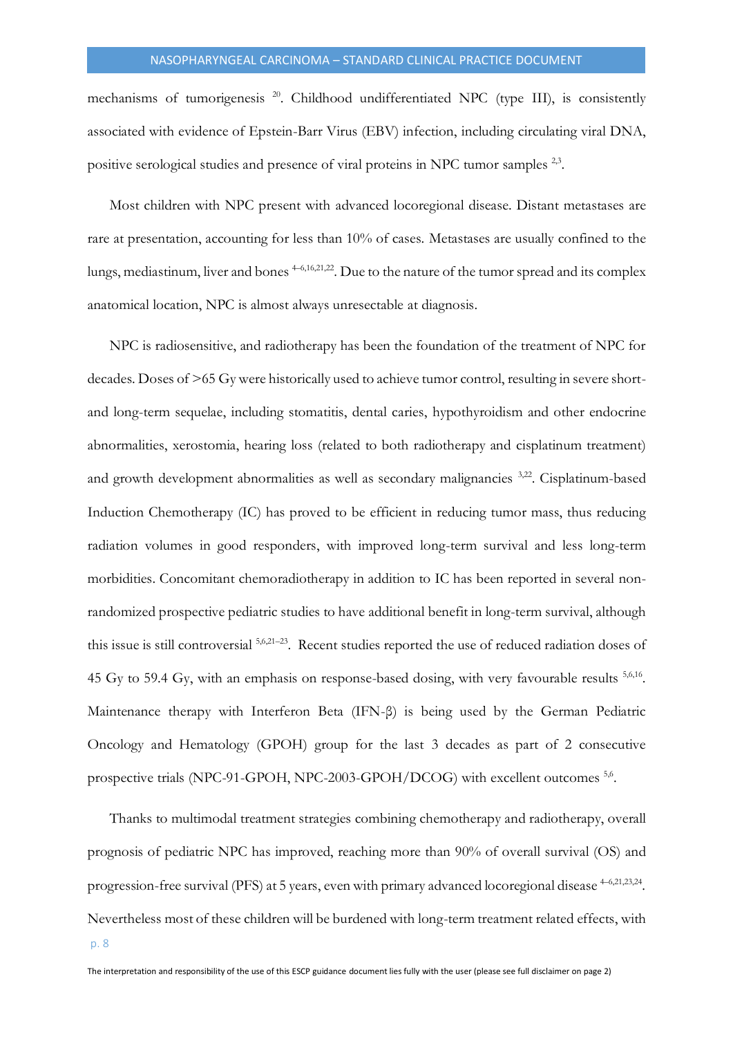mechanisms of tumorigenesis [20]. Childhood undifferentiated NPC (type III), is consistently associated with evidence of Epstein-Barr Virus (EBV) infection, including circulating viral DNA, positive serological studies and presence of viral proteins in NPC tumor samples [2,3].

Most children with NPC present with advanced locoregional disease. Distant metastases are rare at presentation, accounting for less than 10% of cases. Metastases are usually confined to the lungs, mediastinum, liver and bones [4–6,16,21,22]. Due to the nature of the tumor spread and its complex anatomical location, NPC is almost always unresectable at diagnosis.

NPC is radiosensitive, and radiotherapy has been the foundation of the treatment of NPC for decades. Doses of >65 Gy were historically used to achieve tumor control, resulting in severe short- and long-term sequelae, including stomatitis, dental caries, hypothyroidism and other endocrine abnormalities, xerostomia, hearing loss (related to both radiotherapy and cisplatinum treatment) and growth development abnormalities as well as secondary malignancies [3,22]. Cisplatinum-based Induction Chemotherapy (IC) has proved to be efficient in reducing tumor mass, thus reducing radiation volumes in good responders, with improved long-term survival and less long-term morbidities. Concomitant chemoradiotherapy in addition to IC has been reported in several non-randomized prospective pediatric studies to have additional benefit in long-term survival, although this issue is still controversial [5,6,21–23]. Recent studies reported the use of reduced radiation doses of 45 Gy to 59.4 Gy, with an emphasis on response-based dosing, with very favourable results [5,6,16]. Maintenance therapy with Interferon Beta (IFN-β) is being used by the German Pediatric Oncology and Hematology (GPOH) group for the last 3 decades as part of 2 consecutive prospective trials (NPC-91-GPOH, NPC-2003-GPOH/DCOG) with excellent outcomes [5,6].

Thanks to multimodal treatment strategies combining chemotherapy and radiotherapy, overall prognosis of pediatric NPC has improved, reaching more than 90% of overall survival (OS) and progression-free survival (PFS) at 5 years, even with primary advanced locoregional disease [4–6,21,23,24]. Nevertheless most of these children will be burdened with long-term treatment related effects, with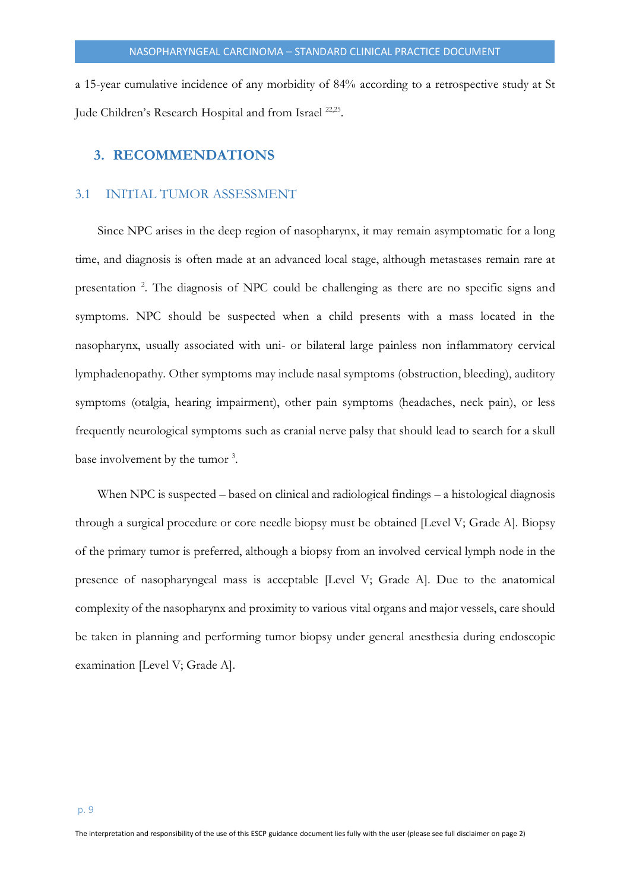a 15-year cumulative incidence of any morbidity of 84% according to a retrospective study at St Jude Children's Research Hospital and from Israel [22,25].

## 3. RECOMMENDATIONS

### 3.1 INITIAL TUMOR ASSESSMENT

Since NPC arises in the deep region of nasopharynx, it may remain asymptomatic for a long time, and diagnosis is often made at an advanced local stage, although metastases remain rare at presentation [2]. The diagnosis of NPC could be challenging as there are no specific signs and symptoms. NPC should be suspected when a child presents with a mass located in the nasopharynx, usually associated with uni- or bilateral large painless non inflammatory cervical lymphadenopathy. Other symptoms may include nasal symptoms (obstruction, bleeding), auditory symptoms (otalgia, hearing impairment), other pain symptoms (headaches, neck pain), or less frequently neurological symptoms such as cranial nerve palsy that should lead to search for a skull base involvement by the tumor [3].

When NPC is suspected – based on clinical and radiological findings – a histological diagnosis through a surgical procedure or core needle biopsy must be obtained [Level V; Grade A]. Biopsy of the primary tumor is preferred, although a biopsy from an involved cervical lymph node in the presence of nasopharyngeal mass is acceptable [Level V; Grade A]. Due to the anatomical complexity of the nasopharynx and proximity to various vital organs and major vessels, care should be taken in planning and performing tumor biopsy under general anesthesia during endoscopic examination [Level V; Grade A].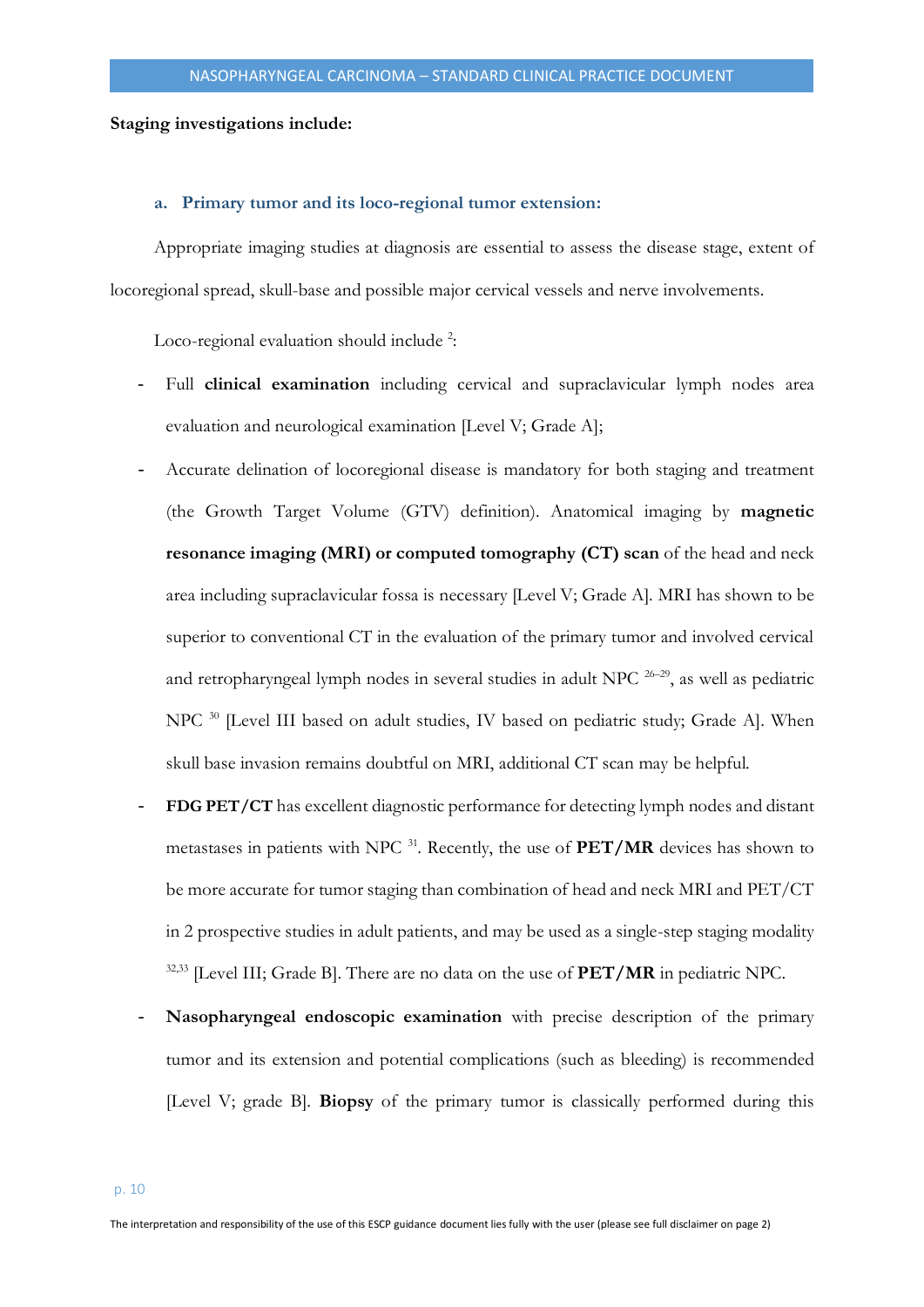**Staging investigations include:**

### a. Primary tumor and its loco-regional tumor extension:

Appropriate imaging studies at diagnosis are essential to assess the disease stage, extent of locoregional spread, skull-base and possible major cervical vessels and nerve involvements.

Loco-regional evaluation should include [2]:

- Full **clinical examination** including cervical and supraclavicular lymph nodes area evaluation and neurological examination [Level V; Grade A];
- Accurate delination of locoregional disease is mandatory for both staging and treatment (the Growth Target Volume (GTV) definition). Anatomical imaging by **magnetic resonance imaging (MRI) or computed tomography (CT) scan** of the head and neck area including supraclavicular fossa is necessary [Level V; Grade A]. MRI has shown to be superior to conventional CT in the evaluation of the primary tumor and involved cervical and retropharyngeal lymph nodes in several studies in adult NPC [26–29], as well as pediatric NPC [30] [Level III based on adult studies, IV based on pediatric study; Grade A]. When skull base invasion remains doubtful on MRI, additional CT scan may be helpful.
- **FDG PET/CT** has excellent diagnostic performance for detecting lymph nodes and distant metastases in patients with NPC [31]. Recently, the use of **PET/MR** devices has shown to be more accurate for tumor staging than combination of head and neck MRI and PET/CT in 2 prospective studies in adult patients, and may be used as a single-step staging modality [32,33] [Level III; Grade B]. There are no data on the use of **PET/MR** in pediatric NPC.
- **Nasopharyngeal endoscopic examination** with precise description of the primary tumor and its extension and potential complications (such as bleeding) is recommended [Level V; grade B]. **Biopsy** of the primary tumor is classically performed during this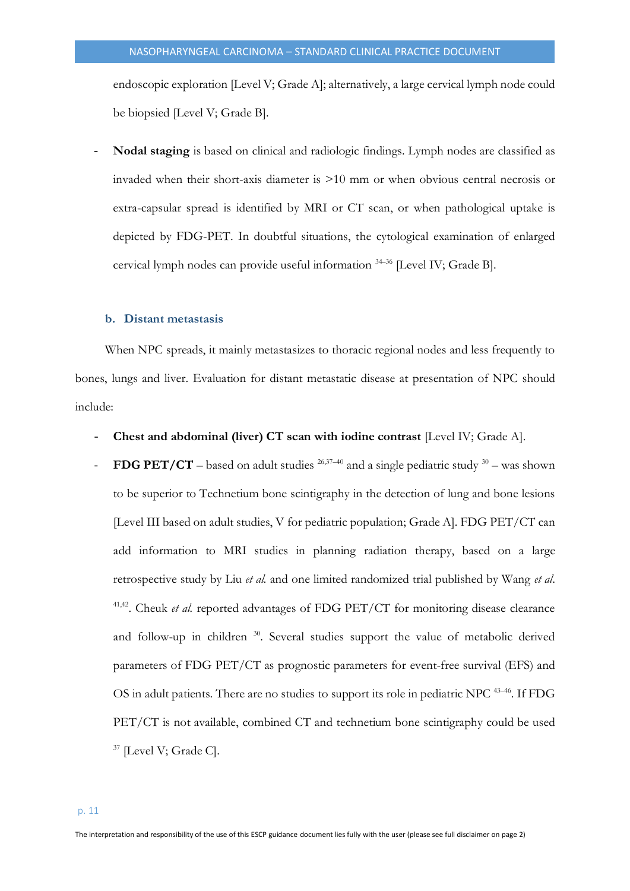endoscopic exploration [Level V; Grade A]; alternatively, a large cervical lymph node could be biopsied [Level V; Grade B].

- **Nodal staging** is based on clinical and radiologic findings. Lymph nodes are classified as invaded when their short-axis diameter is >10 mm or when obvious central necrosis or extra-capsular spread is identified by MRI or CT scan, or when pathological uptake is depicted by FDG-PET. In doubtful situations, the cytological examination of enlarged cervical lymph nodes can provide useful information [34–36] [Level IV; Grade B].

### b. Distant metastasis

When NPC spreads, it mainly metastasizes to thoracic regional nodes and less frequently to bones, lungs and liver. Evaluation for distant metastatic disease at presentation of NPC should include:

- **Chest and abdominal (liver) CT scan with iodine contrast** [Level IV; Grade A].
- **FDG PET/CT** – based on adult studies [26,37–40] and a single pediatric study [30] – was shown to be superior to Technetium bone scintigraphy in the detection of lung and bone lesions [Level III based on adult studies, V for pediatric population; Grade A]. FDG PET/CT can add information to MRI studies in planning radiation therapy, based on a large retrospective study by Liu *et al.* and one limited randomized trial published by Wang *et al.* [41,42]. Cheuk *et al.* reported advantages of FDG PET/CT for monitoring disease clearance and follow-up in children [30]. Several studies support the value of metabolic derived parameters of FDG PET/CT as prognostic parameters for event-free survival (EFS) and OS in adult patients. There are no studies to support its role in pediatric NPC [43–46]. If FDG PET/CT is not available, combined CT and technetium bone scintigraphy could be used [37] [Level V; Grade C].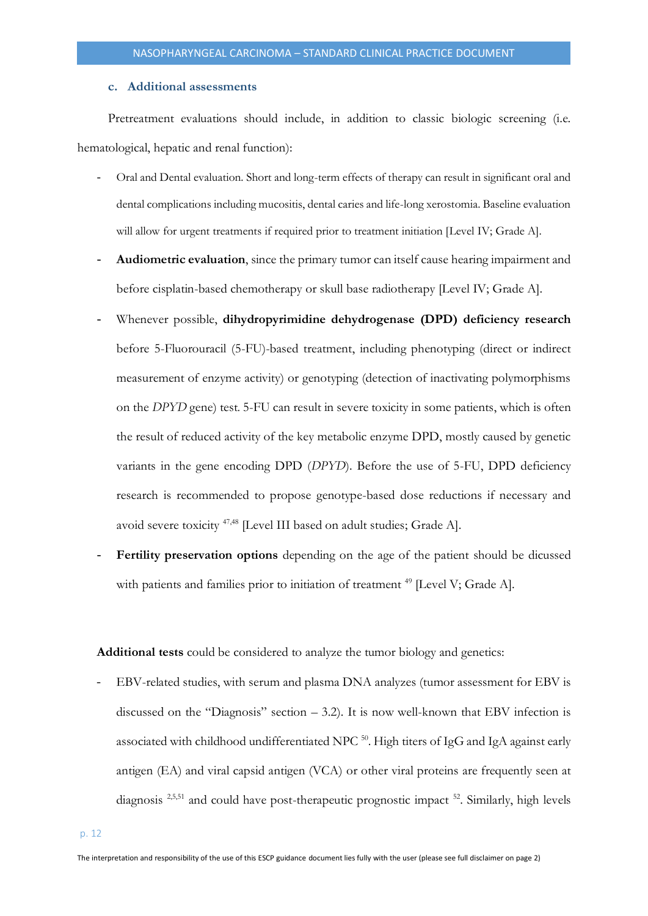### c. Additional assessments

Pretreatment evaluations should include, in addition to classic biologic screening (i.e. hematological, hepatic and renal function):

- Oral and Dental evaluation. Short and long-term effects of therapy can result in significant oral and dental complications including mucositis, dental caries and life-long xerostomia. Baseline evaluation will allow for urgent treatments if required prior to treatment initiation [Level IV; Grade A].
- **Audiometric evaluation**, since the primary tumor can itself cause hearing impairment and before cisplatin-based chemotherapy or skull base radiotherapy [Level IV; Grade A].
- Whenever possible, **dihydropyrimidine dehydrogenase (DPD) deficiency research** before 5-Fluorouracil (5-FU)-based treatment, including phenotyping (direct or indirect measurement of enzyme activity) or genotyping (detection of inactivating polymorphisms on the *DPYD* gene) test. 5-FU can result in severe toxicity in some patients, which is often the result of reduced activity of the key metabolic enzyme DPD, mostly caused by genetic variants in the gene encoding DPD (*DPYD*). Before the use of 5-FU, DPD deficiency research is recommended to propose genotype-based dose reductions if necessary and avoid severe toxicity [47,48] [Level III based on adult studies; Grade A].
- **Fertility preservation options** depending on the age of the patient should be dicussed with patients and families prior to initiation of treatment [49] [Level V; Grade A].

**Additional tests** could be considered to analyze the tumor biology and genetics:

- EBV-related studies, with serum and plasma DNA analyzes (tumor assessment for EBV is discussed on the "Diagnosis" section – 3.2). It is now well-known that EBV infection is associated with childhood undifferentiated NPC [50]. High titers of IgG and IgA against early antigen (EA) and viral capsid antigen (VCA) or other viral proteins are frequently seen at diagnosis [2,5,51] and could have post-therapeutic prognostic impact [52]. Similarly, high levels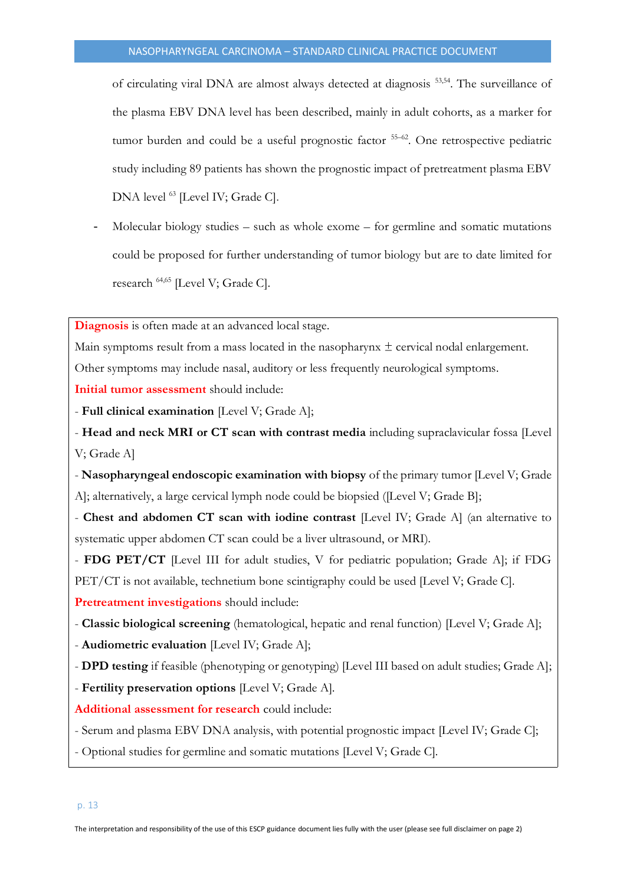of circulating viral DNA are almost always detected at diagnosis [53,54]. The surveillance of the plasma EBV DNA level has been described, mainly in adult cohorts, as a marker for tumor burden and could be a useful prognostic factor [55–62]. One retrospective pediatric study including 89 patients has shown the prognostic impact of pretreatment plasma EBV DNA level [63] [Level IV; Grade C].

- Molecular biology studies – such as whole exome – for germline and somatic mutations could be proposed for further understanding of tumor biology but are to date limited for research [64,65] [Level V; Grade C].

---

**Diagnosis** is often made at an advanced local stage.

Main symptoms result from a mass located in the nasopharynx ± cervical nodal enlargement.

Other symptoms may include nasal, auditory or less frequently neurological symptoms.

**Initial tumor assessment** should include:

- **Full clinical examination** [Level V; Grade A];
- **Head and neck MRI or CT scan with contrast media** including supraclavicular fossa [Level V; Grade A]
- **Nasopharyngeal endoscopic examination with biopsy** of the primary tumor [Level V; Grade A]; alternatively, a large cervical lymph node could be biopsied ([Level V; Grade B];
- **Chest and abdomen CT scan with iodine contrast** [Level IV; Grade A] (an alternative to systematic upper abdomen CT scan could be a liver ultrasound, or MRI).
- **FDG PET/CT** [Level III for adult studies, V for pediatric population; Grade A]; if FDG PET/CT is not available, technetium bone scintigraphy could be used [Level V; Grade C].

**Pretreatment investigations** should include:

- **Classic biological screening** (hematological, hepatic and renal function) [Level V; Grade A];
- **Audiometric evaluation** [Level IV; Grade A];
- **DPD testing** if feasible (phenotyping or genotyping) [Level III based on adult studies; Grade A];
- **Fertility preservation options** [Level V; Grade A].

**Additional assessment for research** could include:

- Serum and plasma EBV DNA analysis, with potential prognostic impact [Level IV; Grade C];
- Optional studies for germline and somatic mutations [Level V; Grade C].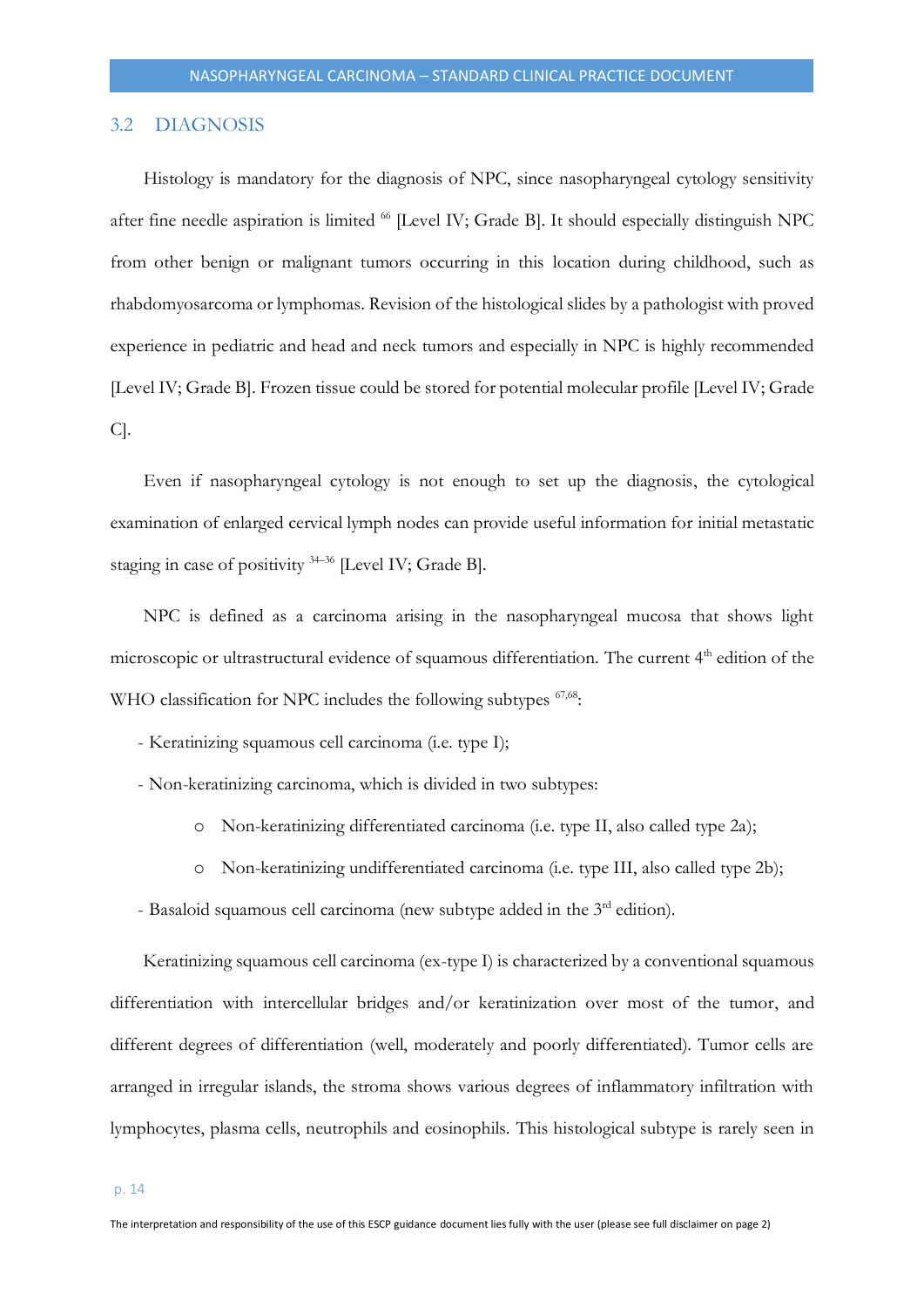## 3.2 DIAGNOSIS

Histology is mandatory for the diagnosis of NPC, since nasopharyngeal cytology sensitivity after fine needle aspiration is limited [66] [Level IV; Grade B]. It should especially distinguish NPC from other benign or malignant tumors occurring in this location during childhood, such as rhabdomyosarcoma or lymphomas. Revision of the histological slides by a pathologist with proved experience in pediatric and head and neck tumors and especially in NPC is highly recommended [Level IV; Grade B]. Frozen tissue could be stored for potential molecular profile [Level IV; Grade C].

Even if nasopharyngeal cytology is not enough to set up the diagnosis, the cytological examination of enlarged cervical lymph nodes can provide useful information for initial metastatic staging in case of positivity [34–36] [Level IV; Grade B].

NPC is defined as a carcinoma arising in the nasopharyngeal mucosa that shows light microscopic or ultrastructural evidence of squamous differentiation. The current 4th edition of the WHO classification for NPC includes the following subtypes [67,68]:

- Keratinizing squamous cell carcinoma (i.e. type I);
- Non-keratinizing carcinoma, which is divided in two subtypes:
  - Non-keratinizing differentiated carcinoma (i.e. type II, also called type 2a);
  - Non-keratinizing undifferentiated carcinoma (i.e. type III, also called type 2b);
- Basaloid squamous cell carcinoma (new subtype added in the 3rd edition).

Keratinizing squamous cell carcinoma (ex-type I) is characterized by a conventional squamous differentiation with intercellular bridges and/or keratinization over most of the tumor, and different degrees of differentiation (well, moderately and poorly differentiated). Tumor cells are arranged in irregular islands, the stroma shows various degrees of inflammatory infiltration with lymphocytes, plasma cells, neutrophils and eosinophils. This histological subtype is rarely seen in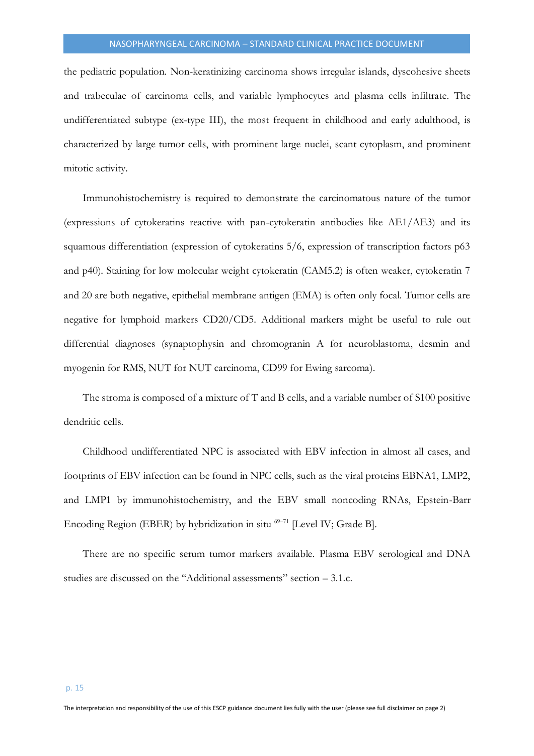the pediatric population. Non-keratinizing carcinoma shows irregular islands, dyscohesive sheets and trabeculae of carcinoma cells, and variable lymphocytes and plasma cells infiltrate. The undifferentiated subtype (ex-type III), the most frequent in childhood and early adulthood, is characterized by large tumor cells, with prominent large nuclei, scant cytoplasm, and prominent mitotic activity.

Immunohistochemistry is required to demonstrate the carcinomatous nature of the tumor (expressions of cytokeratins reactive with pan-cytokeratin antibodies like AE1/AE3) and its squamous differentiation (expression of cytokeratins 5/6, expression of transcription factors p63 and p40). Staining for low molecular weight cytokeratin (CAM5.2) is often weaker, cytokeratin 7 and 20 are both negative, epithelial membrane antigen (EMA) is often only focal. Tumor cells are negative for lymphoid markers CD20/CD5. Additional markers might be useful to rule out differential diagnoses (synaptophysin and chromogranin A for neuroblastoma, desmin and myogenin for RMS, NUT for NUT carcinoma, CD99 for Ewing sarcoma).

The stroma is composed of a mixture of T and B cells, and a variable number of S100 positive dendritic cells.

Childhood undifferentiated NPC is associated with EBV infection in almost all cases, and footprints of EBV infection can be found in NPC cells, such as the viral proteins EBNA1, LMP2, and LMP1 by immunohistochemistry, and the EBV small noncoding RNAs, Epstein-Barr Encoding Region (EBER) by hybridization in situ [69–71] [Level IV; Grade B].

There are no specific serum tumor markers available. Plasma EBV serological and DNA studies are discussed on the "Additional assessments" section – 3.1.c.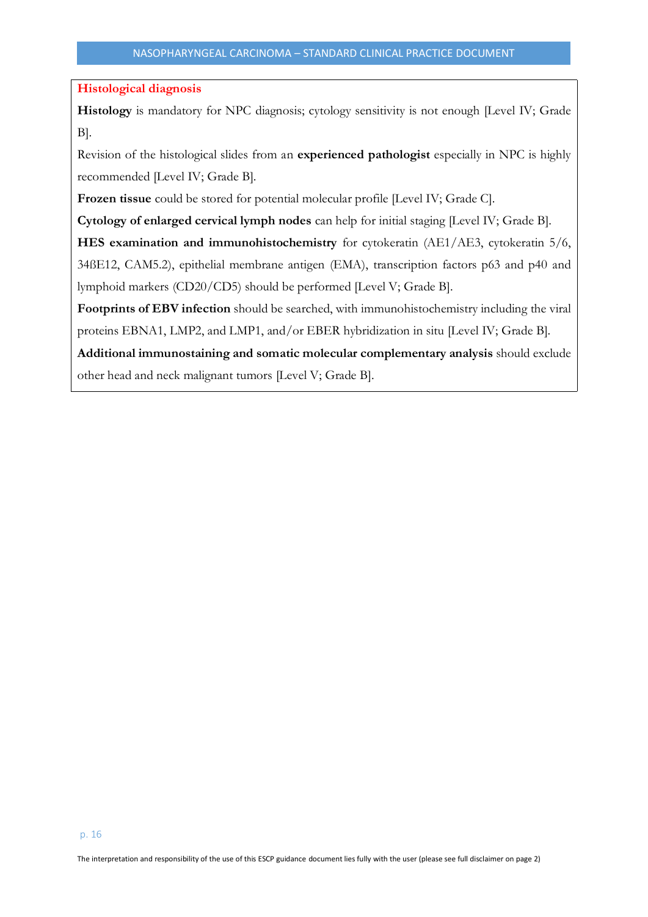### Histological diagnosis

**Histology** is mandatory for NPC diagnosis; cytology sensitivity is not enough [Level IV; Grade B].

Revision of the histological slides from an **experienced pathologist** especially in NPC is highly recommended [Level IV; Grade B].

**Frozen tissue** could be stored for potential molecular profile [Level IV; Grade C].

**Cytology of enlarged cervical lymph nodes** can help for initial staging [Level IV; Grade B].

**HES examination and immunohistochemistry** for cytokeratin (AE1/AE3, cytokeratin 5/6, 34ßE12, CAM5.2), epithelial membrane antigen (EMA), transcription factors p63 and p40 and lymphoid markers (CD20/CD5) should be performed [Level V; Grade B].

**Footprints of EBV infection** should be searched, with immunohistochemistry including the viral proteins EBNA1, LMP2, and LMP1, and/or EBER hybridization in situ [Level IV; Grade B].

**Additional immunostaining and somatic molecular complementary analysis** should exclude other head and neck malignant tumors [Level V; Grade B].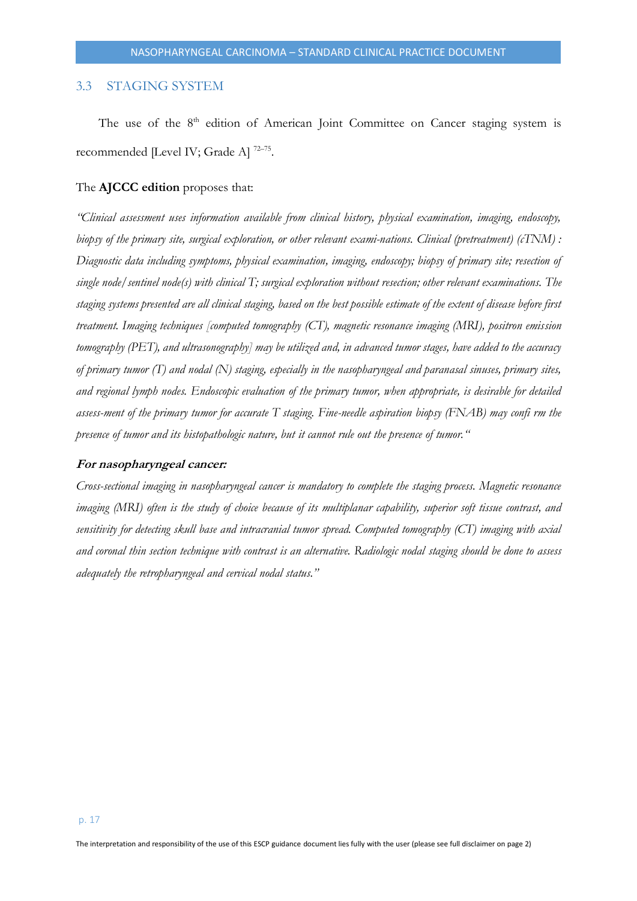## 3.3 STAGING SYSTEM

The use of the 8th edition of American Joint Committee on Cancer staging system is recommended [Level IV; Grade A] [72–75].

The **AJCCC edition** proposes that:

*"Clinical assessment uses information available from clinical history, physical examination, imaging, endoscopy, biopsy of the primary site, surgical exploration, or other relevant exami-nations. Clinical (pretreatment) (cTNM) : Diagnostic data including symptoms, physical examination, imaging, endoscopy; biopsy of primary site; resection of single node/sentinel node(s) with clinical T; surgical exploration without resection; other relevant examinations. The staging systems presented are all clinical staging, based on the best possible estimate of the extent of disease before first treatment. Imaging techniques [computed tomography (CT), magnetic resonance imaging (MRI), positron emission tomography (PET), and ultrasonography] may be utilized and, in advanced tumor stages, have added to the accuracy of primary tumor (T) and nodal (N) staging, especially in the nasopharyngeal and paranasal sinuses, primary sites, and regional lymph nodes. Endoscopic evaluation of the primary tumor, when appropriate, is desirable for detailed assess-ment of the primary tumor for accurate T staging. Fine-needle aspiration biopsy (FNAB) may confi rm the presence of tumor and its histopathologic nature, but it cannot rule out the presence of tumor."*

***For nasopharyngeal cancer:***

*Cross-sectional imaging in nasopharyngeal cancer is mandatory to complete the staging process. Magnetic resonance imaging (MRI) often is the study of choice because of its multiplanar capability, superior soft tissue contrast, and sensitivity for detecting skull base and intracranial tumor spread. Computed tomography (CT) imaging with axial and coronal thin section technique with contrast is an alternative. Radiologic nodal staging should be done to assess adequately the retropharyngeal and cervical nodal status."*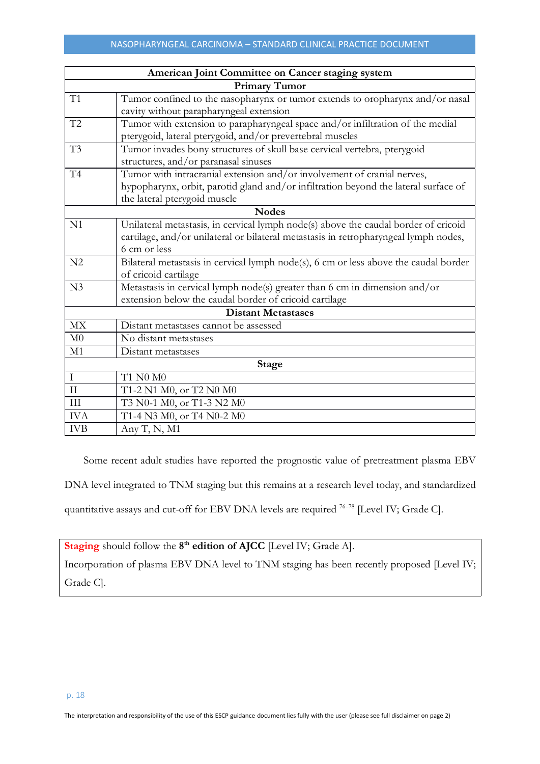| American Joint Committee on Cancer staging system | |
|---|---|
| **Primary Tumor** | |
| T1 | Tumor confined to the nasopharynx or tumor extends to oropharynx and/or nasal cavity without parapharyngeal extension |
| T2 | Tumor with extension to parapharyngeal space and/or infiltration of the medial pterygoid, lateral pterygoid, and/or prevertebral muscles |
| T3 | Tumor invades bony structures of skull base cervical vertebra, pterygoid structures, and/or paranasal sinuses |
| T4 | Tumor with intracranial extension and/or involvement of cranial nerves, hypopharynx, orbit, parotid gland and/or infiltration beyond the lateral surface of the lateral pterygoid muscle |
| **Nodes** | |
| N1 | Unilateral metastasis, in cervical lymph node(s) above the caudal border of cricoid cartilage, and/or unilateral or bilateral metastasis in retropharyngeal lymph nodes, 6 cm or less |
| N2 | Bilateral metastasis in cervical lymph node(s), 6 cm or less above the caudal border of cricoid cartilage |
| N3 | Metastasis in cervical lymph node(s) greater than 6 cm in dimension and/or extension below the caudal border of cricoid cartilage |
| **Distant Metastases** | |
| MX | Distant metastases cannot be assessed |
| M0 | No distant metastases |
| M1 | Distant metastases |
| **Stage** | |
| I | T1 N0 M0 |
| II | T1-2 N1 M0, or T2 N0 M0 |
| III | T3 N0-1 M0, or T1-3 N2 M0 |
| IVA | T1-4 N3 M0, or T4 N0-2 M0 |
| IVB | Any T, N, M1 |

Some recent adult studies have reported the prognostic value of pretreatment plasma EBV DNA level integrated to TNM staging but this remains at a research level today, and standardized quantitative assays and cut-off for EBV DNA levels are required [76–78] [Level IV; Grade C].

> **Staging** should follow the **8th edition of AJCC** [Level IV; Grade A].
> Incorporation of plasma EBV DNA level to TNM staging has been recently proposed [Level IV; Grade C].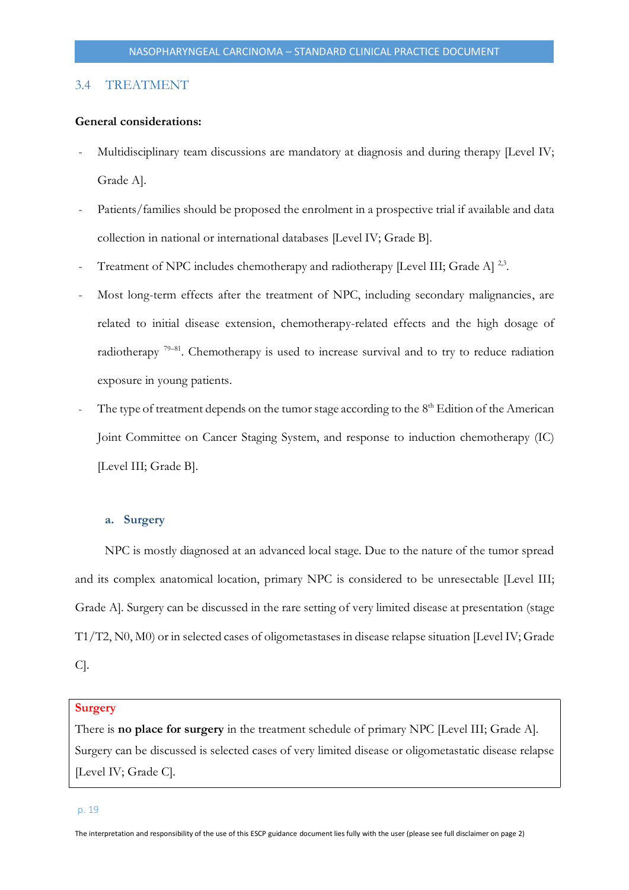## 3.4 TREATMENT

**General considerations:**

- Multidisciplinary team discussions are mandatory at diagnosis and during therapy [Level IV; Grade A].
- Patients/families should be proposed the enrolment in a prospective trial if available and data collection in national or international databases [Level IV; Grade B].
- Treatment of NPC includes chemotherapy and radiotherapy [Level III; Grade A] [2,3].
- Most long-term effects after the treatment of NPC, including secondary malignancies, are related to initial disease extension, chemotherapy-related effects and the high dosage of radiotherapy [79–81]. Chemotherapy is used to increase survival and to try to reduce radiation exposure in young patients.
- The type of treatment depends on the tumor stage according to the 8th Edition of the American Joint Committee on Cancer Staging System, and response to induction chemotherapy (IC) [Level III; Grade B].

### a. Surgery

NPC is mostly diagnosed at an advanced local stage. Due to the nature of the tumor spread and its complex anatomical location, primary NPC is considered to be unresectable [Level III; Grade A]. Surgery can be discussed in the rare setting of very limited disease at presentation (stage T1/T2, N0, M0) or in selected cases of oligometastases in disease relapse situation [Level IV; Grade C].

> **Surgery**
> There is **no place for surgery** in the treatment schedule of primary NPC [Level III; Grade A]. Surgery can be discussed is selected cases of very limited disease or oligometastatic disease relapse [Level IV; Grade C].

The interpretation and responsibility of the use of this ESCP guidance document lies fully with the user (please see full disclaimer on page 2)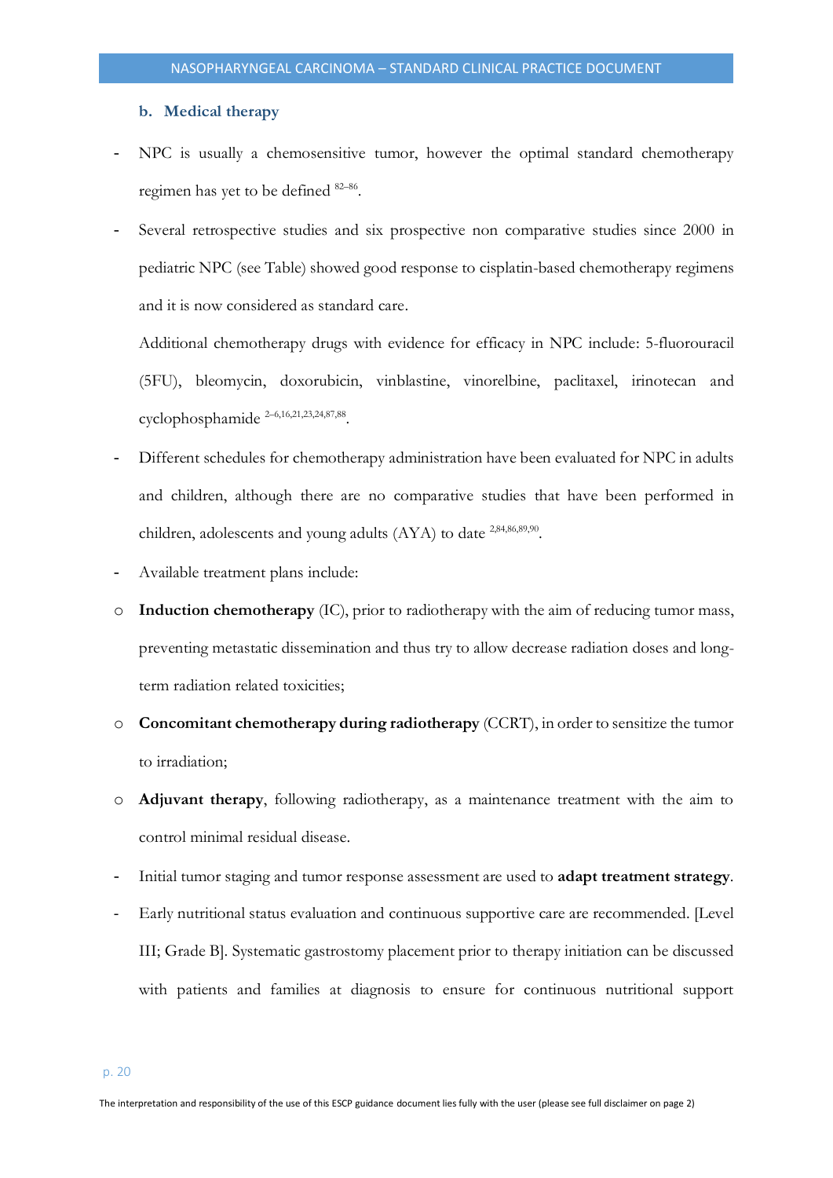### b. Medical therapy

- NPC is usually a chemosensitive tumor, however the optimal standard chemotherapy regimen has yet to be defined [82–86].
- Several retrospective studies and six prospective non comparative studies since 2000 in pediatric NPC (see Table) showed good response to cisplatin-based chemotherapy regimens and it is now considered as standard care.

  Additional chemotherapy drugs with evidence for efficacy in NPC include: 5-fluorouracil (5FU), bleomycin, doxorubicin, vinblastine, vinorelbine, paclitaxel, irinotecan and cyclophosphamide [2–6,16,21,23,24,87,88].
- Different schedules for chemotherapy administration have been evaluated for NPC in adults and children, although there are no comparative studies that have been performed in children, adolescents and young adults (AYA) to date [2,84,86,89,90].
- Available treatment plans include:
  - **Induction chemotherapy** (IC), prior to radiotherapy with the aim of reducing tumor mass, preventing metastatic dissemination and thus try to allow decrease radiation doses and long-term radiation related toxicities;
  - **Concomitant chemotherapy during radiotherapy** (CCRT), in order to sensitize the tumor to irradiation;
  - **Adjuvant therapy**, following radiotherapy, as a maintenance treatment with the aim to control minimal residual disease.
- Initial tumor staging and tumor response assessment are used to **adapt treatment strategy**.
- Early nutritional status evaluation and continuous supportive care are recommended. [Level III; Grade B]. Systematic gastrostomy placement prior to therapy initiation can be discussed with patients and families at diagnosis to ensure for continuous nutritional support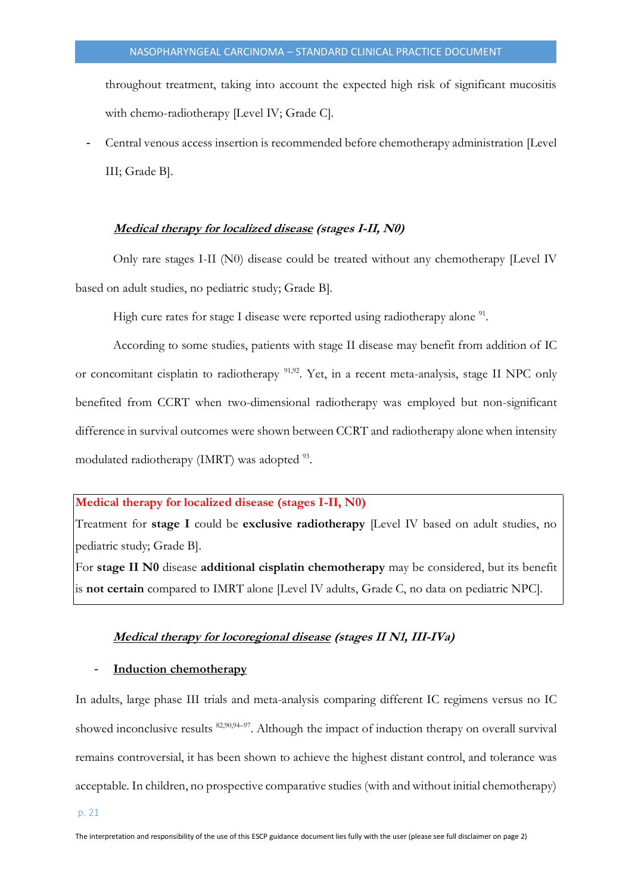throughout treatment, taking into account the expected high risk of significant mucositis with chemo-radiotherapy [Level IV; Grade C].

- Central venous access insertion is recommended before chemotherapy administration [Level III; Grade B].

### ***Medical therapy for localized disease** (stages I-II, N0)*

Only rare stages I-II (N0) disease could be treated without any chemotherapy [Level IV based on adult studies, no pediatric study; Grade B].

High cure rates for stage I disease were reported using radiotherapy alone [91].

According to some studies, patients with stage II disease may benefit from addition of IC or concomitant cisplatin to radiotherapy [91,92]. Yet, in a recent meta-analysis, stage II NPC only benefited from CCRT when two-dimensional radiotherapy was employed but non-significant difference in survival outcomes were shown between CCRT and radiotherapy alone when intensity modulated radiotherapy (IMRT) was adopted [93].

> **Medical therapy for localized disease (stages I-II, N0)**
>
> Treatment for **stage I** could be **exclusive radiotherapy** [Level IV based on adult studies, no pediatric study; Grade B].
>
> For **stage II N0** disease **additional cisplatin chemotherapy** may be considered, but its benefit is **not certain** compared to IMRT alone [Level IV adults, Grade C, no data on pediatric NPC].

### ***Medical therapy for locoregional disease** (stages II N1, III-IVa)*

- **Induction chemotherapy**

In adults, large phase III trials and meta-analysis comparing different IC regimens versus no IC showed inconclusive results [82,90,94–97]. Although the impact of induction therapy on overall survival remains controversial, it has been shown to achieve the highest distant control, and tolerance was acceptable. In children, no prospective comparative studies (with and without initial chemotherapy)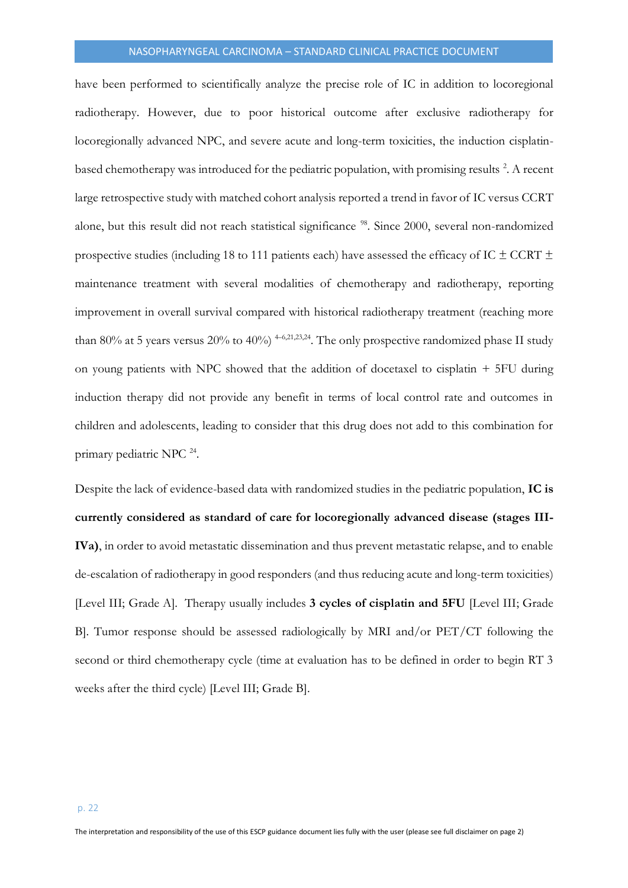have been performed to scientifically analyze the precise role of IC in addition to locoregional radiotherapy. However, due to poor historical outcome after exclusive radiotherapy for locoregionally advanced NPC, and severe acute and long-term toxicities, the induction cisplatin-based chemotherapy was introduced for the pediatric population, with promising results [2]. A recent large retrospective study with matched cohort analysis reported a trend in favor of IC versus CCRT alone, but this result did not reach statistical significance [98]. Since 2000, several non-randomized prospective studies (including 18 to 111 patients each) have assessed the efficacy of IC ± CCRT ± maintenance treatment with several modalities of chemotherapy and radiotherapy, reporting improvement in overall survival compared with historical radiotherapy treatment (reaching more than 80% at 5 years versus 20% to 40%) [4–6,21,23,24]. The only prospective randomized phase II study on young patients with NPC showed that the addition of docetaxel to cisplatin + 5FU during induction therapy did not provide any benefit in terms of local control rate and outcomes in children and adolescents, leading to consider that this drug does not add to this combination for primary pediatric NPC [24].

Despite the lack of evidence-based data with randomized studies in the pediatric population, **IC is currently considered as standard of care for locoregionally advanced disease (stages III-IVa)**, in order to avoid metastatic dissemination and thus prevent metastatic relapse, and to enable de-escalation of radiotherapy in good responders (and thus reducing acute and long-term toxicities) [Level III; Grade A]. Therapy usually includes **3 cycles of cisplatin and 5FU** [Level III; Grade B]. Tumor response should be assessed radiologically by MRI and/or PET/CT following the second or third chemotherapy cycle (time at evaluation has to be defined in order to begin RT 3 weeks after the third cycle) [Level III; Grade B].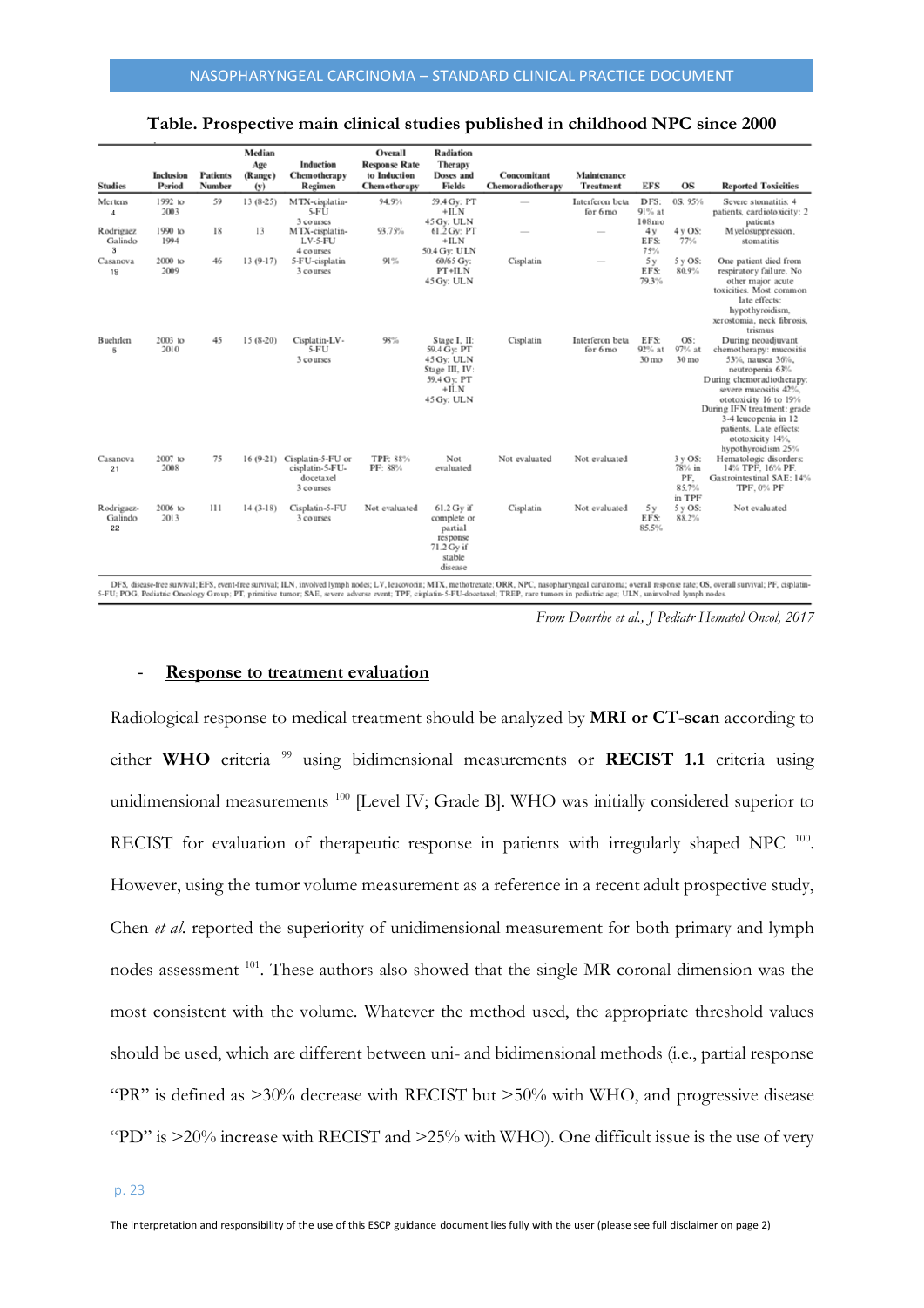**Table. Prospective main clinical studies published in childhood NPC since 2000**

| Studies | Inclusion Period | Patients Number | Median Age (Range) (y) | Induction Chemotherapy Regimen | Overall Response Rate to Induction Chemotherapy | Radiation Therapy Doses and Fields | Concomitant Chemoradiotherapy | Maintenance Treatment | EFS | OS | Reported Toxicities |
|---|---|---|---|---|---|---|---|---|---|---|---|
| Mertens 4 | 1992 to 2003 | 59 | 13 (8-25) | MTX-cisplatin-5-FU 3 courses | 94.9% | 59.4 Gy: PT +ILN 45 Gy: ULN | — | Interferon beta for 6 mo | DFS: 91% at 108 mo | 0S: 95% | Severe stomatitis: 4 patients, cardiotoxicity: 2 patients |
| Rodriguez Galindo 3 | 1990 to 1994 | 18 | 13 | MTX-cisplatin-LV-5-FU 4 courses | 93.75% | 61.2 Gy: PT +ILN 50.4 Gy: ULN | — | — | 4 y EFS: 75% | 4 y OS: 77% | Myelosuppression, stomatitis |
| Casanova 19 | 2000 to 2009 | 46 | 13 (9-17) | 5-FU-cisplatin 3 courses | 91% | 60/65 Gy: PT+ILN 45 Gy: ULN | Cisplatin | — | 5 y EFS: 79.3% | 5 y OS: 80.9% | One patient died from respiratory failure. No other major acute toxicities. Most common late effects: hypothyroidism, xerostomia, neck fibrosis, trismus |
| Buehrlen 5 | 2003 to 2010 | 45 | 15 (8-20) | Cisplatin-LV-5-FU 3 courses | 98% | Stage I, II: 59.4 Gy: PT 45 Gy: ULN Stage III, IV: 59.4 Gy: PT +ILN 45 Gy: ULN | Cisplatin | Interferon beta for 6 mo | EFS: 92% at 30 mo | OS: 97% at 30 mo | During neoadjuvant chemotherapy: mucositis 53%, nausea 36%, neutropenia 63% During chemoradiotherapy: severe mucositis 42%, ototoxicity 16 to 19% During IFN treatment: grade 3-4 leucopenia in 12 patients. Late effects: ototoxicity 14%, hypothyroidism 25% |
| Casanova 21 | 2007 to 2008 | 75 | 16 (9-21) | Cisplatin-5-FU or cisplatin-5-FU-docetaxel 3 courses | TPF: 88% PF: 88% | Not evaluated | Not evaluated | Not evaluated | | 3 y OS: 78% in PF, 85.7% in TPF | Hematologic disorders: 14% TPF, 16% PF Gastrointestinal SAE: 14% TPF, 0% PF |
| Rodriguez-Galindo 22 | 2006 to 2013 | 111 | 14 (3-18) | Cisplatin-5-FU 3 courses | Not evaluated | 61.2 Gy if complete or partial response 71.2 Gy if stable disease | Cisplatin | Not evaluated | 5 y EFS: 85.5% | 5 y OS: 88.2% | Not evaluated |

DFS, disease-free survival; EFS, event-free survival; ILN, involved lymph nodes; LV, leucovorin; MTX, methotrexate; ORR, NPC, nasopharyngeal carcinoma; overall response rate; OS, overall survival; PF, cisplatin-5-FU; POG, Pediatric Oncology Group; PT, primitive tumor; SAE, severe adverse event; TPF, cisplatin-5-FU-docetaxel; TREP, rare tumors in pediatric age; ULN, uninvolved lymph nodes.

*From Dourthe et al., J Pediatr Hematol Oncol, 2017*

- **Response to treatment evaluation**

Radiological response to medical treatment should be analyzed by **MRI or CT-scan** according to either **WHO** criteria [99] using bidimensional measurements or **RECIST 1.1** criteria using unidimensional measurements [100] [Level IV; Grade B]. WHO was initially considered superior to RECIST for evaluation of therapeutic response in patients with irregularly shaped NPC [100]. However, using the tumor volume measurement as a reference in a recent adult prospective study, Chen *et al.* reported the superiority of unidimensional measurement for both primary and lymph nodes assessment [101]. These authors also showed that the single MR coronal dimension was the most consistent with the volume. Whatever the method used, the appropriate threshold values should be used, which are different between uni- and bidimensional methods (i.e., partial response "PR" is defined as >30% decrease with RECIST but >50% with WHO, and progressive disease "PD" is >20% increase with RECIST and >25% with WHO). One difficult issue is the use of very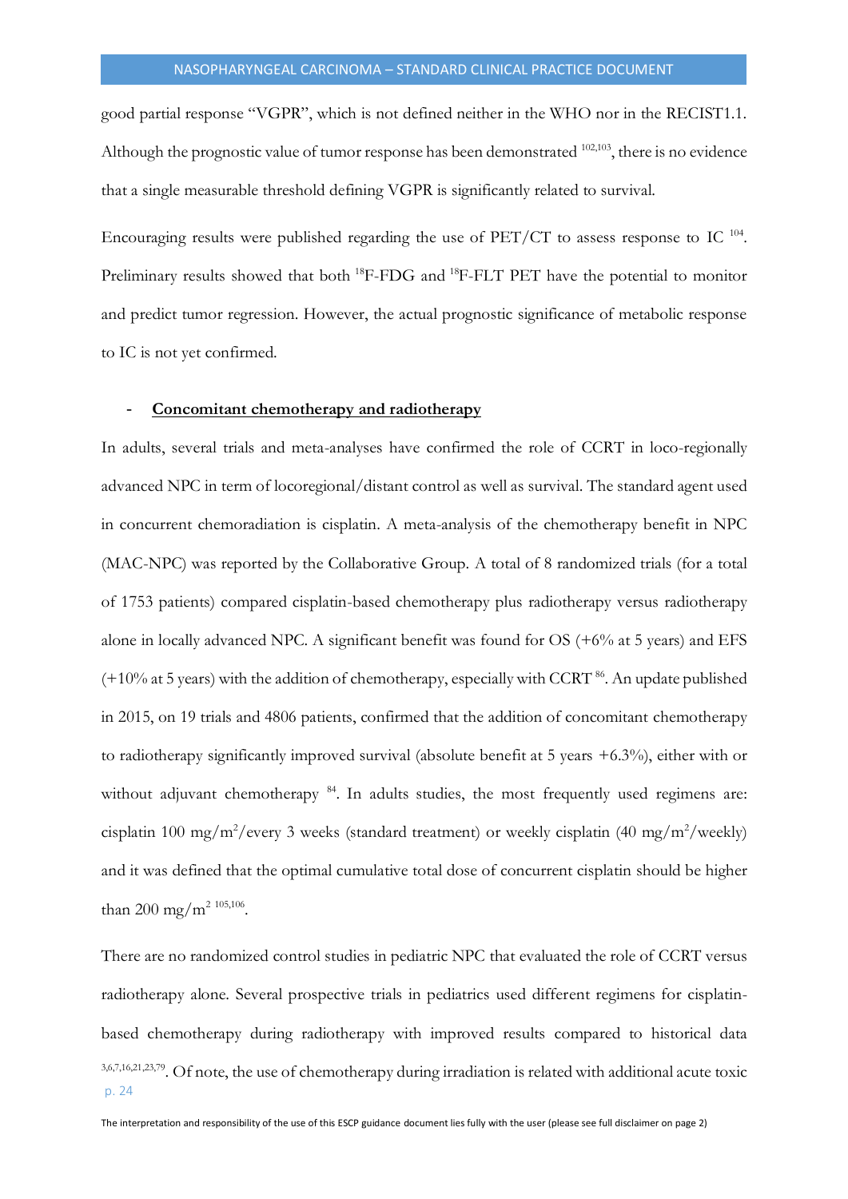good partial response "VGPR", which is not defined neither in the WHO nor in the RECIST1.1. Although the prognostic value of tumor response has been demonstrated [102,103], there is no evidence that a single measurable threshold defining VGPR is significantly related to survival.

Encouraging results were published regarding the use of PET/CT to assess response to IC [104]. Preliminary results showed that both $^{18}$F-FDG and $^{18}$F-FLT PET have the potential to monitor and predict tumor regression. However, the actual prognostic significance of metabolic response to IC is not yet confirmed.

- **Concomitant chemotherapy and radiotherapy**

In adults, several trials and meta-analyses have confirmed the role of CCRT in loco-regionally advanced NPC in term of locoregional/distant control as well as survival. The standard agent used in concurrent chemoradiation is cisplatin. A meta-analysis of the chemotherapy benefit in NPC (MAC-NPC) was reported by the Collaborative Group. A total of 8 randomized trials (for a total of 1753 patients) compared cisplatin-based chemotherapy plus radiotherapy versus radiotherapy alone in locally advanced NPC. A significant benefit was found for OS (+6% at 5 years) and EFS (+10% at 5 years) with the addition of chemotherapy, especially with CCRT [86]. An update published in 2015, on 19 trials and 4806 patients, confirmed that the addition of concomitant chemotherapy to radiotherapy significantly improved survival (absolute benefit at 5 years +6.3%), either with or without adjuvant chemotherapy [84]. In adults studies, the most frequently used regimens are: cisplatin 100 mg/m$^2$/every 3 weeks (standard treatment) or weekly cisplatin (40 mg/m$^2$/weekly) and it was defined that the optimal cumulative total dose of concurrent cisplatin should be higher than 200 mg/m$^2$ [105,106].

There are no randomized control studies in pediatric NPC that evaluated the role of CCRT versus radiotherapy alone. Several prospective trials in pediatrics used different regimens for cisplatin-based chemotherapy during radiotherapy with improved results compared to historical data [3,6,7,16,21,23,79]. Of note, the use of chemotherapy during irradiation is related with additional acute toxic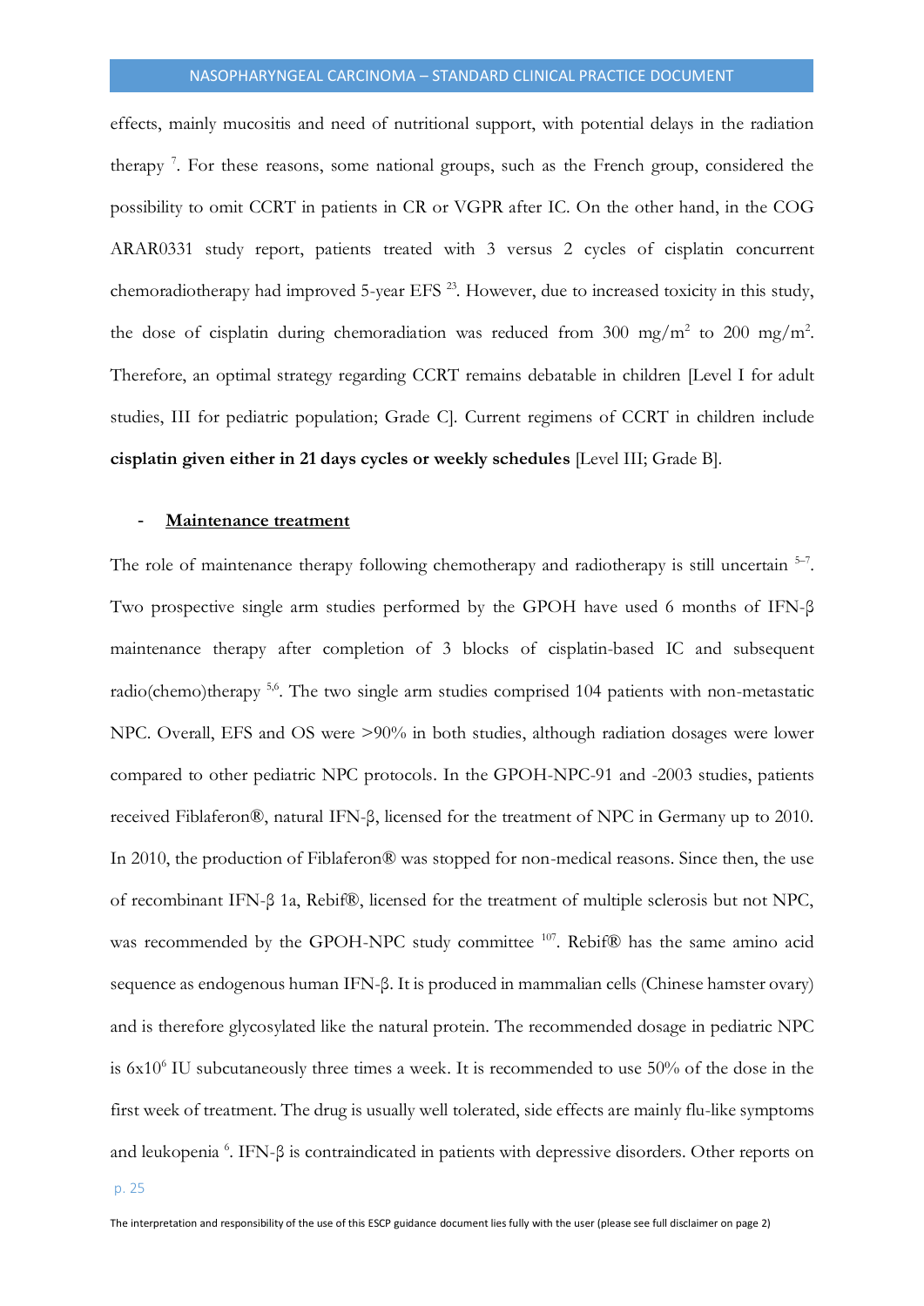effects, mainly mucositis and need of nutritional support, with potential delays in the radiation therapy [7]. For these reasons, some national groups, such as the French group, considered the possibility to omit CCRT in patients in CR or VGPR after IC. On the other hand, in the COG ARAR0331 study report, patients treated with 3 versus 2 cycles of cisplatin concurrent chemoradiotherapy had improved 5-year EFS [23]. However, due to increased toxicity in this study, the dose of cisplatin during chemoradiation was reduced from 300 mg/m$^2$ to 200 mg/m$^2$. Therefore, an optimal strategy regarding CCRT remains debatable in children [Level I for adult studies, III for pediatric population; Grade C]. Current regimens of CCRT in children include **cisplatin given either in 21 days cycles or weekly schedules** [Level III; Grade B].

- **Maintenance treatment**

The role of maintenance therapy following chemotherapy and radiotherapy is still uncertain [5–7]. Two prospective single arm studies performed by the GPOH have used 6 months of IFN-β maintenance therapy after completion of 3 blocks of cisplatin-based IC and subsequent radio(chemo)therapy [5,6]. The two single arm studies comprised 104 patients with non-metastatic NPC. Overall, EFS and OS were >90% in both studies, although radiation dosages were lower compared to other pediatric NPC protocols. In the GPOH-NPC-91 and -2003 studies, patients received Fiblaferon®, natural IFN-β, licensed for the treatment of NPC in Germany up to 2010. In 2010, the production of Fiblaferon® was stopped for non-medical reasons. Since then, the use of recombinant IFN-β 1a, Rebif®, licensed for the treatment of multiple sclerosis but not NPC, was recommended by the GPOH-NPC study committee [107]. Rebif® has the same amino acid sequence as endogenous human IFN-β. It is produced in mammalian cells (Chinese hamster ovary) and is therefore glycosylated like the natural protein. The recommended dosage in pediatric NPC is $6x10^6$ IU subcutaneously three times a week. It is recommended to use 50% of the dose in the first week of treatment. The drug is usually well tolerated, side effects are mainly flu-like symptoms and leukopenia [6]. IFN-β is contraindicated in patients with depressive disorders. Other reports on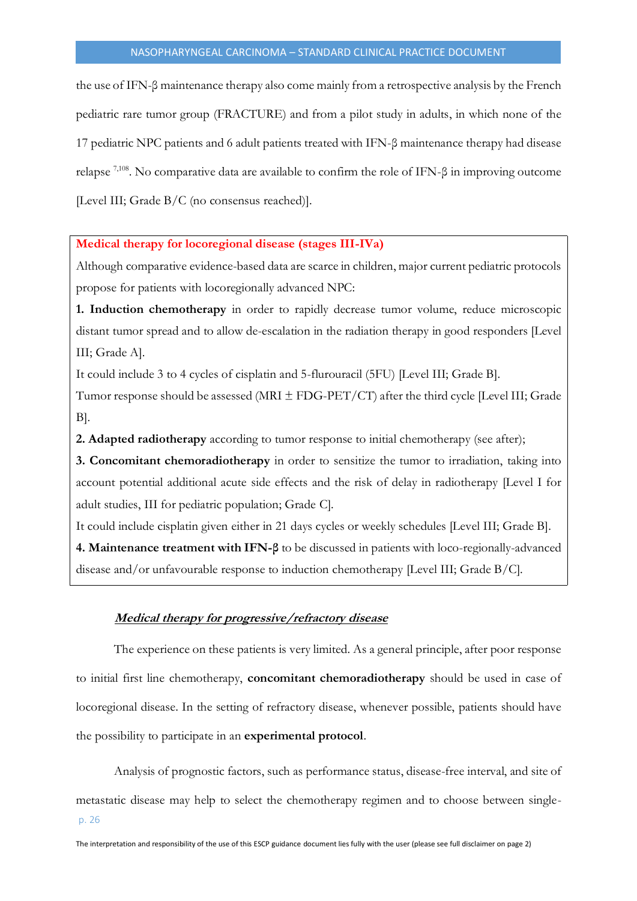the use of IFN-β maintenance therapy also come mainly from a retrospective analysis by the French pediatric rare tumor group (FRACTURE) and from a pilot study in adults, in which none of the 17 pediatric NPC patients and 6 adult patients treated with IFN-β maintenance therapy had disease relapse [7,108]. No comparative data are available to confirm the role of IFN-β in improving outcome [Level III; Grade B/C (no consensus reached)].

**Medical therapy for locoregional disease (stages III-IVa)**

Although comparative evidence-based data are scarce in children, major current pediatric protocols propose for patients with locoregionally advanced NPC:

**1. Induction chemotherapy** in order to rapidly decrease tumor volume, reduce microscopic distant tumor spread and to allow de-escalation in the radiation therapy in good responders [Level III; Grade A].

It could include 3 to 4 cycles of cisplatin and 5-flurouracil (5FU) [Level III; Grade B].

Tumor response should be assessed (MRI ± FDG-PET/CT) after the third cycle [Level III; Grade B].

**2. Adapted radiotherapy** according to tumor response to initial chemotherapy (see after);

**3. Concomitant chemoradiotherapy** in order to sensitize the tumor to irradiation, taking into account potential additional acute side effects and the risk of delay in radiotherapy [Level I for adult studies, III for pediatric population; Grade C].

It could include cisplatin given either in 21 days cycles or weekly schedules [Level III; Grade B].

**4. Maintenance treatment with IFN-β** to be discussed in patients with loco-regionally-advanced disease and/or unfavourable response to induction chemotherapy [Level III; Grade B/C].

***Medical therapy for progressive/refractory disease***

The experience on these patients is very limited. As a general principle, after poor response to initial first line chemotherapy, **concomitant chemoradiotherapy** should be used in case of locoregional disease. In the setting of refractory disease, whenever possible, patients should have the possibility to participate in an **experimental protocol**.

Analysis of prognostic factors, such as performance status, disease-free interval, and site of metastatic disease may help to select the chemotherapy regimen and to choose between single-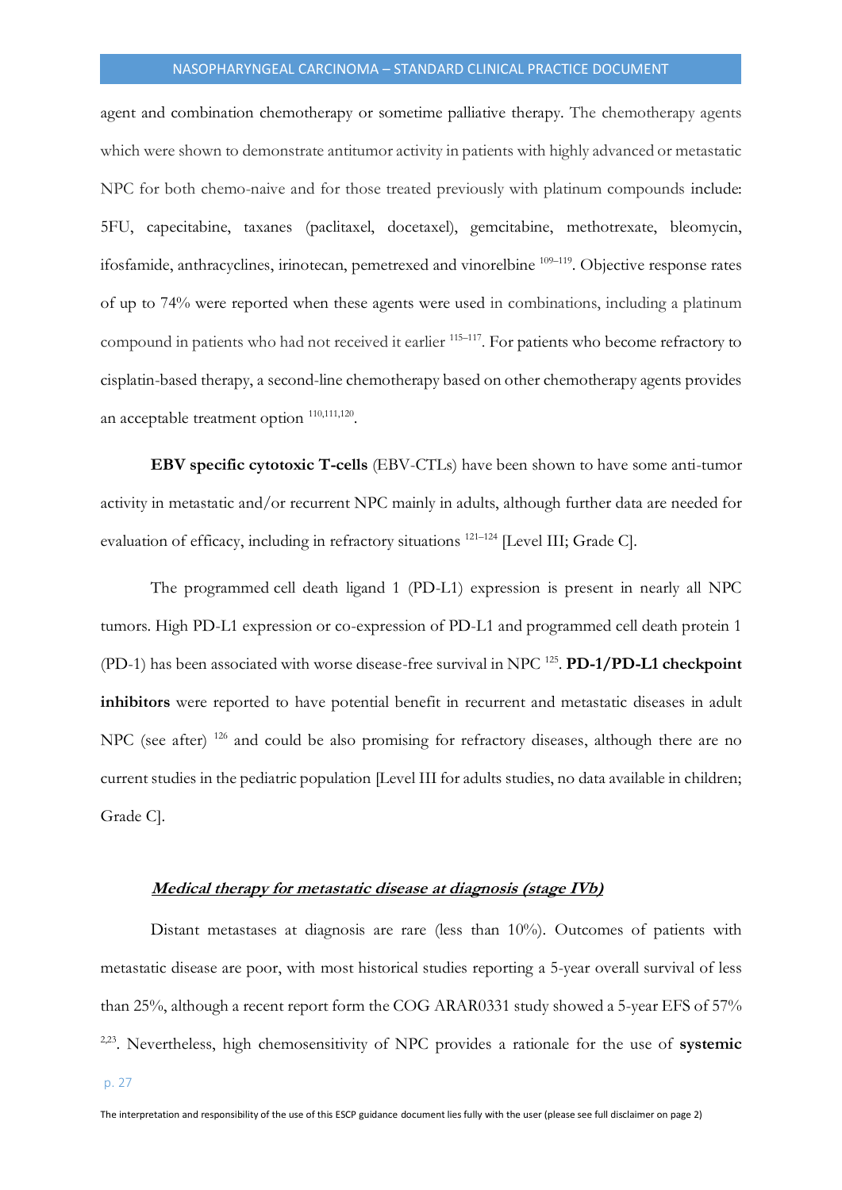agent and combination chemotherapy or sometime palliative therapy. The chemotherapy agents which were shown to demonstrate antitumor activity in patients with highly advanced or metastatic NPC for both chemo-naive and for those treated previously with platinum compounds include: 5FU, capecitabine, taxanes (paclitaxel, docetaxel), gemcitabine, methotrexate, bleomycin, ifosfamide, anthracyclines, irinotecan, pemetrexed and vinorelbine [109–119]. Objective response rates of up to 74% were reported when these agents were used in combinations, including a platinum compound in patients who had not received it earlier [115–117]. For patients who become refractory to cisplatin-based therapy, a second-line chemotherapy based on other chemotherapy agents provides an acceptable treatment option [110,111,120].

**EBV specific cytotoxic T-cells** (EBV-CTLs) have been shown to have some anti-tumor activity in metastatic and/or recurrent NPC mainly in adults, although further data are needed for evaluation of efficacy, including in refractory situations [121–124] [Level III; Grade C].

The programmed cell death ligand 1 (PD-L1) expression is present in nearly all NPC tumors. High PD-L1 expression or co-expression of PD-L1 and programmed cell death protein 1 (PD-1) has been associated with worse disease-free survival in NPC [125]. **PD-1/PD-L1 checkpoint inhibitors** were reported to have potential benefit in recurrent and metastatic diseases in adult NPC (see after) [126] and could be also promising for refractory diseases, although there are no current studies in the pediatric population [Level III for adults studies, no data available in children; Grade C].

### ***Medical therapy for metastatic disease at diagnosis (stage IVb)***

Distant metastases at diagnosis are rare (less than 10%). Outcomes of patients with metastatic disease are poor, with most historical studies reporting a 5-year overall survival of less than 25%, although a recent report form the COG ARAR0331 study showed a 5-year EFS of 57% [2,23]. Nevertheless, high chemosensitivity of NPC provides a rationale for the use of **systemic**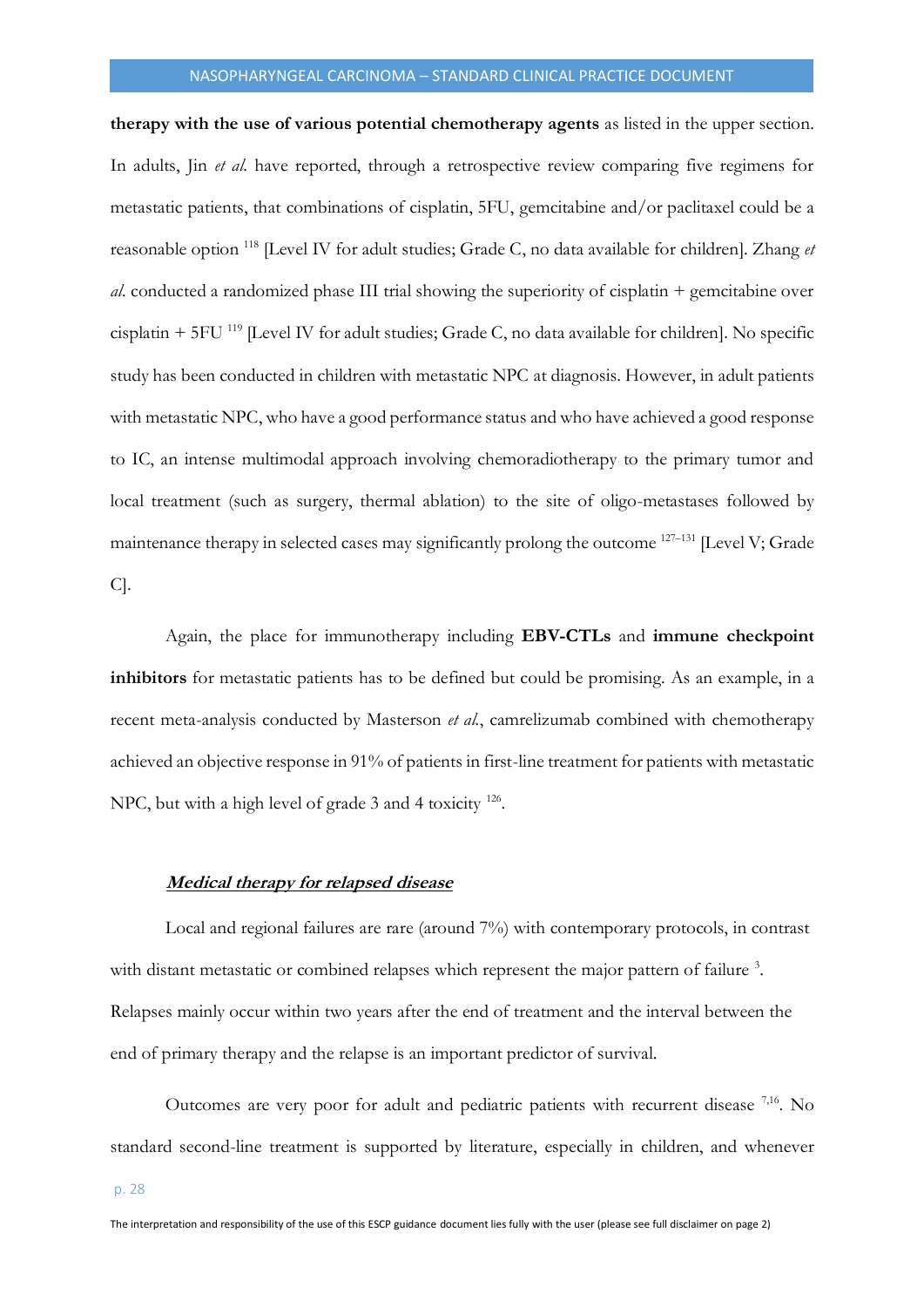**therapy with the use of various potential chemotherapy agents** as listed in the upper section. In adults, Jin *et al.* have reported, through a retrospective review comparing five regimens for metastatic patients, that combinations of cisplatin, 5FU, gemcitabine and/or paclitaxel could be a reasonable option [118] [Level IV for adult studies; Grade C, no data available for children]. Zhang *et al.* conducted a randomized phase III trial showing the superiority of cisplatin + gemcitabine over cisplatin + 5FU [119] [Level IV for adult studies; Grade C, no data available for children]. No specific study has been conducted in children with metastatic NPC at diagnosis. However, in adult patients with metastatic NPC, who have a good performance status and who have achieved a good response to IC, an intense multimodal approach involving chemoradiotherapy to the primary tumor and local treatment (such as surgery, thermal ablation) to the site of oligo-metastases followed by maintenance therapy in selected cases may significantly prolong the outcome [127–131] [Level V; Grade C].

Again, the place for immunotherapy including **EBV-CTLs** and **immune checkpoint inhibitors** for metastatic patients has to be defined but could be promising. As an example, in a recent meta-analysis conducted by Masterson *et al.*, camrelizumab combined with chemotherapy achieved an objective response in 91% of patients in first-line treatment for patients with metastatic NPC, but with a high level of grade 3 and 4 toxicity [126].

### ***Medical therapy for relapsed disease***

Local and regional failures are rare (around 7%) with contemporary protocols, in contrast with distant metastatic or combined relapses which represent the major pattern of failure [3]. Relapses mainly occur within two years after the end of treatment and the interval between the end of primary therapy and the relapse is an important predictor of survival.

Outcomes are very poor for adult and pediatric patients with recurrent disease [7,16]. No standard second-line treatment is supported by literature, especially in children, and whenever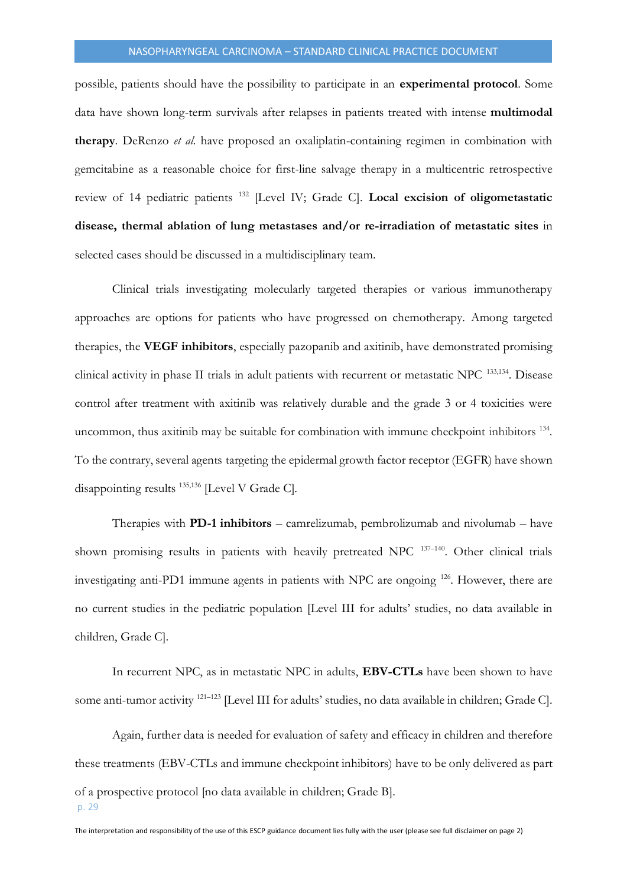possible, patients should have the possibility to participate in an **experimental protocol**. Some data have shown long-term survivals after relapses in patients treated with intense **multimodal therapy**. DeRenzo *et al.* have proposed an oxaliplatin-containing regimen in combination with gemcitabine as a reasonable choice for first-line salvage therapy in a multicentric retrospective review of 14 pediatric patients [132] [Level IV; Grade C]. **Local excision of oligometastatic disease, thermal ablation of lung metastases and/or re-irradiation of metastatic sites** in selected cases should be discussed in a multidisciplinary team.

Clinical trials investigating molecularly targeted therapies or various immunotherapy approaches are options for patients who have progressed on chemotherapy. Among targeted therapies, the **VEGF inhibitors**, especially pazopanib and axitinib, have demonstrated promising clinical activity in phase II trials in adult patients with recurrent or metastatic NPC [133,134]. Disease control after treatment with axitinib was relatively durable and the grade 3 or 4 toxicities were uncommon, thus axitinib may be suitable for combination with immune checkpoint inhibitors [134]. To the contrary, several agents targeting the epidermal growth factor receptor (EGFR) have shown disappointing results [135,136] [Level V Grade C].

Therapies with **PD-1 inhibitors** – camrelizumab, pembrolizumab and nivolumab – have shown promising results in patients with heavily pretreated NPC [137–140]. Other clinical trials investigating anti-PD1 immune agents in patients with NPC are ongoing [126]. However, there are no current studies in the pediatric population [Level III for adults' studies, no data available in children, Grade C].

In recurrent NPC, as in metastatic NPC in adults, **EBV-CTLs** have been shown to have some anti-tumor activity [121–123] [Level III for adults' studies, no data available in children; Grade C].

Again, further data is needed for evaluation of safety and efficacy in children and therefore these treatments (EBV-CTLs and immune checkpoint inhibitors) have to be only delivered as part of a prospective protocol [no data available in children; Grade B].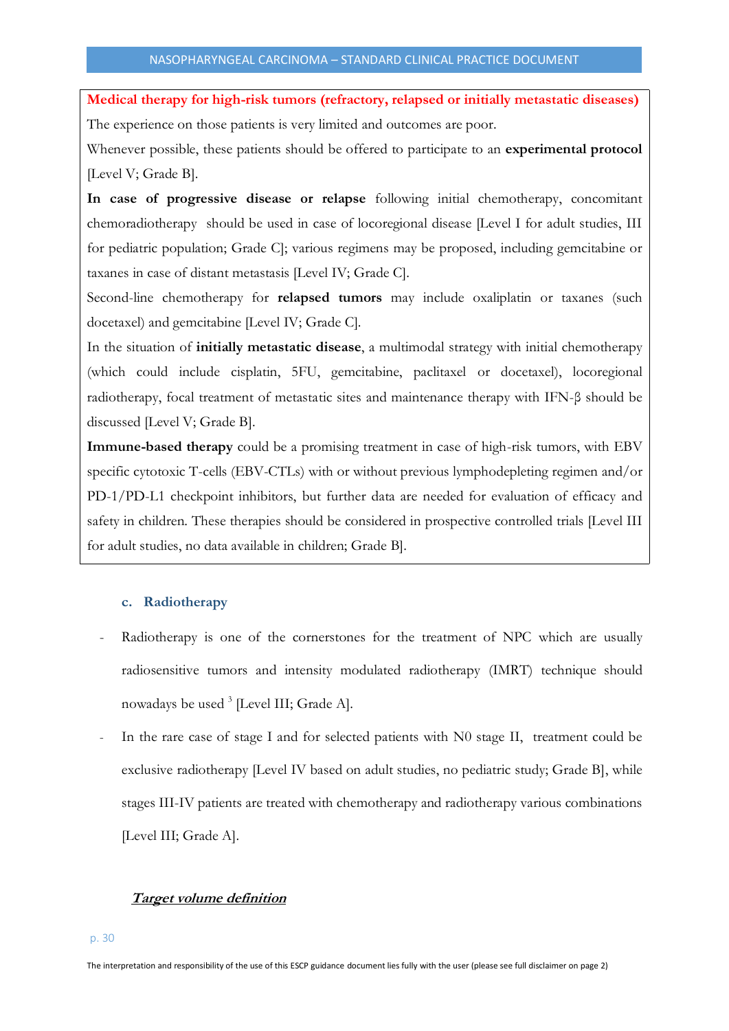**Medical therapy for high-risk tumors (refractory, relapsed or initially metastatic diseases)**

The experience on those patients is very limited and outcomes are poor.

Whenever possible, these patients should be offered to participate to an **experimental protocol** [Level V; Grade B].

**In case of progressive disease or relapse** following initial chemotherapy, concomitant chemoradiotherapy should be used in case of locoregional disease [Level I for adult studies, III for pediatric population; Grade C]; various regimens may be proposed, including gemcitabine or taxanes in case of distant metastasis [Level IV; Grade C].

Second-line chemotherapy for **relapsed tumors** may include oxaliplatin or taxanes (such docetaxel) and gemcitabine [Level IV; Grade C].

In the situation of **initially metastatic disease**, a multimodal strategy with initial chemotherapy (which could include cisplatin, 5FU, gemcitabine, paclitaxel or docetaxel), locoregional radiotherapy, focal treatment of metastatic sites and maintenance therapy with IFN-β should be discussed [Level V; Grade B].

**Immune-based therapy** could be a promising treatment in case of high-risk tumors, with EBV specific cytotoxic T-cells (EBV-CTLs) with or without previous lymphodepleting regimen and/or PD-1/PD-L1 checkpoint inhibitors, but further data are needed for evaluation of efficacy and safety in children. These therapies should be considered in prospective controlled trials [Level III for adult studies, no data available in children; Grade B].

### c. Radiotherapy

- Radiotherapy is one of the cornerstones for the treatment of NPC which are usually radiosensitive tumors and intensity modulated radiotherapy (IMRT) technique should nowadays be used [3] [Level III; Grade A].
- In the rare case of stage I and for selected patients with N0 stage II, treatment could be exclusive radiotherapy [Level IV based on adult studies, no pediatric study; Grade B], while stages III-IV patients are treated with chemotherapy and radiotherapy various combinations [Level III; Grade A].

***Target volume definition***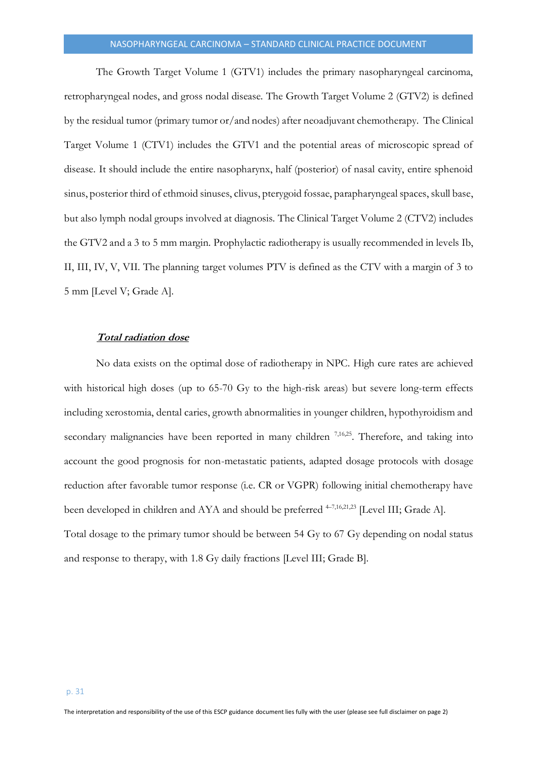The Growth Target Volume 1 (GTV1) includes the primary nasopharyngeal carcinoma, retropharyngeal nodes, and gross nodal disease. The Growth Target Volume 2 (GTV2) is defined by the residual tumor (primary tumor or/and nodes) after neoadjuvant chemotherapy. The Clinical Target Volume 1 (CTV1) includes the GTV1 and the potential areas of microscopic spread of disease. It should include the entire nasopharynx, half (posterior) of nasal cavity, entire sphenoid sinus, posterior third of ethmoid sinuses, clivus, pterygoid fossae, parapharyngeal spaces, skull base, but also lymph nodal groups involved at diagnosis. The Clinical Target Volume 2 (CTV2) includes the GTV2 and a 3 to 5 mm margin. Prophylactic radiotherapy is usually recommended in levels Ib, II, III, IV, V, VII. The planning target volumes PTV is defined as the CTV with a margin of 3 to 5 mm [Level V; Grade A].

***Total radiation dose***

No data exists on the optimal dose of radiotherapy in NPC. High cure rates are achieved with historical high doses (up to 65-70 Gy to the high-risk areas) but severe long-term effects including xerostomia, dental caries, growth abnormalities in younger children, hypothyroidism and secondary malignancies have been reported in many children [7,16,25]. Therefore, and taking into account the good prognosis for non-metastatic patients, adapted dosage protocols with dosage reduction after favorable tumor response (i.e. CR or VGPR) following initial chemotherapy have been developed in children and AYA and should be preferred [4–7,16,21,23] [Level III; Grade A].

Total dosage to the primary tumor should be between 54 Gy to 67 Gy depending on nodal status and response to therapy, with 1.8 Gy daily fractions [Level III; Grade B].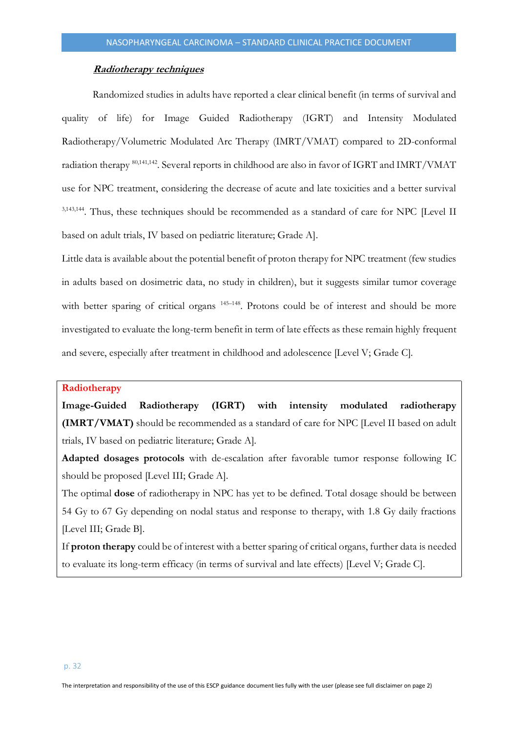***Radiotherapy techniques***

Randomized studies in adults have reported a clear clinical benefit (in terms of survival and quality of life) for Image Guided Radiotherapy (IGRT) and Intensity Modulated Radiotherapy/Volumetric Modulated Arc Therapy (IMRT/VMAT) compared to 2D-conformal radiation therapy [80,141,142]. Several reports in childhood are also in favor of IGRT and IMRT/VMAT use for NPC treatment, considering the decrease of acute and late toxicities and a better survival [3,143,144]. Thus, these techniques should be recommended as a standard of care for NPC [Level II based on adult trials, IV based on pediatric literature; Grade A].

Little data is available about the potential benefit of proton therapy for NPC treatment (few studies in adults based on dosimetric data, no study in children), but it suggests similar tumor coverage with better sparing of critical organs [145–148]. Protons could be of interest and should be more investigated to evaluate the long-term benefit in term of late effects as these remain highly frequent and severe, especially after treatment in childhood and adolescence [Level V; Grade C].

**Radiotherapy**

**Image-Guided Radiotherapy (IGRT) with intensity modulated radiotherapy (IMRT/VMAT)** should be recommended as a standard of care for NPC [Level II based on adult trials, IV based on pediatric literature; Grade A].

**Adapted dosages protocols** with de-escalation after favorable tumor response following IC should be proposed [Level III; Grade A].

The optimal **dose** of radiotherapy in NPC has yet to be defined. Total dosage should be between 54 Gy to 67 Gy depending on nodal status and response to therapy, with 1.8 Gy daily fractions [Level III; Grade B].

If **proton therapy** could be of interest with a better sparing of critical organs, further data is needed to evaluate its long-term efficacy (in terms of survival and late effects) [Level V; Grade C].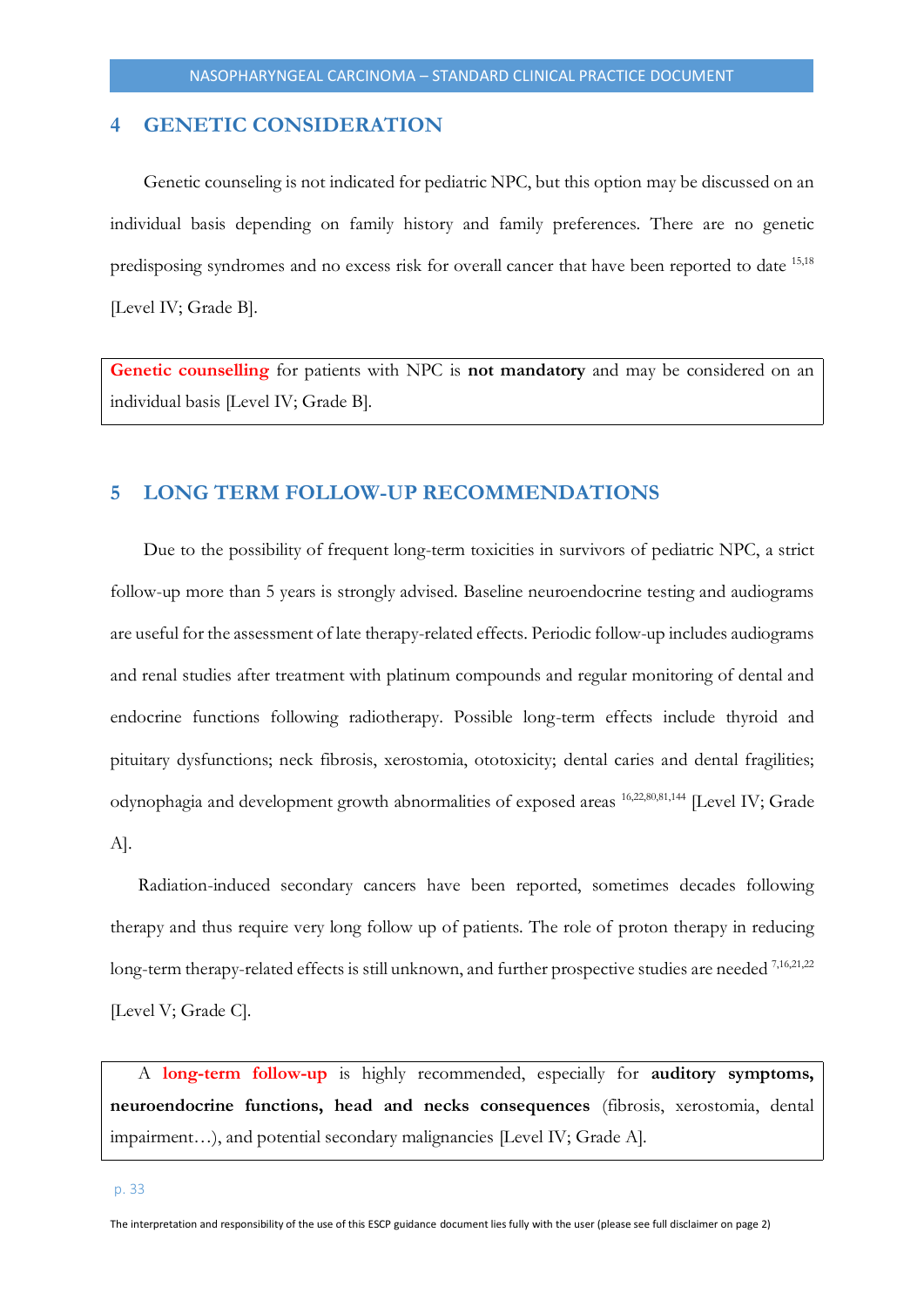## 4 GENETIC CONSIDERATION

Genetic counseling is not indicated for pediatric NPC, but this option may be discussed on an individual basis depending on family history and family preferences. There are no genetic predisposing syndromes and no excess risk for overall cancer that have been reported to date [15,18] [Level IV; Grade B].

> **Genetic counselling** for patients with NPC is **not mandatory** and may be considered on an individual basis [Level IV; Grade B].

## 5 LONG TERM FOLLOW-UP RECOMMENDATIONS

Due to the possibility of frequent long-term toxicities in survivors of pediatric NPC, a strict follow-up more than 5 years is strongly advised. Baseline neuroendocrine testing and audiograms are useful for the assessment of late therapy-related effects. Periodic follow-up includes audiograms and renal studies after treatment with platinum compounds and regular monitoring of dental and endocrine functions following radiotherapy. Possible long-term effects include thyroid and pituitary dysfunctions; neck fibrosis, xerostomia, ototoxicity; dental caries and dental fragilities; odynophagia and development growth abnormalities of exposed areas [16,22,80,81,144] [Level IV; Grade A].

Radiation-induced secondary cancers have been reported, sometimes decades following therapy and thus require very long follow up of patients. The role of proton therapy in reducing long-term therapy-related effects is still unknown, and further prospective studies are needed [7,16,21,22] [Level V; Grade C].

> A **long-term follow-up** is highly recommended, especially for **auditory symptoms, neuroendocrine functions, head and necks consequences** (fibrosis, xerostomia, dental impairment…), and potential secondary malignancies [Level IV; Grade A].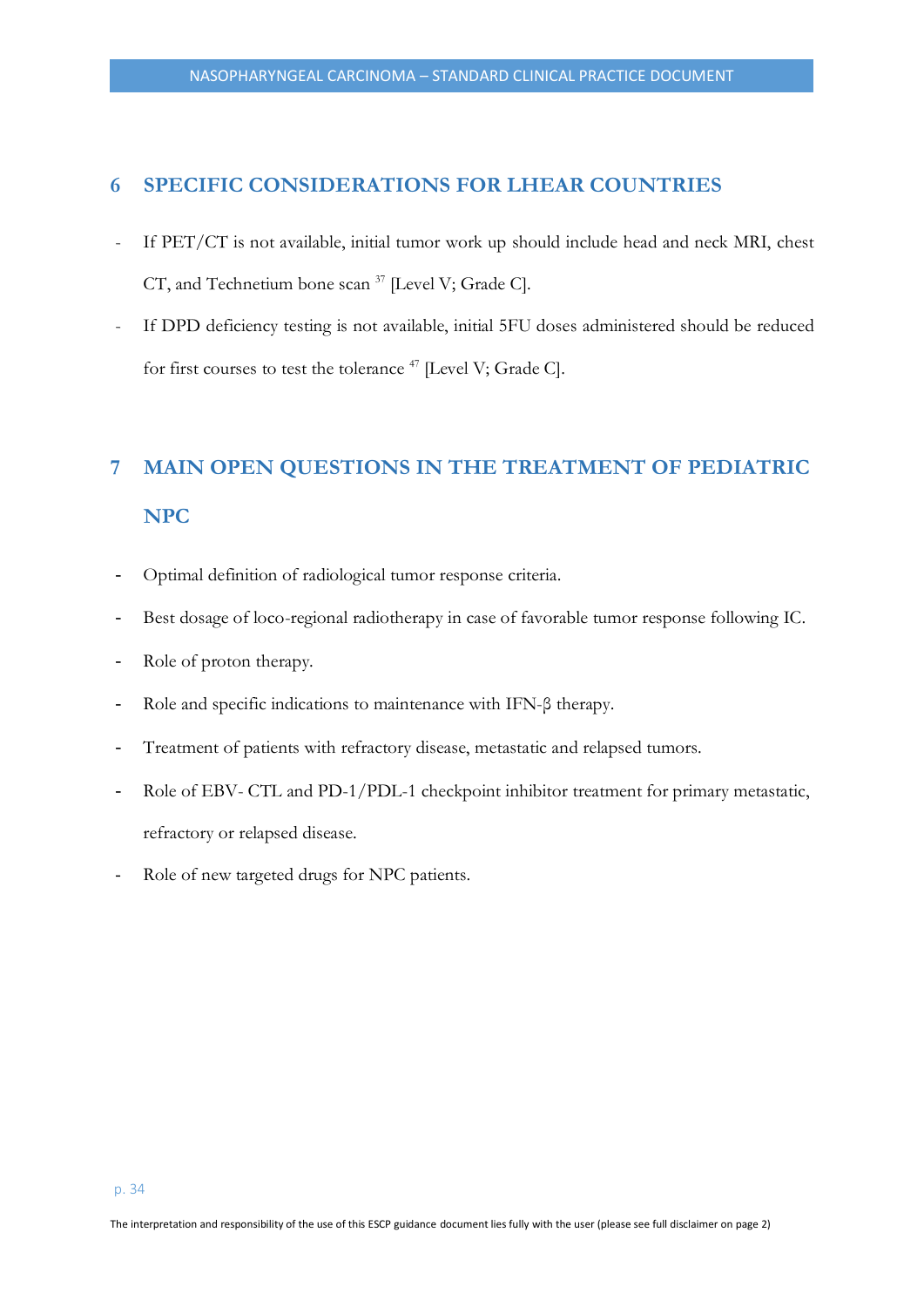# 6 SPECIFIC CONSIDERATIONS FOR LHEAR COUNTRIES

- If PET/CT is not available, initial tumor work up should include head and neck MRI, chest CT, and Technetium bone scan [37] [Level V; Grade C].
- If DPD deficiency testing is not available, initial 5FU doses administered should be reduced for first courses to test the tolerance [47] [Level V; Grade C].

# 7 MAIN OPEN QUESTIONS IN THE TREATMENT OF PEDIATRIC NPC

- Optimal definition of radiological tumor response criteria.
- Best dosage of loco-regional radiotherapy in case of favorable tumor response following IC.
- Role of proton therapy.
- Role and specific indications to maintenance with IFN-β therapy.
- Treatment of patients with refractory disease, metastatic and relapsed tumors.
- Role of EBV- CTL and PD-1/PDL-1 checkpoint inhibitor treatment for primary metastatic, refractory or relapsed disease.
- Role of new targeted drugs for NPC patients.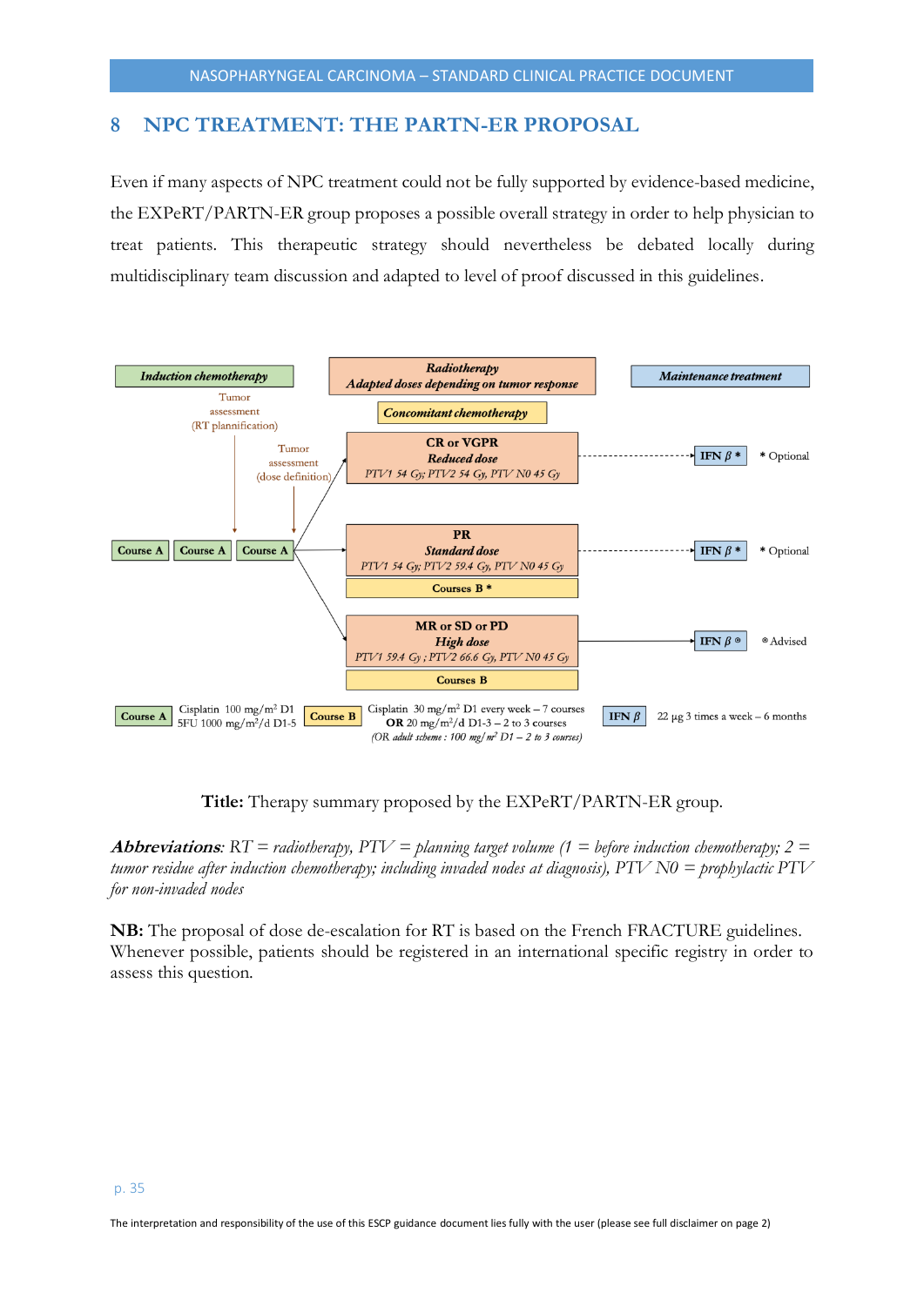# 8 NPC TREATMENT: THE PARTN-ER PROPOSAL

Even if many aspects of NPC treatment could not be fully supported by evidence-based medicine, the EXPeRT/PARTN-ER group proposes a possible overall strategy in order to help physician to treat patients. This therapeutic strategy should nevertheless be debated locally during multidisciplinary team discussion and adapted to level of proof discussed in this guidelines.

***Induction chemotherapy***

Course A → Course A → Course A

- Tumor assessment (RT plannification) — before the 2nd/3rd Course A
- Tumor assessment (dose definition) — before the 3rd Course A

***Radiotherapy — Adapted doses depending on tumor response***

***Concomitant chemotherapy***

| Response | Radiotherapy | Concomitant chemotherapy | ***Maintenance treatment*** |
|---|---|---|---|
| **CR or VGPR** | ***Reduced dose*** *PTV1 54 Gy; PTV2 54 Gy, PTV N0 45 Gy* | | IFN β * (* Optional) |
| **PR** | ***Standard dose*** *PTV1 54 Gy; PTV2 59.4 Gy, PTV N0 45 Gy* | **Courses B \*** | IFN β * (* Optional) |
| **MR or SD or PD** | ***High dose*** *PTV1 59.4 Gy ; PTV2 66.6 Gy, PTV N0 45 Gy* | **Courses B** | IFN β ⊗ (⊗ Advised) |

**Course A**: Cisplatin 100 mg/m² D1; 5FU 1000 mg/m²/d D1-5

**Course B**: Cisplatin 30 mg/m² D1 every week – 7 courses **OR** 20 mg/m²/d D1-3 – 2 to 3 courses *(OR adult scheme : 100 mg/m² D1 – 2 to 3 courses)*

**IFN β**: 22 µg 3 times a week – 6 months

**Title:** Therapy summary proposed by the EXPeRT/PARTN-ER group.

***Abbreviations***: *RT = radiotherapy, PTV = planning target volume (1 = before induction chemotherapy; 2 = tumor residue after induction chemotherapy; including invaded nodes at diagnosis), PTV N0 = prophylactic PTV for non-invaded nodes*

**NB:** The proposal of dose de-escalation for RT is based on the French FRACTURE guidelines. Whenever possible, patients should be registered in an international specific registry in order to assess this question.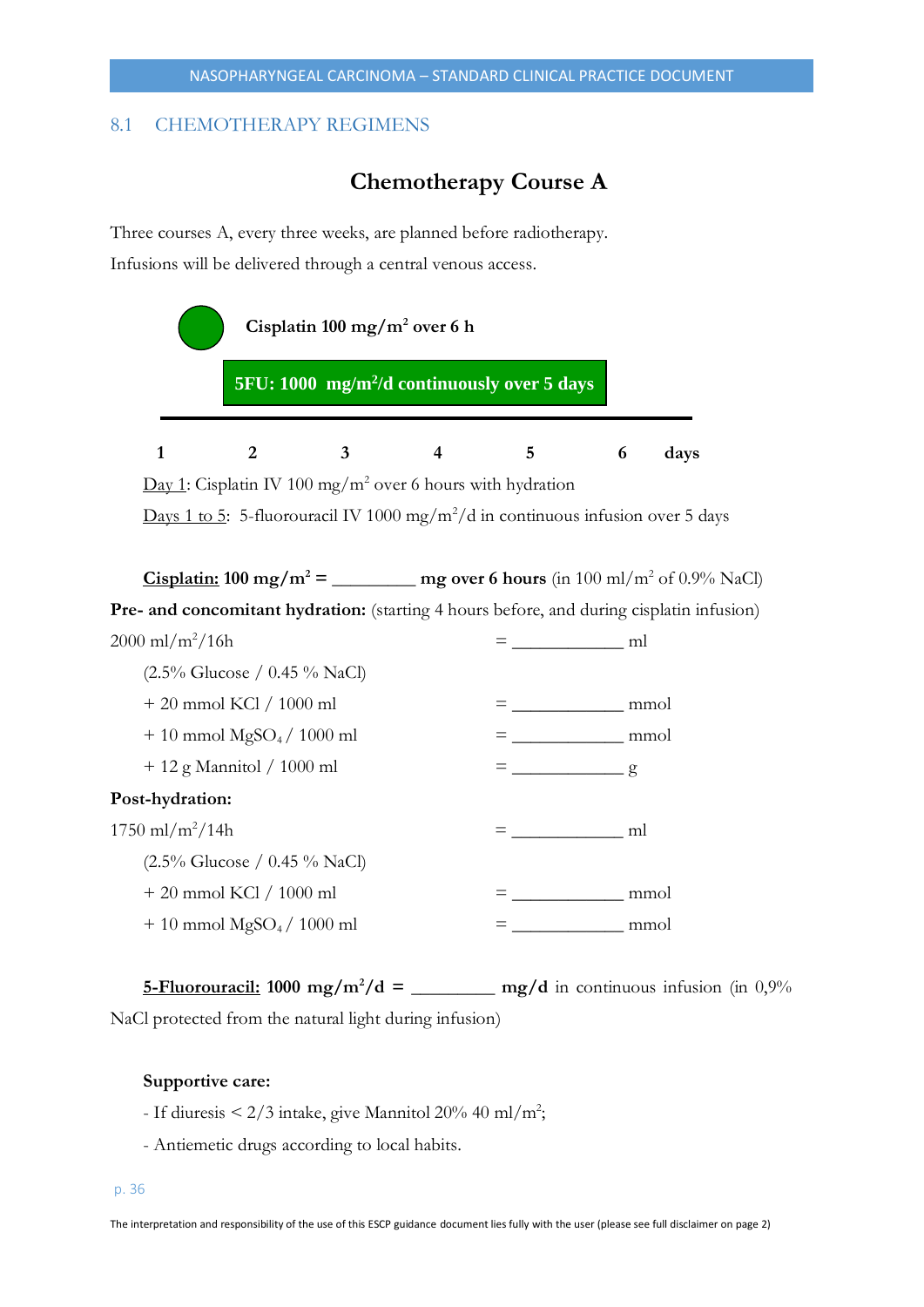## 8.1 CHEMOTHERAPY REGIMENS

### Chemotherapy Course A

Three courses A, every three weeks, are planned before radiotherapy.

Infusions will be delivered through a central venous access.

**Cisplatin 100 mg/m$^2$ over 6 h**

**5FU: 1000 mg/m$^2$/d continuously over 5 days**

**1 2 3 4 5 6 days**

Day 1: Cisplatin IV 100 mg/m$^2$ over 6 hours with hydration

Days 1 to 5: 5-fluorouracil IV 1000 mg/m$^2$/d in continuous infusion over 5 days

**Cisplatin: 100 mg/m$^2$ = _________ mg over 6 hours** (in 100 ml/m$^2$ of 0.9% NaCl)

**Pre- and concomitant hydration:** (starting 4 hours before, and during cisplatin infusion)

| | |
|---|---|
| 2000 ml/m$^2$/16h | = ____________ ml |
| (2.5% Glucose / 0.45 % NaCl) | |
| + 20 mmol KCl / 1000 ml | = ____________ mmol |
| + 10 mmol $MgSO_4$ / 1000 ml | = ____________ mmol |
| + 12 g Mannitol / 1000 ml | = ____________ g |

**Post-hydration:**

| | |
|---|---|
| 1750 ml/m$^2$/14h | = ____________ ml |
| (2.5% Glucose / 0.45 % NaCl) | |
| + 20 mmol KCl / 1000 ml | = ____________ mmol |
| + 10 mmol $MgSO_4$ / 1000 ml | = ____________ mmol |

**5-Fluorouracil: 1000 mg/m$^2$/d = _________ mg/d** in continuous infusion (in 0,9% NaCl protected from the natural light during infusion)

**Supportive care:**

- If diuresis < 2/3 intake, give Mannitol 20% 40 ml/m$^2$;
- Antiemetic drugs according to local habits.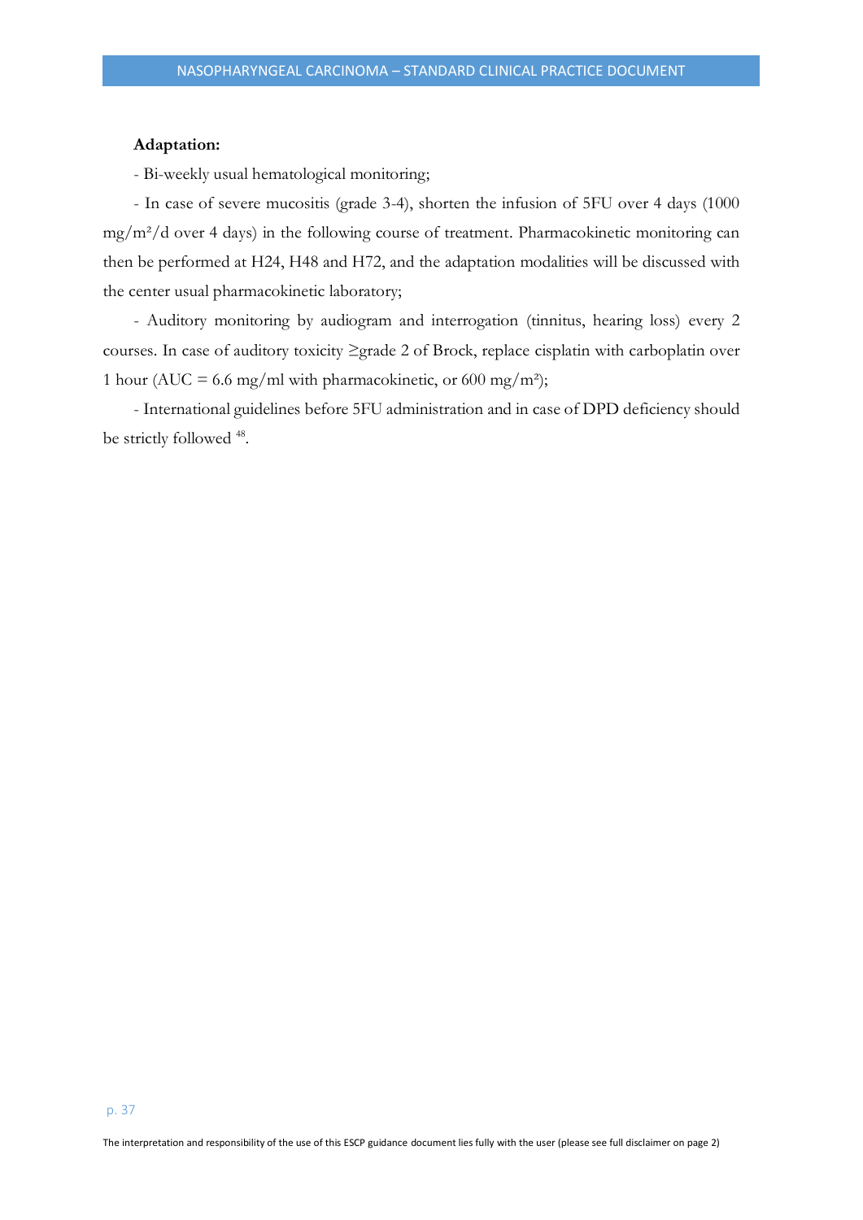**Adaptation:**

- Bi-weekly usual hematological monitoring;

- In case of severe mucositis (grade 3-4), shorten the infusion of 5FU over 4 days (1000 mg/m²/d over 4 days) in the following course of treatment. Pharmacokinetic monitoring can then be performed at H24, H48 and H72, and the adaptation modalities will be discussed with the center usual pharmacokinetic laboratory;

- Auditory monitoring by audiogram and interrogation (tinnitus, hearing loss) every 2 courses. In case of auditory toxicity ≥grade 2 of Brock, replace cisplatin with carboplatin over 1 hour (AUC = 6.6 mg/ml with pharmacokinetic, or 600 mg/m²);

- International guidelines before 5FU administration and in case of DPD deficiency should be strictly followed [48].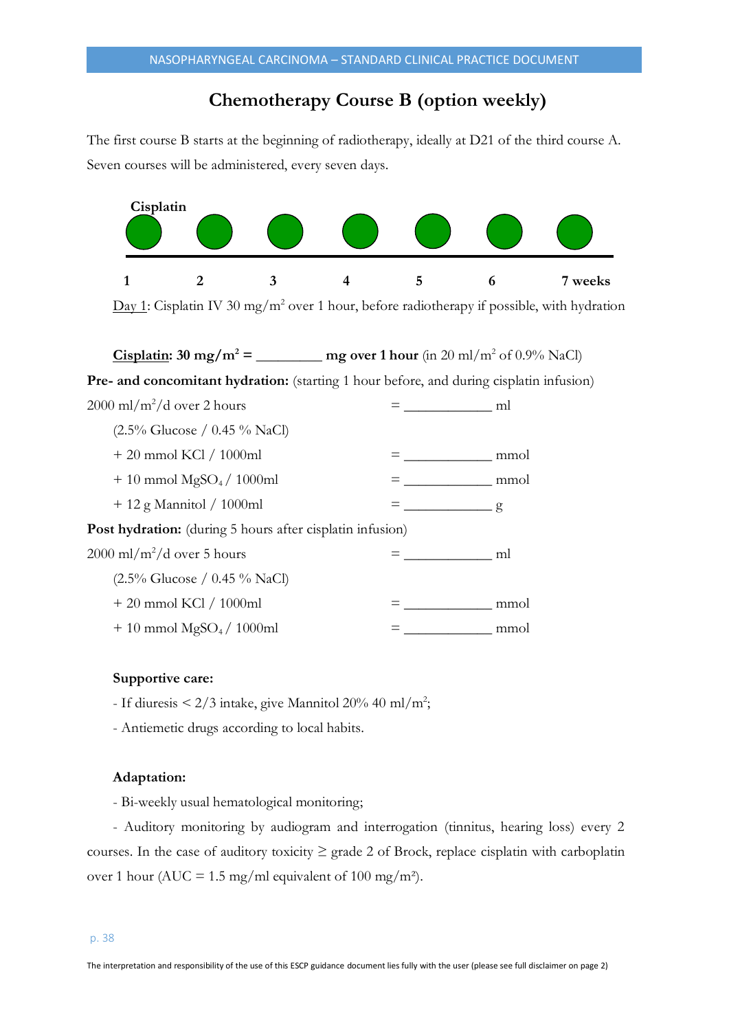## Chemotherapy Course B (option weekly)

The first course B starts at the beginning of radiotherapy, ideally at D21 of the third course A. Seven courses will be administered, every seven days.

**Cisplatin**

| 1 | 2 | 3 | 4 | 5 | 6 | 7 weeks |
|---|---|---|---|---|---|---|
| ● | ● | ● | ● | ● | ● | ● |

<u>Day 1</u>: Cisplatin IV 30 mg/m² over 1 hour, before radiotherapy if possible, with hydration

**<u>Cisplatin</u>: 30 mg/m² = _________ mg over 1 hour** (in 20 ml/m² of 0.9% NaCl)

**Pre- and concomitant hydration:** (starting 1 hour before, and during cisplatin infusion)

2000 ml/m²/d over 2 hours = ____________ ml

(2.5% Glucose / 0.45 % NaCl)

+ 20 mmol KCl / 1000ml = ____________ mmol

+ 10 mmol $MgSO_4$ / 1000ml = ____________ mmol

+ 12 g Mannitol / 1000ml = ____________ g

**Post hydration:** (during 5 hours after cisplatin infusion)

2000 ml/m²/d over 5 hours = ____________ ml

(2.5% Glucose / 0.45 % NaCl)

+ 20 mmol KCl / 1000ml = ____________ mmol

+ 10 mmol $MgSO_4$ / 1000ml = ____________ mmol

**Supportive care:**

- If diuresis < 2/3 intake, give Mannitol 20% 40 ml/m²;
- Antiemetic drugs according to local habits.

**Adaptation:**

- Bi-weekly usual hematological monitoring;
- Auditory monitoring by audiogram and interrogation (tinnitus, hearing loss) every 2 courses. In the case of auditory toxicity ≥ grade 2 of Brock, replace cisplatin with carboplatin over 1 hour (AUC = 1.5 mg/ml equivalent of 100 mg/m²).

The interpretation and responsibility of the use of this ESCP guidance document lies fully with the user (please see full disclaimer on page 2)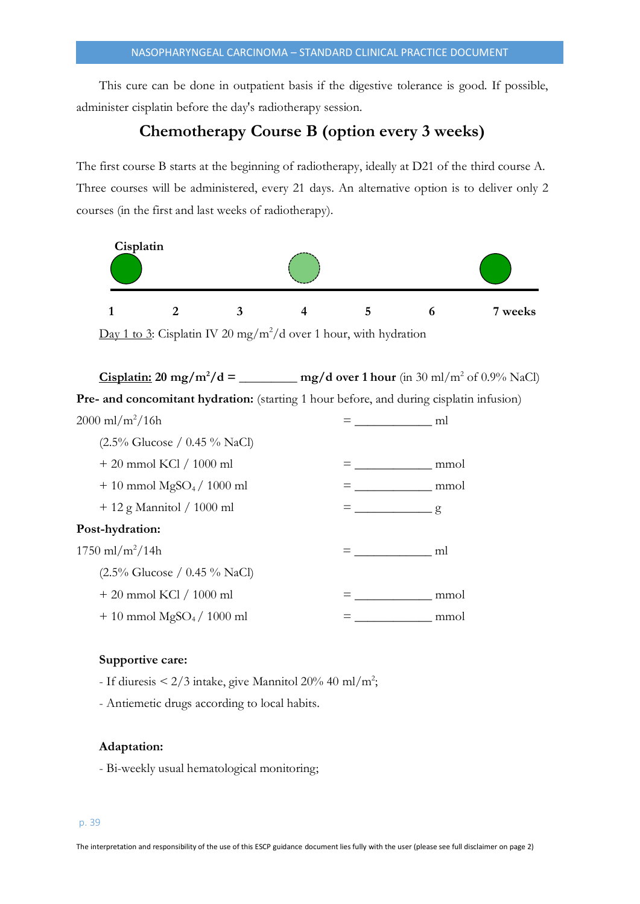This cure can be done in outpatient basis if the digestive tolerance is good. If possible, administer cisplatin before the day's radiotherapy session.

## Chemotherapy Course B (option every 3 weeks)

The first course B starts at the beginning of radiotherapy, ideally at D21 of the third course A. Three courses will be administered, every 21 days. An alternative option is to deliver only 2 courses (in the first and last weeks of radiotherapy).

**Cisplatin**

1 2 3 4 5 6 7 weeks

Day 1 to 3: Cisplatin IV 20 mg/m$^2$/d over 1 hour, with hydration

**Cisplatin: 20 mg/m$^2$/d = _________ mg/d over 1 hour** (in 30 ml/m$^2$ of 0.9% NaCl)

**Pre- and concomitant hydration:** (starting 1 hour before, and during cisplatin infusion)

2000 ml/m$^2$/16h = ____________ ml

(2.5% Glucose / 0.45 % NaCl)

+ 20 mmol KCl / 1000 ml = ____________ mmol

+ 10 mmol $MgSO_4$ / 1000 ml = ____________ mmol

+ 12 g Mannitol / 1000 ml = ____________ g

**Post-hydration:**

1750 ml/m$^2$/14h = ____________ ml

(2.5% Glucose / 0.45 % NaCl)

+ 20 mmol KCl / 1000 ml = ____________ mmol

+ 10 mmol $MgSO_4$ / 1000 ml = ____________ mmol

**Supportive care:**

- If diuresis < 2/3 intake, give Mannitol 20% 40 ml/m$^2$;
- Antiemetic drugs according to local habits.

**Adaptation:**

- Bi-weekly usual hematological monitoring;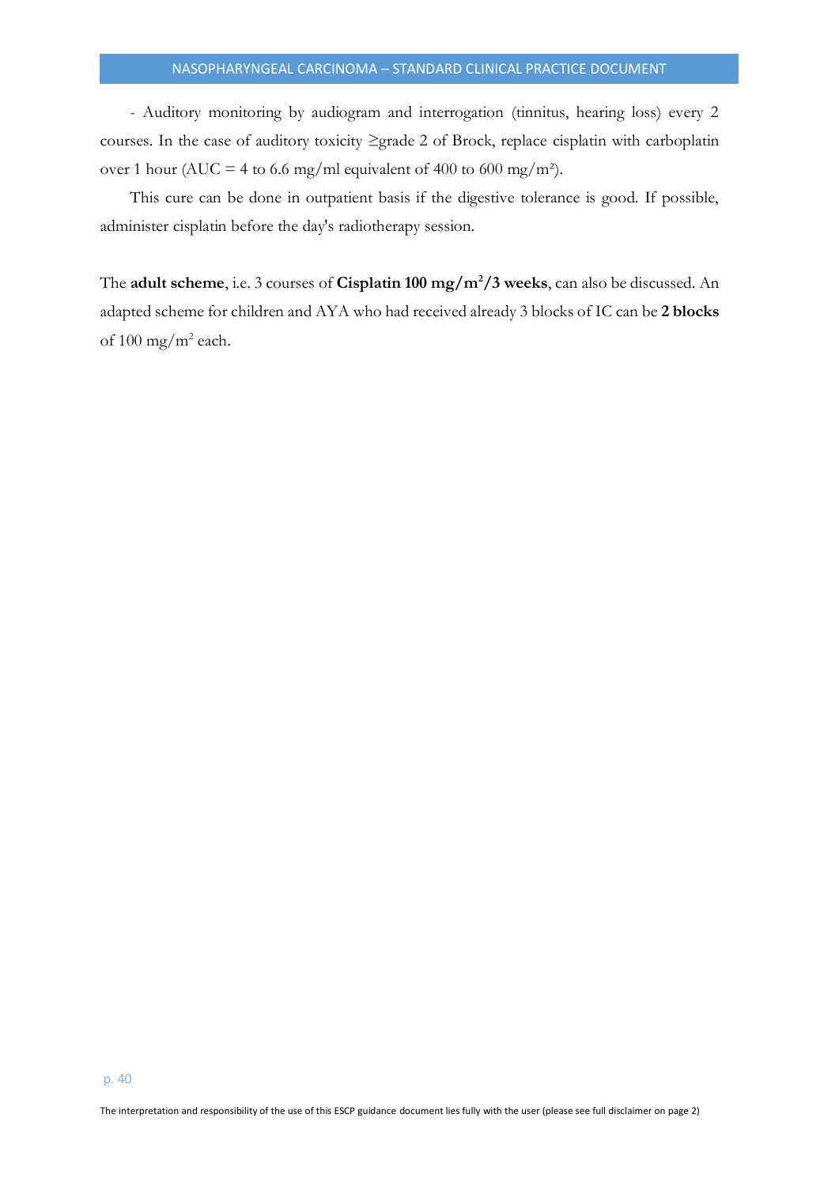- Auditory monitoring by audiogram and interrogation (tinnitus, hearing loss) every 2 courses. In the case of auditory toxicity ≥grade 2 of Brock, replace cisplatin with carboplatin over 1 hour (AUC = 4 to 6.6 mg/ml equivalent of 400 to 600 mg/m²).

This cure can be done in outpatient basis if the digestive tolerance is good. If possible, administer cisplatin before the day's radiotherapy session.

The **adult scheme**, i.e. 3 courses of **Cisplatin 100 mg/m²/3 weeks**, can also be discussed. An adapted scheme for children and AYA who had received already 3 blocks of IC can be **2 blocks** of 100 mg/m² each.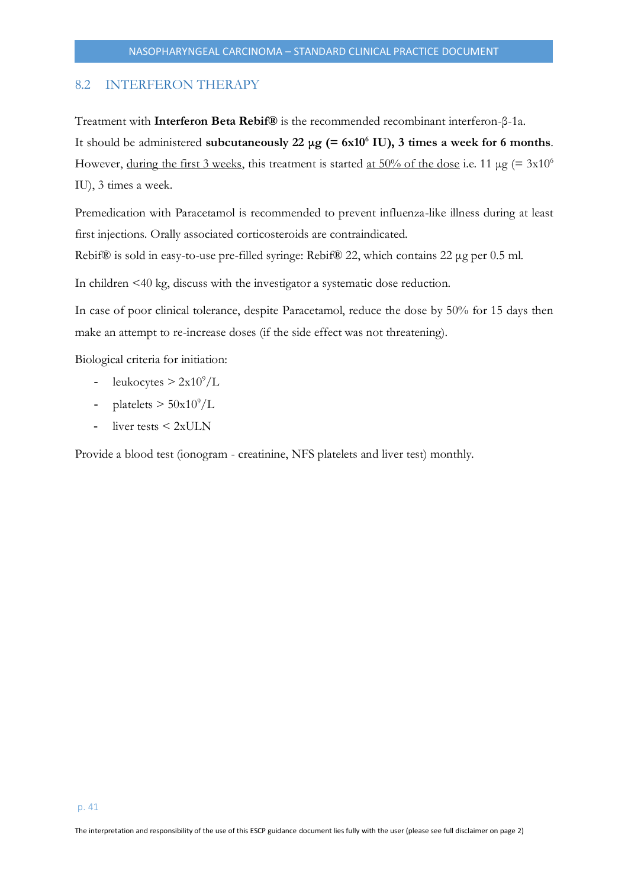## 8.2 INTERFERON THERAPY

Treatment with **Interferon Beta Rebif®** is the recommended recombinant interferon-β-1a.

It should be administered **subcutaneously 22 µg (= 6x$10^6$ IU), 3 times a week for 6 months**. However, during the first 3 weeks, this treatment is started at 50% of the dose i.e. 11 µg (= 3x$10^6$ IU), 3 times a week.

Premedication with Paracetamol is recommended to prevent influenza-like illness during at least first injections. Orally associated corticosteroids are contraindicated.

Rebif® is sold in easy-to-use pre-filled syringe: Rebif® 22, which contains 22 µg per 0.5 ml.

In children <40 kg, discuss with the investigator a systematic dose reduction.

In case of poor clinical tolerance, despite Paracetamol, reduce the dose by 50% for 15 days then make an attempt to re-increase doses (if the side effect was not threatening).

Biological criteria for initiation:

- leukocytes > 2x$10^9$/L
- platelets > 50x$10^9$/L
- liver tests < 2xULN

Provide a blood test (ionogram - creatinine, NFS platelets and liver test) monthly.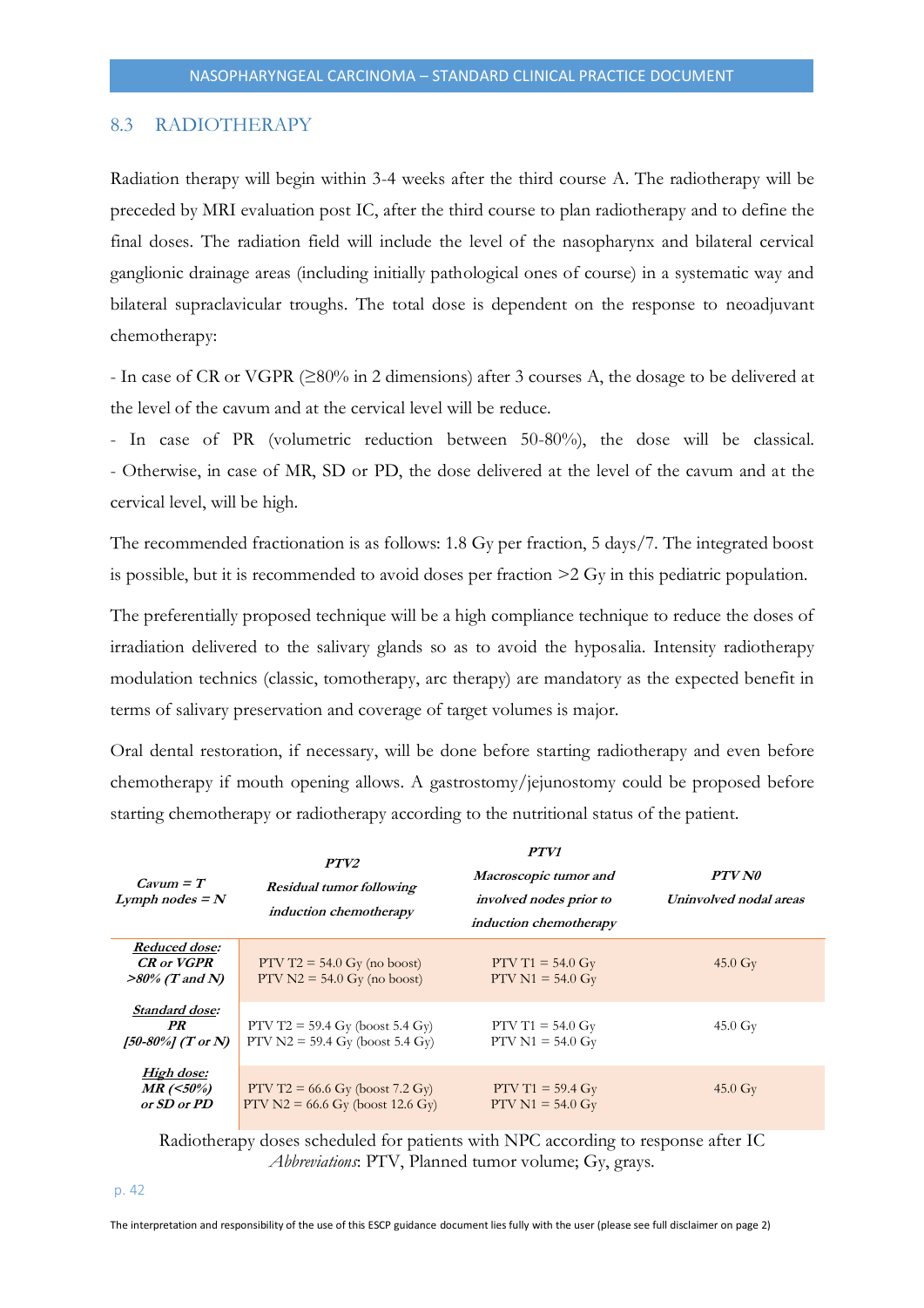## 8.3 RADIOTHERAPY

Radiation therapy will begin within 3-4 weeks after the third course A. The radiotherapy will be preceded by MRI evaluation post IC, after the third course to plan radiotherapy and to define the final doses. The radiation field will include the level of the nasopharynx and bilateral cervical ganglionic drainage areas (including initially pathological ones of course) in a systematic way and bilateral supraclavicular troughs. The total dose is dependent on the response to neoadjuvant chemotherapy:

- In case of CR or VGPR (≥80% in 2 dimensions) after 3 courses A, the dosage to be delivered at the level of the cavum and at the cervical level will be reduce.
- In case of PR (volumetric reduction between 50-80%), the dose will be classical.
- Otherwise, in case of MR, SD or PD, the dose delivered at the level of the cavum and at the cervical level, will be high.

The recommended fractionation is as follows: 1.8 Gy per fraction, 5 days/7. The integrated boost is possible, but it is recommended to avoid doses per fraction >2 Gy in this pediatric population.

The preferentially proposed technique will be a high compliance technique to reduce the doses of irradiation delivered to the salivary glands so as to avoid the hyposalia. Intensity radiotherapy modulation technics (classic, tomotherapy, arc therapy) are mandatory as the expected benefit in terms of salivary preservation and coverage of target volumes is major.

Oral dental restoration, if necessary, will be done before starting radiotherapy and even before chemotherapy if mouth opening allows. A gastrostomy/jejunostomy could be proposed before starting chemotherapy or radiotherapy according to the nutritional status of the patient.

| ***Cavum = T*** ***Lymph nodes = N*** | ***PTV2*** ***Residual tumor following induction chemotherapy*** | ***PTV1*** ***Macroscopic tumor and involved nodes prior to induction chemotherapy*** | ***PTV N0*** ***Uninvolved nodal areas*** |
|---|---|---|---|
| ***Reduced dose:*** ***CR or VGPR >80% (T and N)*** | PTV T2 = 54.0 Gy (no boost) PTV N2 = 54.0 Gy (no boost) | PTV T1 = 54.0 Gy PTV N1 = 54.0 Gy | 45.0 Gy |
| ***Standard dose:*** ***PR [50-80%] (T or N)*** | PTV T2 = 59.4 Gy (boost 5.4 Gy) PTV N2 = 59.4 Gy (boost 5.4 Gy) | PTV T1 = 54.0 Gy PTV N1 = 54.0 Gy | 45.0 Gy |
| ***High dose:*** ***MR (<50%) or SD or PD*** | PTV T2 = 66.6 Gy (boost 7.2 Gy) PTV N2 = 66.6 Gy (boost 12.6 Gy) | PTV T1 = 59.4 Gy PTV N1 = 54.0 Gy | 45.0 Gy |

Radiotherapy doses scheduled for patients with NPC according to response after IC
*Abbreviations*: PTV, Planned tumor volume; Gy, grays.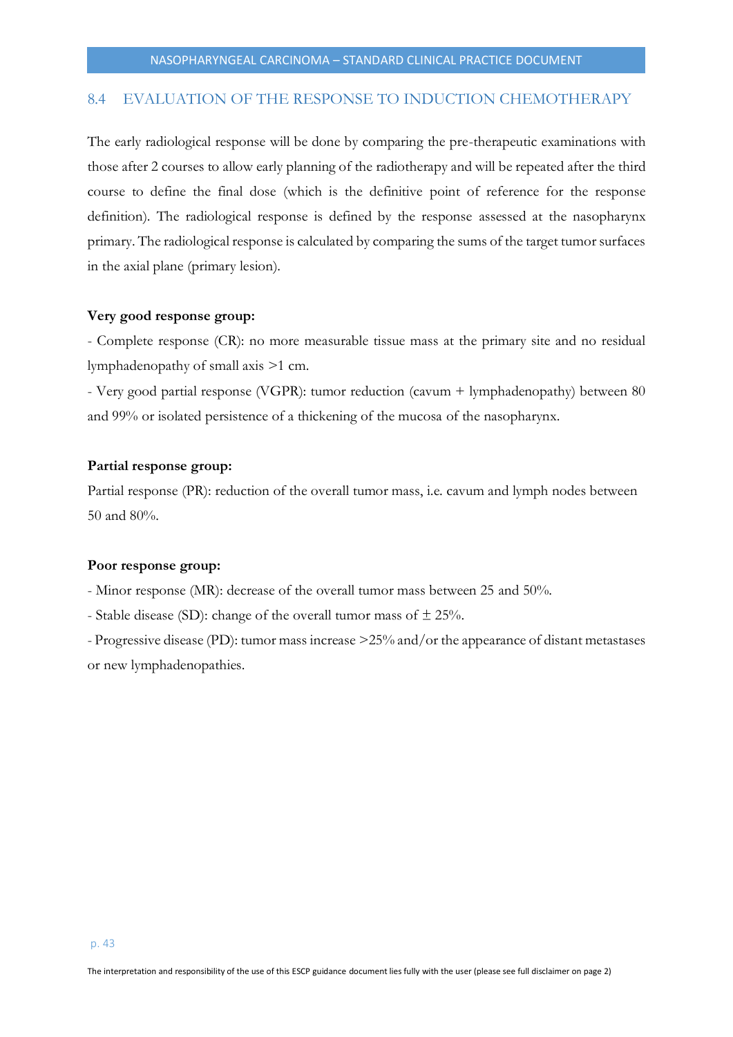## 8.4 EVALUATION OF THE RESPONSE TO INDUCTION CHEMOTHERAPY

The early radiological response will be done by comparing the pre-therapeutic examinations with those after 2 courses to allow early planning of the radiotherapy and will be repeated after the third course to define the final dose (which is the definitive point of reference for the response definition). The radiological response is defined by the response assessed at the nasopharynx primary. The radiological response is calculated by comparing the sums of the target tumor surfaces in the axial plane (primary lesion).

**Very good response group:**

- Complete response (CR): no more measurable tissue mass at the primary site and no residual lymphadenopathy of small axis >1 cm.
- Very good partial response (VGPR): tumor reduction (cavum + lymphadenopathy) between 80 and 99% or isolated persistence of a thickening of the mucosa of the nasopharynx.

**Partial response group:**

Partial response (PR): reduction of the overall tumor mass, i.e. cavum and lymph nodes between 50 and 80%.

**Poor response group:**

- Minor response (MR): decrease of the overall tumor mass between 25 and 50%.
- Stable disease (SD): change of the overall tumor mass of ± 25%.
- Progressive disease (PD): tumor mass increase >25% and/or the appearance of distant metastases or new lymphadenopathies.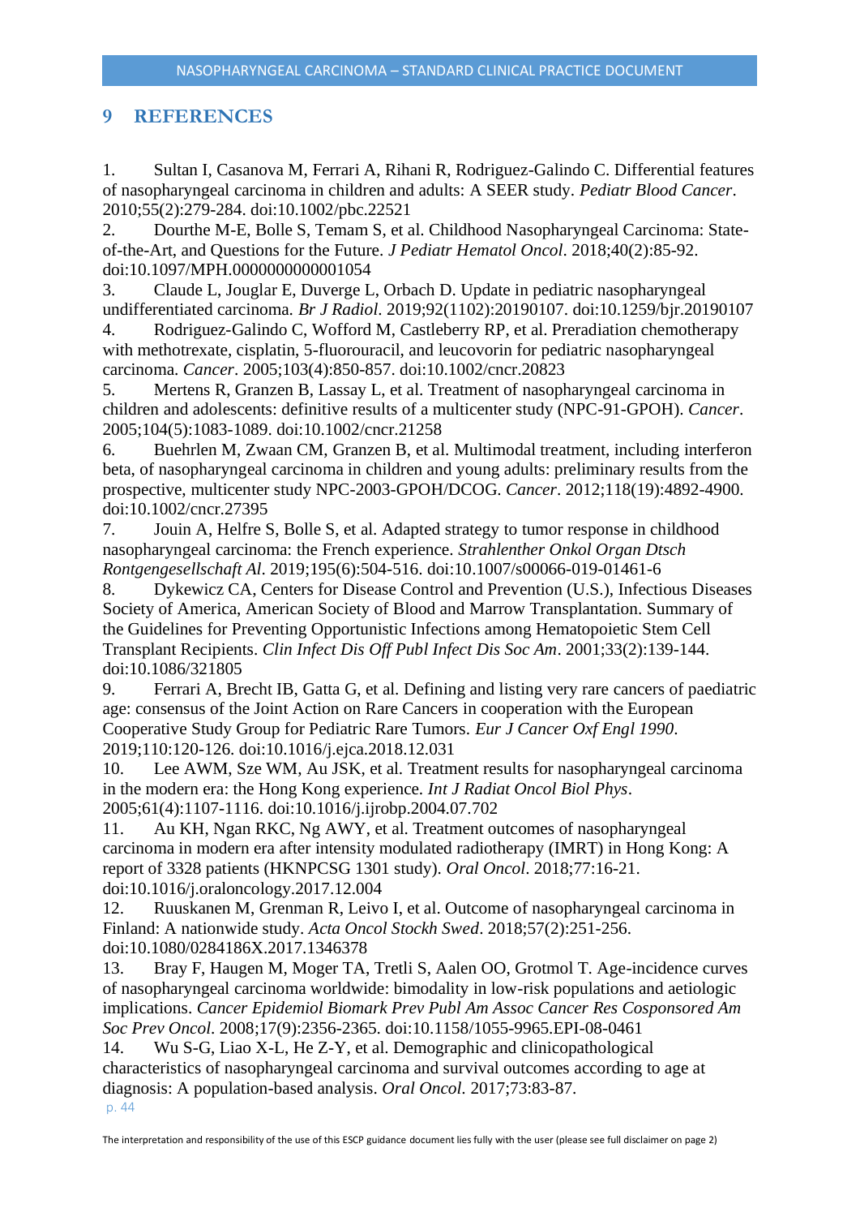## 9 REFERENCES

1. Sultan I, Casanova M, Ferrari A, Rihani R, Rodriguez-Galindo C. Differential features of nasopharyngeal carcinoma in children and adults: A SEER study. *Pediatr Blood Cancer*. 2010;55(2):279-284. doi:10.1002/pbc.22521
2. Dourthe M-E, Bolle S, Temam S, et al. Childhood Nasopharyngeal Carcinoma: State-of-the-Art, and Questions for the Future. *J Pediatr Hematol Oncol*. 2018;40(2):85-92. doi:10.1097/MPH.0000000000001054
3. Claude L, Jouglar E, Duverge L, Orbach D. Update in pediatric nasopharyngeal undifferentiated carcinoma. *Br J Radiol*. 2019;92(1102):20190107. doi:10.1259/bjr.20190107
4. Rodriguez-Galindo C, Wofford M, Castleberry RP, et al. Preradiation chemotherapy with methotrexate, cisplatin, 5-fluorouracil, and leucovorin for pediatric nasopharyngeal carcinoma. *Cancer*. 2005;103(4):850-857. doi:10.1002/cncr.20823
5. Mertens R, Granzen B, Lassay L, et al. Treatment of nasopharyngeal carcinoma in children and adolescents: definitive results of a multicenter study (NPC-91-GPOH). *Cancer*. 2005;104(5):1083-1089. doi:10.1002/cncr.21258
6. Buehrlen M, Zwaan CM, Granzen B, et al. Multimodal treatment, including interferon beta, of nasopharyngeal carcinoma in children and young adults: preliminary results from the prospective, multicenter study NPC-2003-GPOH/DCOG. *Cancer*. 2012;118(19):4892-4900. doi:10.1002/cncr.27395
7. Jouin A, Helfre S, Bolle S, et al. Adapted strategy to tumor response in childhood nasopharyngeal carcinoma: the French experience. *Strahlenther Onkol Organ Dtsch Rontgengesellschaft Al*. 2019;195(6):504-516. doi:10.1007/s00066-019-01461-6
8. Dykewicz CA, Centers for Disease Control and Prevention (U.S.), Infectious Diseases Society of America, American Society of Blood and Marrow Transplantation. Summary of the Guidelines for Preventing Opportunistic Infections among Hematopoietic Stem Cell Transplant Recipients. *Clin Infect Dis Off Publ Infect Dis Soc Am*. 2001;33(2):139-144. doi:10.1086/321805
9. Ferrari A, Brecht IB, Gatta G, et al. Defining and listing very rare cancers of paediatric age: consensus of the Joint Action on Rare Cancers in cooperation with the European Cooperative Study Group for Pediatric Rare Tumors. *Eur J Cancer Oxf Engl 1990*. 2019;110:120-126. doi:10.1016/j.ejca.2018.12.031
10. Lee AWM, Sze WM, Au JSK, et al. Treatment results for nasopharyngeal carcinoma in the modern era: the Hong Kong experience. *Int J Radiat Oncol Biol Phys*. 2005;61(4):1107-1116. doi:10.1016/j.ijrobp.2004.07.702
11. Au KH, Ngan RKC, Ng AWY, et al. Treatment outcomes of nasopharyngeal carcinoma in modern era after intensity modulated radiotherapy (IMRT) in Hong Kong: A report of 3328 patients (HKNPCSG 1301 study). *Oral Oncol*. 2018;77:16-21. doi:10.1016/j.oraloncology.2017.12.004
12. Ruuskanen M, Grenman R, Leivo I, et al. Outcome of nasopharyngeal carcinoma in Finland: A nationwide study. *Acta Oncol Stockh Swed*. 2018;57(2):251-256. doi:10.1080/0284186X.2017.1346378
13. Bray F, Haugen M, Moger TA, Tretli S, Aalen OO, Grotmol T. Age-incidence curves of nasopharyngeal carcinoma worldwide: bimodality in low-risk populations and aetiologic implications. *Cancer Epidemiol Biomark Prev Publ Am Assoc Cancer Res Cosponsored Am Soc Prev Oncol*. 2008;17(9):2356-2365. doi:10.1158/1055-9965.EPI-08-0461
14. Wu S-G, Liao X-L, He Z-Y, et al. Demographic and clinicopathological characteristics of nasopharyngeal carcinoma and survival outcomes according to age at diagnosis: A population-based analysis. *Oral Oncol*. 2017;73:83-87.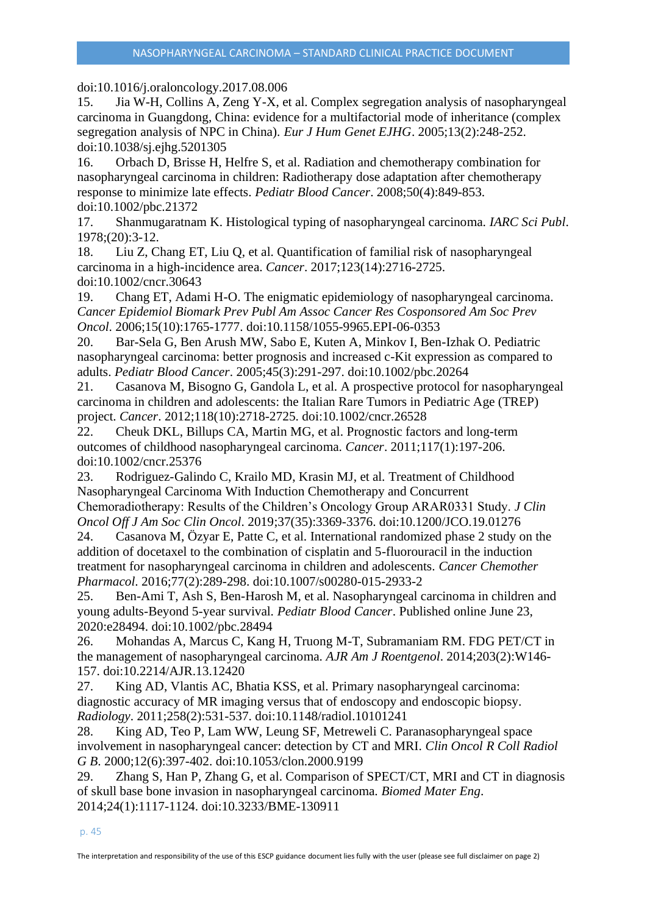doi:10.1016/j.oraloncology.2017.08.006

15. Jia W-H, Collins A, Zeng Y-X, et al. Complex segregation analysis of nasopharyngeal carcinoma in Guangdong, China: evidence for a multifactorial mode of inheritance (complex segregation analysis of NPC in China). *Eur J Hum Genet EJHG*. 2005;13(2):248-252. doi:10.1038/sj.ejhg.5201305

16. Orbach D, Brisse H, Helfre S, et al. Radiation and chemotherapy combination for nasopharyngeal carcinoma in children: Radiotherapy dose adaptation after chemotherapy response to minimize late effects. *Pediatr Blood Cancer*. 2008;50(4):849-853. doi:10.1002/pbc.21372

17. Shanmugaratnam K. Histological typing of nasopharyngeal carcinoma. *IARC Sci Publ*. 1978;(20):3-12.

18. Liu Z, Chang ET, Liu Q, et al. Quantification of familial risk of nasopharyngeal carcinoma in a high-incidence area. *Cancer*. 2017;123(14):2716-2725. doi:10.1002/cncr.30643

19. Chang ET, Adami H-O. The enigmatic epidemiology of nasopharyngeal carcinoma. *Cancer Epidemiol Biomark Prev Publ Am Assoc Cancer Res Cosponsored Am Soc Prev Oncol*. 2006;15(10):1765-1777. doi:10.1158/1055-9965.EPI-06-0353

20. Bar-Sela G, Ben Arush MW, Sabo E, Kuten A, Minkov I, Ben-Izhak O. Pediatric nasopharyngeal carcinoma: better prognosis and increased c-Kit expression as compared to adults. *Pediatr Blood Cancer*. 2005;45(3):291-297. doi:10.1002/pbc.20264

21. Casanova M, Bisogno G, Gandola L, et al. A prospective protocol for nasopharyngeal carcinoma in children and adolescents: the Italian Rare Tumors in Pediatric Age (TREP) project. *Cancer*. 2012;118(10):2718-2725. doi:10.1002/cncr.26528

22. Cheuk DKL, Billups CA, Martin MG, et al. Prognostic factors and long-term outcomes of childhood nasopharyngeal carcinoma. *Cancer*. 2011;117(1):197-206. doi:10.1002/cncr.25376

23. Rodriguez-Galindo C, Krailo MD, Krasin MJ, et al. Treatment of Childhood Nasopharyngeal Carcinoma With Induction Chemotherapy and Concurrent Chemoradiotherapy: Results of the Children's Oncology Group ARAR0331 Study. *J Clin Oncol Off J Am Soc Clin Oncol*. 2019;37(35):3369-3376. doi:10.1200/JCO.19.01276

24. Casanova M, Özyar E, Patte C, et al. International randomized phase 2 study on the addition of docetaxel to the combination of cisplatin and 5-fluorouracil in the induction treatment for nasopharyngeal carcinoma in children and adolescents. *Cancer Chemother Pharmacol*. 2016;77(2):289-298. doi:10.1007/s00280-015-2933-2

25. Ben-Ami T, Ash S, Ben-Harosh M, et al. Nasopharyngeal carcinoma in children and young adults-Beyond 5-year survival. *Pediatr Blood Cancer*. Published online June 23, 2020:e28494. doi:10.1002/pbc.28494

26. Mohandas A, Marcus C, Kang H, Truong M-T, Subramaniam RM. FDG PET/CT in the management of nasopharyngeal carcinoma. *AJR Am J Roentgenol*. 2014;203(2):W146-157. doi:10.2214/AJR.13.12420

27. King AD, Vlantis AC, Bhatia KSS, et al. Primary nasopharyngeal carcinoma: diagnostic accuracy of MR imaging versus that of endoscopy and endoscopic biopsy. *Radiology*. 2011;258(2):531-537. doi:10.1148/radiol.10101241

28. King AD, Teo P, Lam WW, Leung SF, Metreweli C. Paranasopharyngeal space involvement in nasopharyngeal cancer: detection by CT and MRI. *Clin Oncol R Coll Radiol G B*. 2000;12(6):397-402. doi:10.1053/clon.2000.9199

29. Zhang S, Han P, Zhang G, et al. Comparison of SPECT/CT, MRI and CT in diagnosis of skull base bone invasion in nasopharyngeal carcinoma. *Biomed Mater Eng*. 2014;24(1):1117-1124. doi:10.3233/BME-130911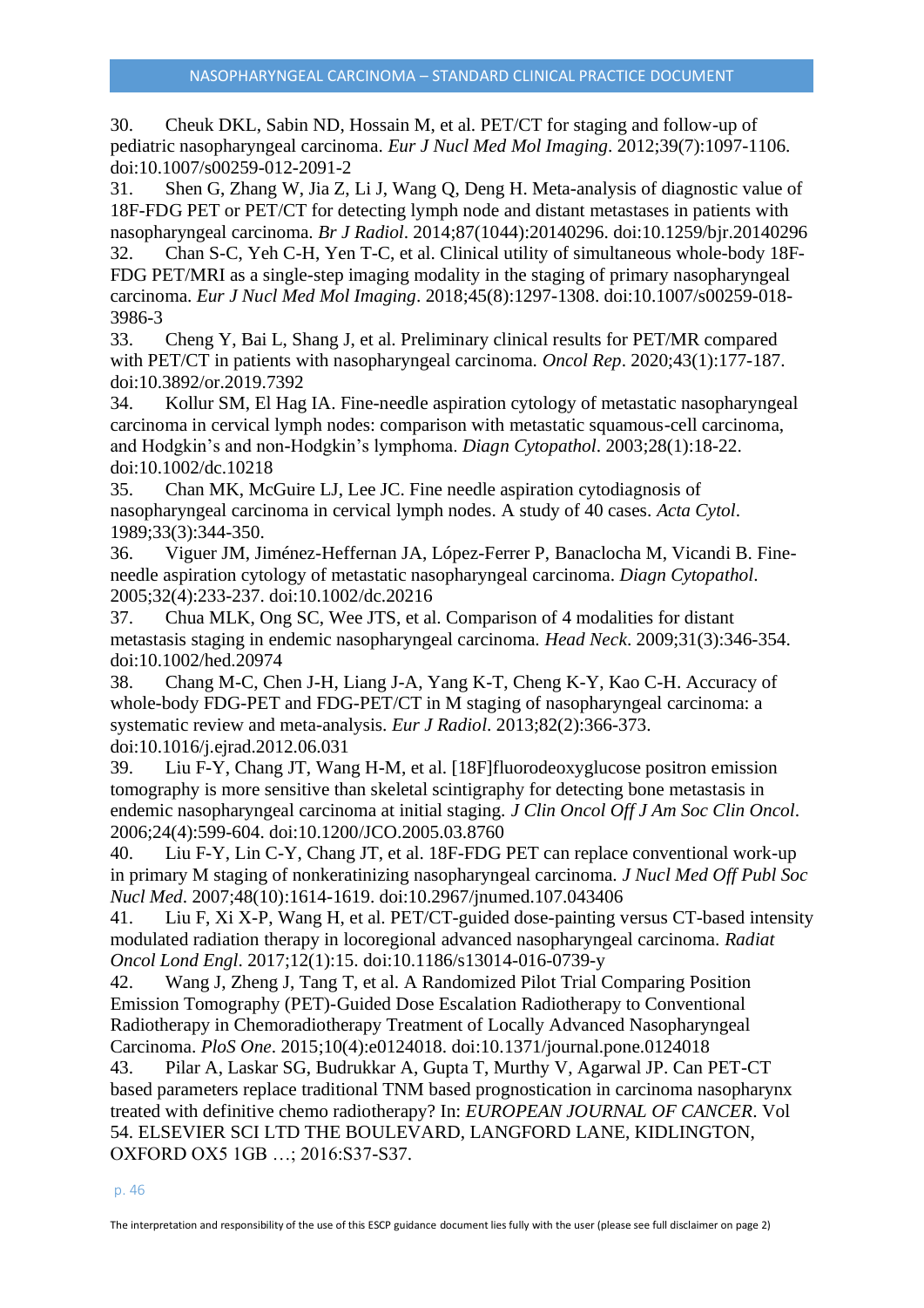30. Cheuk DKL, Sabin ND, Hossain M, et al. PET/CT for staging and follow-up of pediatric nasopharyngeal carcinoma. *Eur J Nucl Med Mol Imaging*. 2012;39(7):1097-1106. doi:10.1007/s00259-012-2091-2

31. Shen G, Zhang W, Jia Z, Li J, Wang Q, Deng H. Meta-analysis of diagnostic value of 18F-FDG PET or PET/CT for detecting lymph node and distant metastases in patients with nasopharyngeal carcinoma. *Br J Radiol*. 2014;87(1044):20140296. doi:10.1259/bjr.20140296

32. Chan S-C, Yeh C-H, Yen T-C, et al. Clinical utility of simultaneous whole-body 18F-FDG PET/MRI as a single-step imaging modality in the staging of primary nasopharyngeal carcinoma. *Eur J Nucl Med Mol Imaging*. 2018;45(8):1297-1308. doi:10.1007/s00259-018-3986-3

33. Cheng Y, Bai L, Shang J, et al. Preliminary clinical results for PET/MR compared with PET/CT in patients with nasopharyngeal carcinoma. *Oncol Rep*. 2020;43(1):177-187. doi:10.3892/or.2019.7392

34. Kollur SM, El Hag IA. Fine-needle aspiration cytology of metastatic nasopharyngeal carcinoma in cervical lymph nodes: comparison with metastatic squamous-cell carcinoma, and Hodgkin's and non-Hodgkin's lymphoma. *Diagn Cytopathol*. 2003;28(1):18-22. doi:10.1002/dc.10218

35. Chan MK, McGuire LJ, Lee JC. Fine needle aspiration cytodiagnosis of nasopharyngeal carcinoma in cervical lymph nodes. A study of 40 cases. *Acta Cytol*. 1989;33(3):344-350.

36. Viguer JM, Jiménez-Heffernan JA, López-Ferrer P, Banaclocha M, Vicandi B. Fine-needle aspiration cytology of metastatic nasopharyngeal carcinoma. *Diagn Cytopathol*. 2005;32(4):233-237. doi:10.1002/dc.20216

37. Chua MLK, Ong SC, Wee JTS, et al. Comparison of 4 modalities for distant metastasis staging in endemic nasopharyngeal carcinoma. *Head Neck*. 2009;31(3):346-354. doi:10.1002/hed.20974

38. Chang M-C, Chen J-H, Liang J-A, Yang K-T, Cheng K-Y, Kao C-H. Accuracy of whole-body FDG-PET and FDG-PET/CT in M staging of nasopharyngeal carcinoma: a systematic review and meta-analysis. *Eur J Radiol*. 2013;82(2):366-373. doi:10.1016/j.ejrad.2012.06.031

39. Liu F-Y, Chang JT, Wang H-M, et al. [18F]fluorodeoxyglucose positron emission tomography is more sensitive than skeletal scintigraphy for detecting bone metastasis in endemic nasopharyngeal carcinoma at initial staging. *J Clin Oncol Off J Am Soc Clin Oncol*. 2006;24(4):599-604. doi:10.1200/JCO.2005.03.8760

40. Liu F-Y, Lin C-Y, Chang JT, et al. 18F-FDG PET can replace conventional work-up in primary M staging of nonkeratinizing nasopharyngeal carcinoma. *J Nucl Med Off Publ Soc Nucl Med*. 2007;48(10):1614-1619. doi:10.2967/jnumed.107.043406

41. Liu F, Xi X-P, Wang H, et al. PET/CT-guided dose-painting versus CT-based intensity modulated radiation therapy in locoregional advanced nasopharyngeal carcinoma. *Radiat Oncol Lond Engl*. 2017;12(1):15. doi:10.1186/s13014-016-0739-y

42. Wang J, Zheng J, Tang T, et al. A Randomized Pilot Trial Comparing Position Emission Tomography (PET)-Guided Dose Escalation Radiotherapy to Conventional Radiotherapy in Chemoradiotherapy Treatment of Locally Advanced Nasopharyngeal Carcinoma. *PloS One*. 2015;10(4):e0124018. doi:10.1371/journal.pone.0124018

43. Pilar A, Laskar SG, Budrukkar A, Gupta T, Murthy V, Agarwal JP. Can PET-CT based parameters replace traditional TNM based prognostication in carcinoma nasopharynx treated with definitive chemo radiotherapy? In: *EUROPEAN JOURNAL OF CANCER*. Vol 54. ELSEVIER SCI LTD THE BOULEVARD, LANGFORD LANE, KIDLINGTON, OXFORD OX5 1GB …; 2016:S37-S37.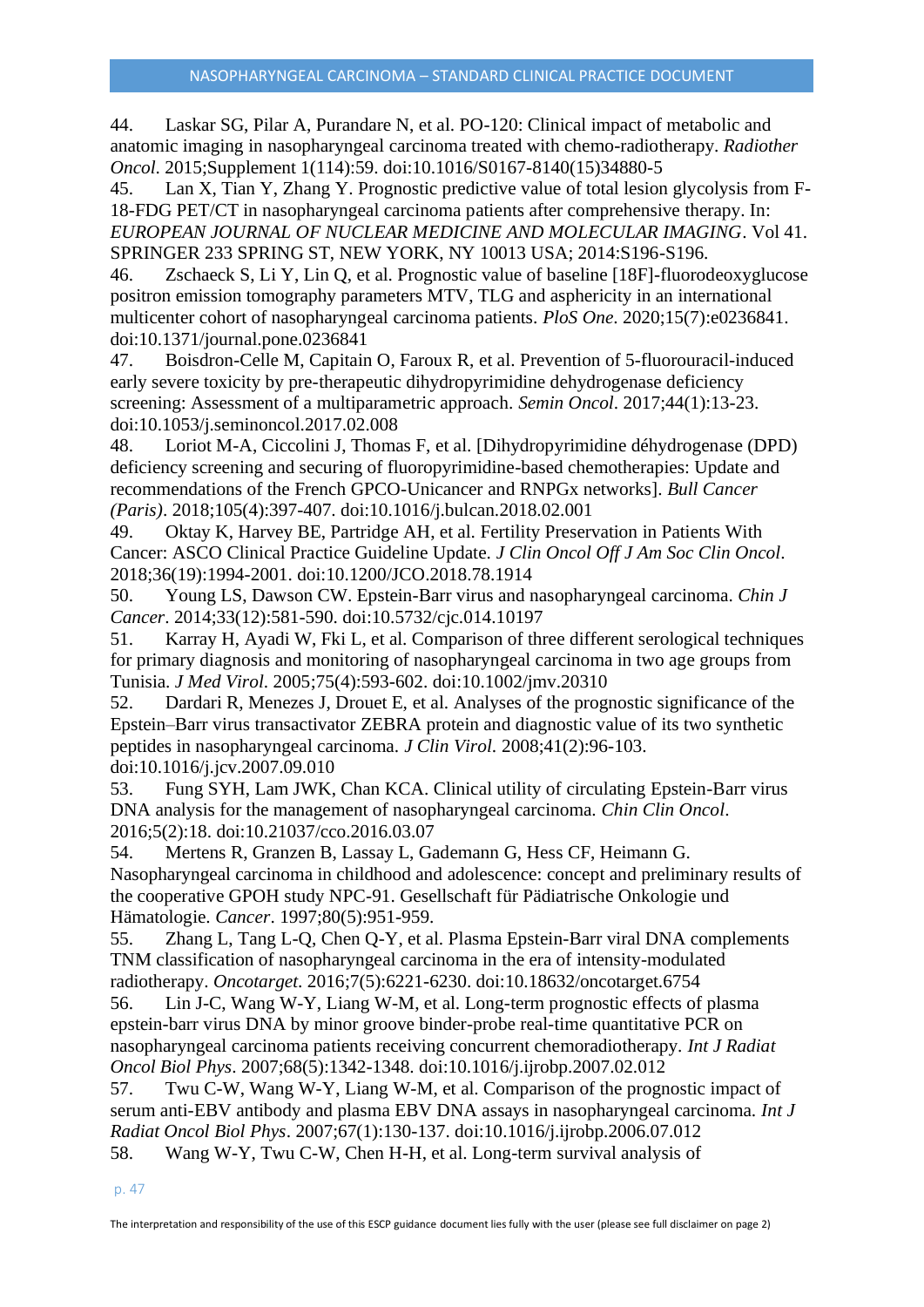44. Laskar SG, Pilar A, Purandare N, et al. PO-120: Clinical impact of metabolic and anatomic imaging in nasopharyngeal carcinoma treated with chemo-radiotherapy. *Radiother Oncol*. 2015;Supplement 1(114):59. doi:10.1016/S0167-8140(15)34880-5

45. Lan X, Tian Y, Zhang Y. Prognostic predictive value of total lesion glycolysis from F-18-FDG PET/CT in nasopharyngeal carcinoma patients after comprehensive therapy. In: *EUROPEAN JOURNAL OF NUCLEAR MEDICINE AND MOLECULAR IMAGING*. Vol 41. SPRINGER 233 SPRING ST, NEW YORK, NY 10013 USA; 2014:S196-S196.

46. Zschaeck S, Li Y, Lin Q, et al. Prognostic value of baseline [18F]-fluorodeoxyglucose positron emission tomography parameters MTV, TLG and asphericity in an international multicenter cohort of nasopharyngeal carcinoma patients. *PloS One*. 2020;15(7):e0236841. doi:10.1371/journal.pone.0236841

47. Boisdron-Celle M, Capitain O, Faroux R, et al. Prevention of 5-fluorouracil-induced early severe toxicity by pre-therapeutic dihydropyrimidine dehydrogenase deficiency screening: Assessment of a multiparametric approach. *Semin Oncol*. 2017;44(1):13-23. doi:10.1053/j.seminoncol.2017.02.008

48. Loriot M-A, Ciccolini J, Thomas F, et al. [Dihydropyrimidine déhydrogenase (DPD) deficiency screening and securing of fluoropyrimidine-based chemotherapies: Update and recommendations of the French GPCO-Unicancer and RNPGx networks]. *Bull Cancer (Paris)*. 2018;105(4):397-407. doi:10.1016/j.bulcan.2018.02.001

49. Oktay K, Harvey BE, Partridge AH, et al. Fertility Preservation in Patients With Cancer: ASCO Clinical Practice Guideline Update. *J Clin Oncol Off J Am Soc Clin Oncol*. 2018;36(19):1994-2001. doi:10.1200/JCO.2018.78.1914

50. Young LS, Dawson CW. Epstein-Barr virus and nasopharyngeal carcinoma. *Chin J Cancer*. 2014;33(12):581-590. doi:10.5732/cjc.014.10197

51. Karray H, Ayadi W, Fki L, et al. Comparison of three different serological techniques for primary diagnosis and monitoring of nasopharyngeal carcinoma in two age groups from Tunisia. *J Med Virol*. 2005;75(4):593-602. doi:10.1002/jmv.20310

52. Dardari R, Menezes J, Drouet E, et al. Analyses of the prognostic significance of the Epstein–Barr virus transactivator ZEBRA protein and diagnostic value of its two synthetic peptides in nasopharyngeal carcinoma. *J Clin Virol*. 2008;41(2):96-103. doi:10.1016/j.jcv.2007.09.010

53. Fung SYH, Lam JWK, Chan KCA. Clinical utility of circulating Epstein-Barr virus DNA analysis for the management of nasopharyngeal carcinoma. *Chin Clin Oncol*. 2016;5(2):18. doi:10.21037/cco.2016.03.07

54. Mertens R, Granzen B, Lassay L, Gademann G, Hess CF, Heimann G. Nasopharyngeal carcinoma in childhood and adolescence: concept and preliminary results of the cooperative GPOH study NPC-91. Gesellschaft für Pädiatrische Onkologie und Hämatologie. *Cancer*. 1997;80(5):951-959.

55. Zhang L, Tang L-Q, Chen Q-Y, et al. Plasma Epstein-Barr viral DNA complements TNM classification of nasopharyngeal carcinoma in the era of intensity-modulated radiotherapy. *Oncotarget*. 2016;7(5):6221-6230. doi:10.18632/oncotarget.6754

56. Lin J-C, Wang W-Y, Liang W-M, et al. Long-term prognostic effects of plasma epstein-barr virus DNA by minor groove binder-probe real-time quantitative PCR on nasopharyngeal carcinoma patients receiving concurrent chemoradiotherapy. *Int J Radiat Oncol Biol Phys*. 2007;68(5):1342-1348. doi:10.1016/j.ijrobp.2007.02.012

57. Twu C-W, Wang W-Y, Liang W-M, et al. Comparison of the prognostic impact of serum anti-EBV antibody and plasma EBV DNA assays in nasopharyngeal carcinoma. *Int J Radiat Oncol Biol Phys*. 2007;67(1):130-137. doi:10.1016/j.ijrobp.2006.07.012

58. Wang W-Y, Twu C-W, Chen H-H, et al. Long-term survival analysis of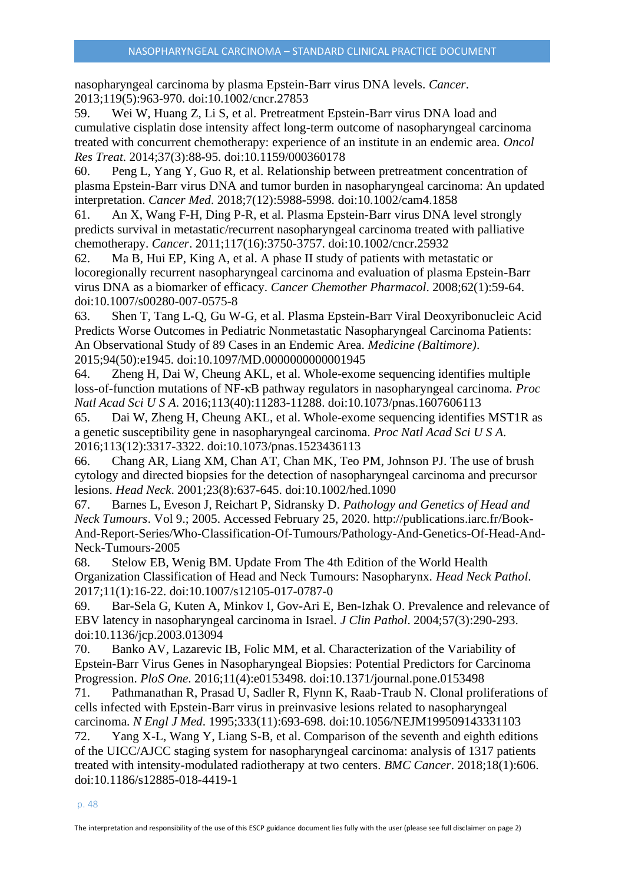nasopharyngeal carcinoma by plasma Epstein-Barr virus DNA levels. *Cancer*. 2013;119(5):963-970. doi:10.1002/cncr.27853

59. Wei W, Huang Z, Li S, et al. Pretreatment Epstein-Barr virus DNA load and cumulative cisplatin dose intensity affect long-term outcome of nasopharyngeal carcinoma treated with concurrent chemotherapy: experience of an institute in an endemic area. *Oncol Res Treat*. 2014;37(3):88-95. doi:10.1159/000360178

60. Peng L, Yang Y, Guo R, et al. Relationship between pretreatment concentration of plasma Epstein-Barr virus DNA and tumor burden in nasopharyngeal carcinoma: An updated interpretation. *Cancer Med*. 2018;7(12):5988-5998. doi:10.1002/cam4.1858

61. An X, Wang F-H, Ding P-R, et al. Plasma Epstein-Barr virus DNA level strongly predicts survival in metastatic/recurrent nasopharyngeal carcinoma treated with palliative chemotherapy. *Cancer*. 2011;117(16):3750-3757. doi:10.1002/cncr.25932

62. Ma B, Hui EP, King A, et al. A phase II study of patients with metastatic or locoregionally recurrent nasopharyngeal carcinoma and evaluation of plasma Epstein-Barr virus DNA as a biomarker of efficacy. *Cancer Chemother Pharmacol*. 2008;62(1):59-64. doi:10.1007/s00280-007-0575-8

63. Shen T, Tang L-Q, Gu W-G, et al. Plasma Epstein-Barr Viral Deoxyribonucleic Acid Predicts Worse Outcomes in Pediatric Nonmetastatic Nasopharyngeal Carcinoma Patients: An Observational Study of 89 Cases in an Endemic Area. *Medicine (Baltimore)*. 2015;94(50):e1945. doi:10.1097/MD.0000000000001945

64. Zheng H, Dai W, Cheung AKL, et al. Whole-exome sequencing identifies multiple loss-of-function mutations of NF-κB pathway regulators in nasopharyngeal carcinoma. *Proc Natl Acad Sci U S A*. 2016;113(40):11283-11288. doi:10.1073/pnas.1607606113

65. Dai W, Zheng H, Cheung AKL, et al. Whole-exome sequencing identifies MST1R as a genetic susceptibility gene in nasopharyngeal carcinoma. *Proc Natl Acad Sci U S A*. 2016;113(12):3317-3322. doi:10.1073/pnas.1523436113

66. Chang AR, Liang XM, Chan AT, Chan MK, Teo PM, Johnson PJ. The use of brush cytology and directed biopsies for the detection of nasopharyngeal carcinoma and precursor lesions. *Head Neck*. 2001;23(8):637-645. doi:10.1002/hed.1090

67. Barnes L, Eveson J, Reichart P, Sidransky D. *Pathology and Genetics of Head and Neck Tumours*. Vol 9.; 2005. Accessed February 25, 2020. http://publications.iarc.fr/Book-And-Report-Series/Who-Classification-Of-Tumours/Pathology-And-Genetics-Of-Head-And-Neck-Tumours-2005

68. Stelow EB, Wenig BM. Update From The 4th Edition of the World Health Organization Classification of Head and Neck Tumours: Nasopharynx. *Head Neck Pathol*. 2017;11(1):16-22. doi:10.1007/s12105-017-0787-0

69. Bar-Sela G, Kuten A, Minkov I, Gov-Ari E, Ben-Izhak O. Prevalence and relevance of EBV latency in nasopharyngeal carcinoma in Israel. *J Clin Pathol*. 2004;57(3):290-293. doi:10.1136/jcp.2003.013094

70. Banko AV, Lazarevic IB, Folic MM, et al. Characterization of the Variability of Epstein-Barr Virus Genes in Nasopharyngeal Biopsies: Potential Predictors for Carcinoma Progression. *PloS One*. 2016;11(4):e0153498. doi:10.1371/journal.pone.0153498

71. Pathmanathan R, Prasad U, Sadler R, Flynn K, Raab-Traub N. Clonal proliferations of cells infected with Epstein-Barr virus in preinvasive lesions related to nasopharyngeal carcinoma. *N Engl J Med*. 1995;333(11):693-698. doi:10.1056/NEJM199509143331103

72. Yang X-L, Wang Y, Liang S-B, et al. Comparison of the seventh and eighth editions of the UICC/AJCC staging system for nasopharyngeal carcinoma: analysis of 1317 patients treated with intensity-modulated radiotherapy at two centers. *BMC Cancer*. 2018;18(1):606. doi:10.1186/s12885-018-4419-1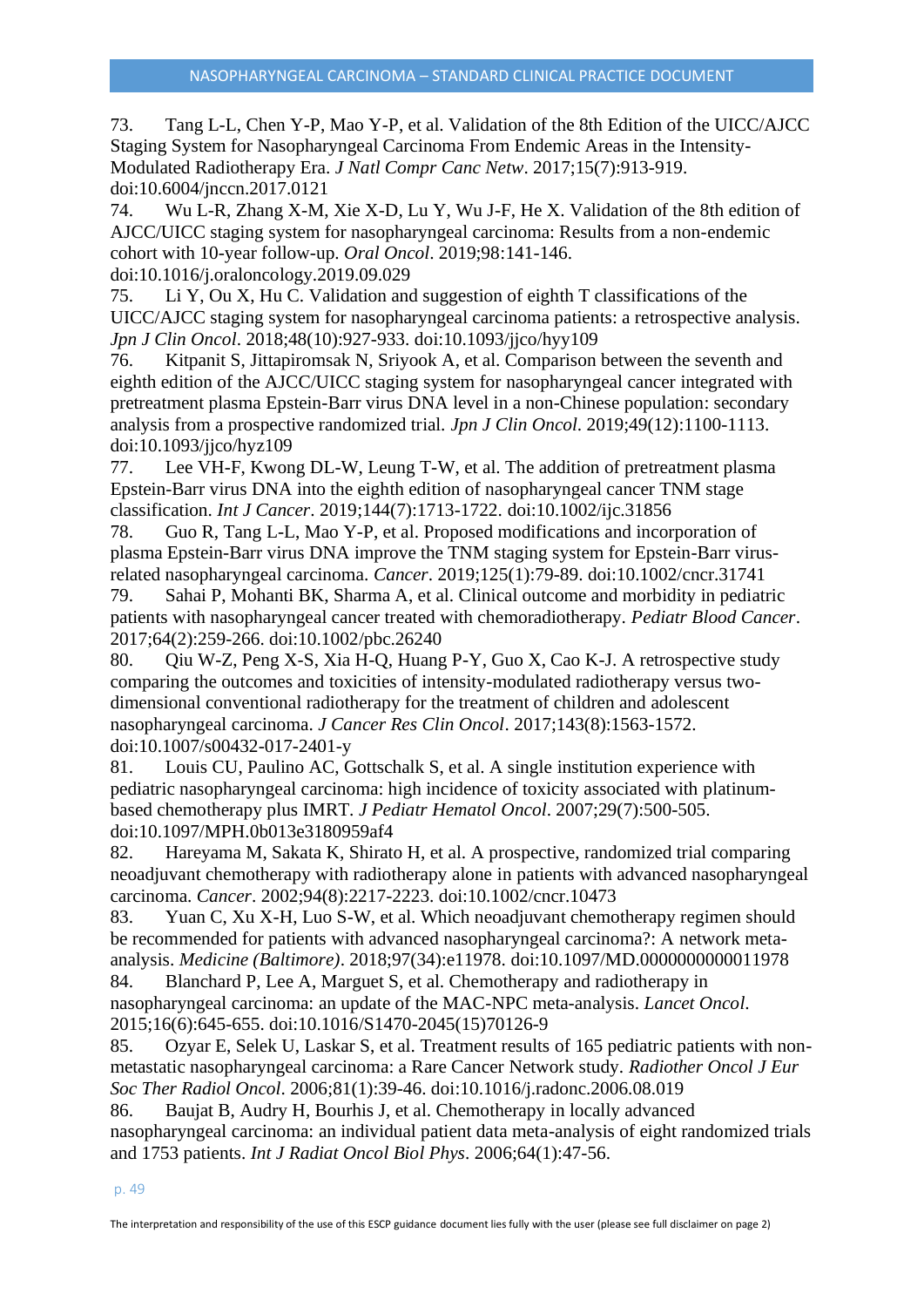73. Tang L-L, Chen Y-P, Mao Y-P, et al. Validation of the 8th Edition of the UICC/AJCC Staging System for Nasopharyngeal Carcinoma From Endemic Areas in the Intensity-Modulated Radiotherapy Era. *J Natl Compr Canc Netw*. 2017;15(7):913-919. doi:10.6004/jnccn.2017.0121

74. Wu L-R, Zhang X-M, Xie X-D, Lu Y, Wu J-F, He X. Validation of the 8th edition of AJCC/UICC staging system for nasopharyngeal carcinoma: Results from a non-endemic cohort with 10-year follow-up. *Oral Oncol*. 2019;98:141-146. doi:10.1016/j.oraloncology.2019.09.029

75. Li Y, Ou X, Hu C. Validation and suggestion of eighth T classifications of the UICC/AJCC staging system for nasopharyngeal carcinoma patients: a retrospective analysis. *Jpn J Clin Oncol*. 2018;48(10):927-933. doi:10.1093/jjco/hyy109

76. Kitpanit S, Jittapiromsak N, Sriyook A, et al. Comparison between the seventh and eighth edition of the AJCC/UICC staging system for nasopharyngeal cancer integrated with pretreatment plasma Epstein-Barr virus DNA level in a non-Chinese population: secondary analysis from a prospective randomized trial. *Jpn J Clin Oncol*. 2019;49(12):1100-1113. doi:10.1093/jjco/hyz109

77. Lee VH-F, Kwong DL-W, Leung T-W, et al. The addition of pretreatment plasma Epstein-Barr virus DNA into the eighth edition of nasopharyngeal cancer TNM stage classification. *Int J Cancer*. 2019;144(7):1713-1722. doi:10.1002/ijc.31856

78. Guo R, Tang L-L, Mao Y-P, et al. Proposed modifications and incorporation of plasma Epstein-Barr virus DNA improve the TNM staging system for Epstein-Barr virus-related nasopharyngeal carcinoma. *Cancer*. 2019;125(1):79-89. doi:10.1002/cncr.31741

79. Sahai P, Mohanti BK, Sharma A, et al. Clinical outcome and morbidity in pediatric patients with nasopharyngeal cancer treated with chemoradiotherapy. *Pediatr Blood Cancer*. 2017;64(2):259-266. doi:10.1002/pbc.26240

80. Qiu W-Z, Peng X-S, Xia H-Q, Huang P-Y, Guo X, Cao K-J. A retrospective study comparing the outcomes and toxicities of intensity-modulated radiotherapy versus two-dimensional conventional radiotherapy for the treatment of children and adolescent nasopharyngeal carcinoma. *J Cancer Res Clin Oncol*. 2017;143(8):1563-1572. doi:10.1007/s00432-017-2401-y

81. Louis CU, Paulino AC, Gottschalk S, et al. A single institution experience with pediatric nasopharyngeal carcinoma: high incidence of toxicity associated with platinum-based chemotherapy plus IMRT. *J Pediatr Hematol Oncol*. 2007;29(7):500-505. doi:10.1097/MPH.0b013e3180959af4

82. Hareyama M, Sakata K, Shirato H, et al. A prospective, randomized trial comparing neoadjuvant chemotherapy with radiotherapy alone in patients with advanced nasopharyngeal carcinoma. *Cancer*. 2002;94(8):2217-2223. doi:10.1002/cncr.10473

83. Yuan C, Xu X-H, Luo S-W, et al. Which neoadjuvant chemotherapy regimen should be recommended for patients with advanced nasopharyngeal carcinoma?: A network meta-analysis. *Medicine (Baltimore)*. 2018;97(34):e11978. doi:10.1097/MD.0000000000011978

84. Blanchard P, Lee A, Marguet S, et al. Chemotherapy and radiotherapy in nasopharyngeal carcinoma: an update of the MAC-NPC meta-analysis. *Lancet Oncol*. 2015;16(6):645-655. doi:10.1016/S1470-2045(15)70126-9

85. Ozyar E, Selek U, Laskar S, et al. Treatment results of 165 pediatric patients with non-metastatic nasopharyngeal carcinoma: a Rare Cancer Network study. *Radiother Oncol J Eur Soc Ther Radiol Oncol*. 2006;81(1):39-46. doi:10.1016/j.radonc.2006.08.019

86. Baujat B, Audry H, Bourhis J, et al. Chemotherapy in locally advanced nasopharyngeal carcinoma: an individual patient data meta-analysis of eight randomized trials and 1753 patients. *Int J Radiat Oncol Biol Phys*. 2006;64(1):47-56.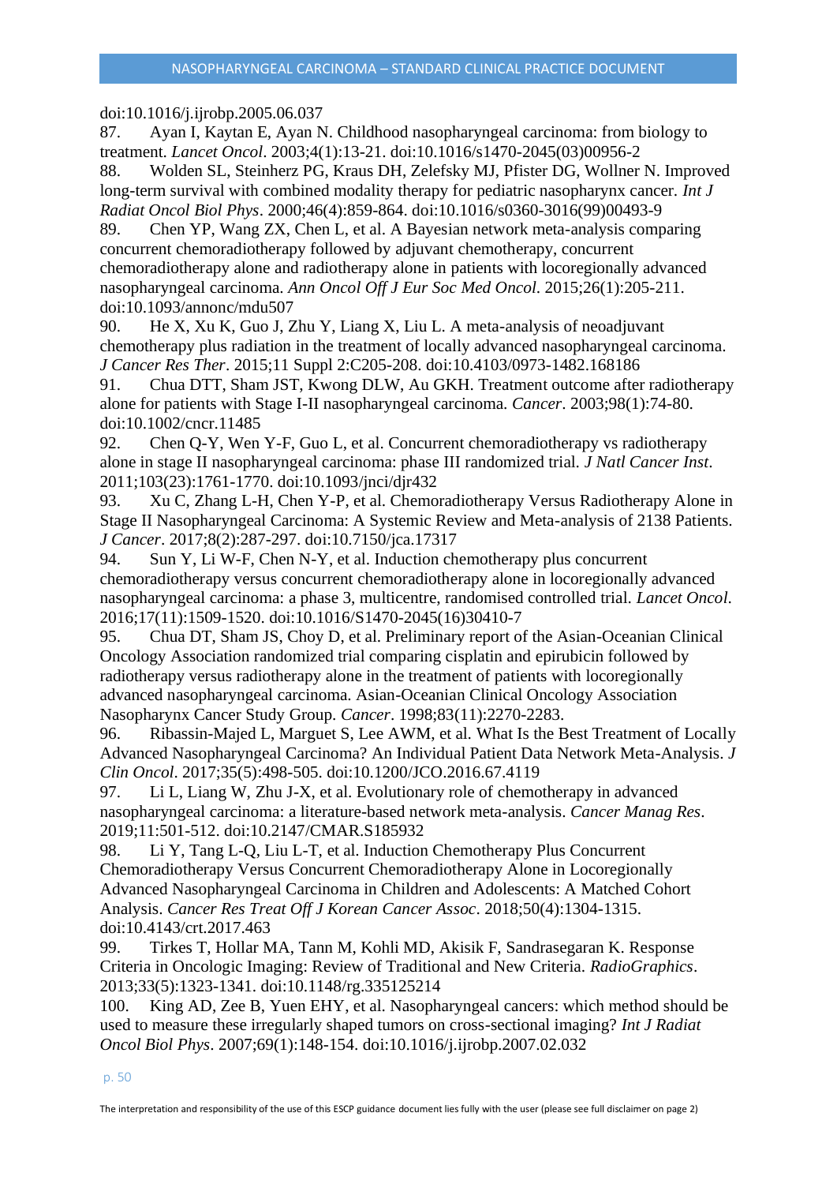doi:10.1016/j.ijrobp.2005.06.037

87. Ayan I, Kaytan E, Ayan N. Childhood nasopharyngeal carcinoma: from biology to treatment. *Lancet Oncol*. 2003;4(1):13-21. doi:10.1016/s1470-2045(03)00956-2

88. Wolden SL, Steinherz PG, Kraus DH, Zelefsky MJ, Pfister DG, Wollner N. Improved long-term survival with combined modality therapy for pediatric nasopharynx cancer. *Int J Radiat Oncol Biol Phys*. 2000;46(4):859-864. doi:10.1016/s0360-3016(99)00493-9

89. Chen YP, Wang ZX, Chen L, et al. A Bayesian network meta-analysis comparing concurrent chemoradiotherapy followed by adjuvant chemotherapy, concurrent chemoradiotherapy alone and radiotherapy alone in patients with locoregionally advanced nasopharyngeal carcinoma. *Ann Oncol Off J Eur Soc Med Oncol*. 2015;26(1):205-211. doi:10.1093/annonc/mdu507

90. He X, Xu K, Guo J, Zhu Y, Liang X, Liu L. A meta-analysis of neoadjuvant chemotherapy plus radiation in the treatment of locally advanced nasopharyngeal carcinoma. *J Cancer Res Ther*. 2015;11 Suppl 2:C205-208. doi:10.4103/0973-1482.168186

91. Chua DTT, Sham JST, Kwong DLW, Au GKH. Treatment outcome after radiotherapy alone for patients with Stage I-II nasopharyngeal carcinoma. *Cancer*. 2003;98(1):74-80. doi:10.1002/cncr.11485

92. Chen Q-Y, Wen Y-F, Guo L, et al. Concurrent chemoradiotherapy vs radiotherapy alone in stage II nasopharyngeal carcinoma: phase III randomized trial. *J Natl Cancer Inst*. 2011;103(23):1761-1770. doi:10.1093/jnci/djr432

93. Xu C, Zhang L-H, Chen Y-P, et al. Chemoradiotherapy Versus Radiotherapy Alone in Stage II Nasopharyngeal Carcinoma: A Systemic Review and Meta-analysis of 2138 Patients. *J Cancer*. 2017;8(2):287-297. doi:10.7150/jca.17317

94. Sun Y, Li W-F, Chen N-Y, et al. Induction chemotherapy plus concurrent chemoradiotherapy versus concurrent chemoradiotherapy alone in locoregionally advanced nasopharyngeal carcinoma: a phase 3, multicentre, randomised controlled trial. *Lancet Oncol*. 2016;17(11):1509-1520. doi:10.1016/S1470-2045(16)30410-7

95. Chua DT, Sham JS, Choy D, et al. Preliminary report of the Asian-Oceanian Clinical Oncology Association randomized trial comparing cisplatin and epirubicin followed by radiotherapy versus radiotherapy alone in the treatment of patients with locoregionally advanced nasopharyngeal carcinoma. Asian-Oceanian Clinical Oncology Association Nasopharynx Cancer Study Group. *Cancer*. 1998;83(11):2270-2283.

96. Ribassin-Majed L, Marguet S, Lee AWM, et al. What Is the Best Treatment of Locally Advanced Nasopharyngeal Carcinoma? An Individual Patient Data Network Meta-Analysis. *J Clin Oncol*. 2017;35(5):498-505. doi:10.1200/JCO.2016.67.4119

97. Li L, Liang W, Zhu J-X, et al. Evolutionary role of chemotherapy in advanced nasopharyngeal carcinoma: a literature-based network meta-analysis. *Cancer Manag Res*. 2019;11:501-512. doi:10.2147/CMAR.S185932

98. Li Y, Tang L-Q, Liu L-T, et al. Induction Chemotherapy Plus Concurrent Chemoradiotherapy Versus Concurrent Chemoradiotherapy Alone in Locoregionally Advanced Nasopharyngeal Carcinoma in Children and Adolescents: A Matched Cohort Analysis. *Cancer Res Treat Off J Korean Cancer Assoc*. 2018;50(4):1304-1315. doi:10.4143/crt.2017.463

99. Tirkes T, Hollar MA, Tann M, Kohli MD, Akisik F, Sandrasegaran K. Response Criteria in Oncologic Imaging: Review of Traditional and New Criteria. *RadioGraphics*. 2013;33(5):1323-1341. doi:10.1148/rg.335125214

100. King AD, Zee B, Yuen EHY, et al. Nasopharyngeal cancers: which method should be used to measure these irregularly shaped tumors on cross-sectional imaging? *Int J Radiat Oncol Biol Phys*. 2007;69(1):148-154. doi:10.1016/j.ijrobp.2007.02.032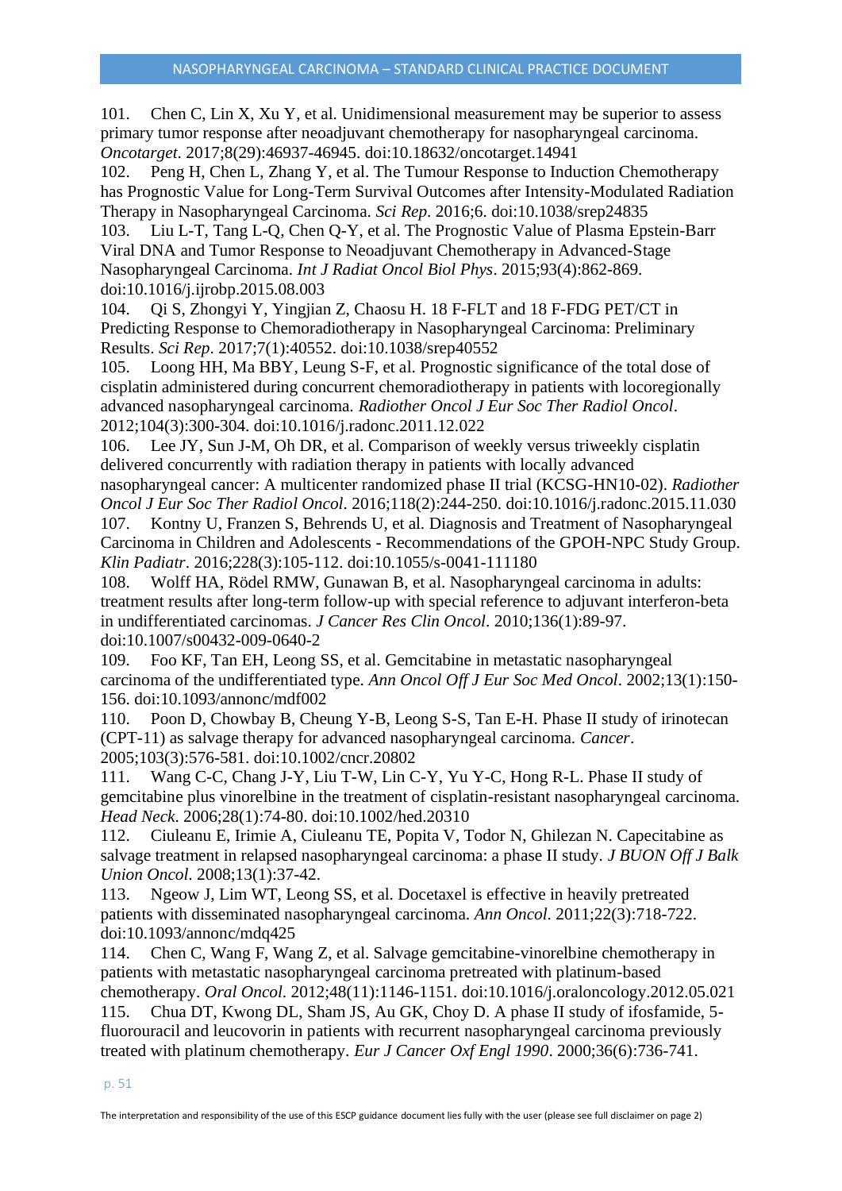101. Chen C, Lin X, Xu Y, et al. Unidimensional measurement may be superior to assess primary tumor response after neoadjuvant chemotherapy for nasopharyngeal carcinoma. *Oncotarget*. 2017;8(29):46937-46945. doi:10.18632/oncotarget.14941

102. Peng H, Chen L, Zhang Y, et al. The Tumour Response to Induction Chemotherapy has Prognostic Value for Long-Term Survival Outcomes after Intensity-Modulated Radiation Therapy in Nasopharyngeal Carcinoma. *Sci Rep*. 2016;6. doi:10.1038/srep24835

103. Liu L-T, Tang L-Q, Chen Q-Y, et al. The Prognostic Value of Plasma Epstein-Barr Viral DNA and Tumor Response to Neoadjuvant Chemotherapy in Advanced-Stage Nasopharyngeal Carcinoma. *Int J Radiat Oncol Biol Phys*. 2015;93(4):862-869. doi:10.1016/j.ijrobp.2015.08.003

104. Qi S, Zhongyi Y, Yingjian Z, Chaosu H. 18 F-FLT and 18 F-FDG PET/CT in Predicting Response to Chemoradiotherapy in Nasopharyngeal Carcinoma: Preliminary Results. *Sci Rep*. 2017;7(1):40552. doi:10.1038/srep40552

105. Loong HH, Ma BBY, Leung S-F, et al. Prognostic significance of the total dose of cisplatin administered during concurrent chemoradiotherapy in patients with locoregionally advanced nasopharyngeal carcinoma. *Radiother Oncol J Eur Soc Ther Radiol Oncol*. 2012;104(3):300-304. doi:10.1016/j.radonc.2011.12.022

106. Lee JY, Sun J-M, Oh DR, et al. Comparison of weekly versus triweekly cisplatin delivered concurrently with radiation therapy in patients with locally advanced nasopharyngeal cancer: A multicenter randomized phase II trial (KCSG-HN10-02). *Radiother Oncol J Eur Soc Ther Radiol Oncol*. 2016;118(2):244-250. doi:10.1016/j.radonc.2015.11.030

107. Kontny U, Franzen S, Behrends U, et al. Diagnosis and Treatment of Nasopharyngeal Carcinoma in Children and Adolescents - Recommendations of the GPOH-NPC Study Group. *Klin Padiatr*. 2016;228(3):105-112. doi:10.1055/s-0041-111180

108. Wolff HA, Rödel RMW, Gunawan B, et al. Nasopharyngeal carcinoma in adults: treatment results after long-term follow-up with special reference to adjuvant interferon-beta in undifferentiated carcinomas. *J Cancer Res Clin Oncol*. 2010;136(1):89-97. doi:10.1007/s00432-009-0640-2

109. Foo KF, Tan EH, Leong SS, et al. Gemcitabine in metastatic nasopharyngeal carcinoma of the undifferentiated type. *Ann Oncol Off J Eur Soc Med Oncol*. 2002;13(1):150-156. doi:10.1093/annonc/mdf002

110. Poon D, Chowbay B, Cheung Y-B, Leong S-S, Tan E-H. Phase II study of irinotecan (CPT-11) as salvage therapy for advanced nasopharyngeal carcinoma. *Cancer*. 2005;103(3):576-581. doi:10.1002/cncr.20802

111. Wang C-C, Chang J-Y, Liu T-W, Lin C-Y, Yu Y-C, Hong R-L. Phase II study of gemcitabine plus vinorelbine in the treatment of cisplatin-resistant nasopharyngeal carcinoma. *Head Neck*. 2006;28(1):74-80. doi:10.1002/hed.20310

112. Ciuleanu E, Irimie A, Ciuleanu TE, Popita V, Todor N, Ghilezan N. Capecitabine as salvage treatment in relapsed nasopharyngeal carcinoma: a phase II study. *J BUON Off J Balk Union Oncol*. 2008;13(1):37-42.

113. Ngeow J, Lim WT, Leong SS, et al. Docetaxel is effective in heavily pretreated patients with disseminated nasopharyngeal carcinoma. *Ann Oncol*. 2011;22(3):718-722. doi:10.1093/annonc/mdq425

114. Chen C, Wang F, Wang Z, et al. Salvage gemcitabine-vinorelbine chemotherapy in patients with metastatic nasopharyngeal carcinoma pretreated with platinum-based chemotherapy. *Oral Oncol*. 2012;48(11):1146-1151. doi:10.1016/j.oraloncology.2012.05.021

115. Chua DT, Kwong DL, Sham JS, Au GK, Choy D. A phase II study of ifosfamide, 5-fluorouracil and leucovorin in patients with recurrent nasopharyngeal carcinoma previously treated with platinum chemotherapy. *Eur J Cancer Oxf Engl 1990*. 2000;36(6):736-741.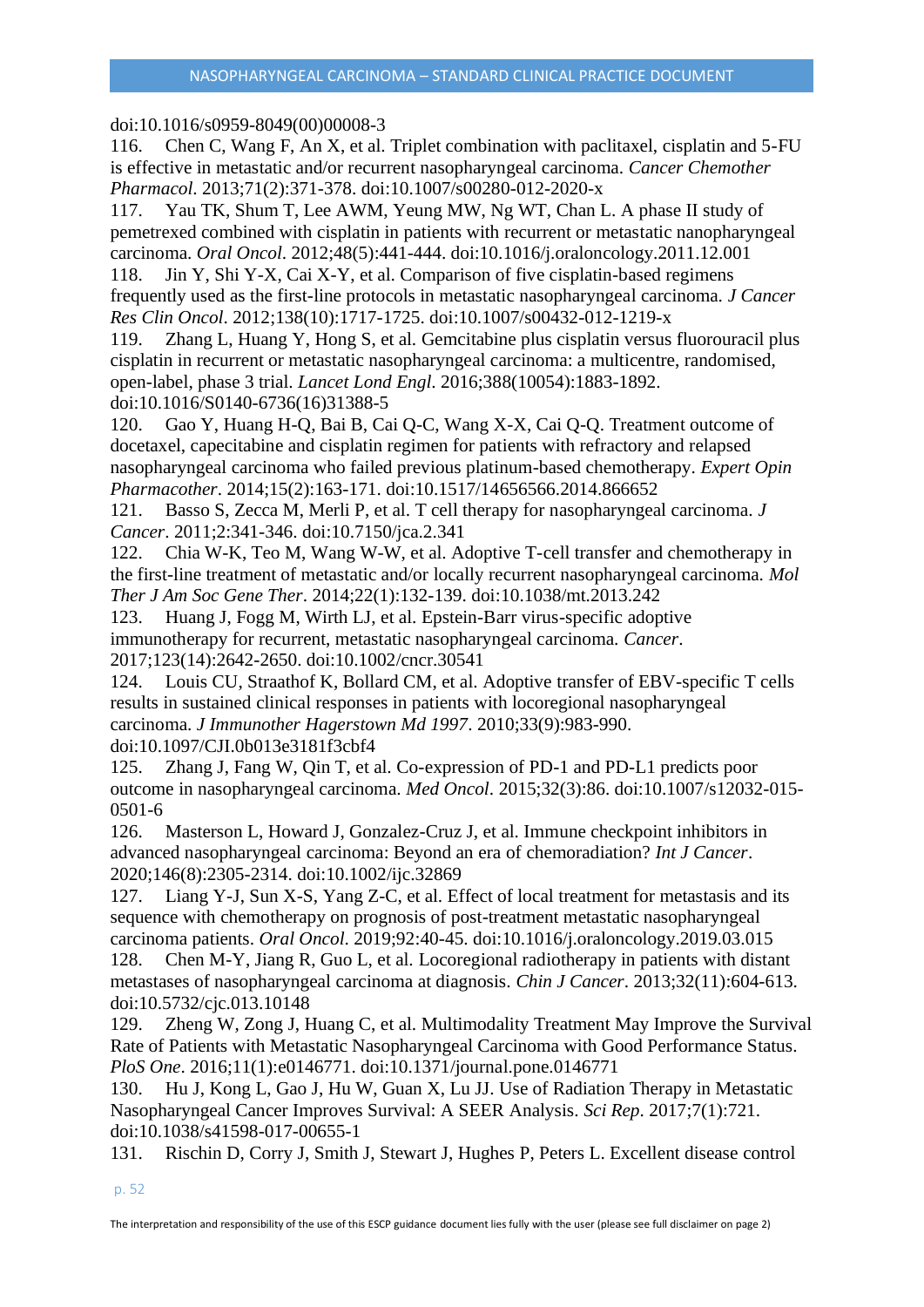doi:10.1016/s0959-8049(00)00008-3

116. Chen C, Wang F, An X, et al. Triplet combination with paclitaxel, cisplatin and 5-FU is effective in metastatic and/or recurrent nasopharyngeal carcinoma. *Cancer Chemother Pharmacol*. 2013;71(2):371-378. doi:10.1007/s00280-012-2020-x

117. Yau TK, Shum T, Lee AWM, Yeung MW, Ng WT, Chan L. A phase II study of pemetrexed combined with cisplatin in patients with recurrent or metastatic nanopharyngeal carcinoma. *Oral Oncol*. 2012;48(5):441-444. doi:10.1016/j.oraloncology.2011.12.001

118. Jin Y, Shi Y-X, Cai X-Y, et al. Comparison of five cisplatin-based regimens frequently used as the first-line protocols in metastatic nasopharyngeal carcinoma. *J Cancer Res Clin Oncol*. 2012;138(10):1717-1725. doi:10.1007/s00432-012-1219-x

119. Zhang L, Huang Y, Hong S, et al. Gemcitabine plus cisplatin versus fluorouracil plus cisplatin in recurrent or metastatic nasopharyngeal carcinoma: a multicentre, randomised, open-label, phase 3 trial. *Lancet Lond Engl*. 2016;388(10054):1883-1892. doi:10.1016/S0140-6736(16)31388-5

120. Gao Y, Huang H-Q, Bai B, Cai Q-C, Wang X-X, Cai Q-Q. Treatment outcome of docetaxel, capecitabine and cisplatin regimen for patients with refractory and relapsed nasopharyngeal carcinoma who failed previous platinum-based chemotherapy. *Expert Opin Pharmacother*. 2014;15(2):163-171. doi:10.1517/14656566.2014.866652

121. Basso S, Zecca M, Merli P, et al. T cell therapy for nasopharyngeal carcinoma. *J Cancer*. 2011;2:341-346. doi:10.7150/jca.2.341

122. Chia W-K, Teo M, Wang W-W, et al. Adoptive T-cell transfer and chemotherapy in the first-line treatment of metastatic and/or locally recurrent nasopharyngeal carcinoma. *Mol Ther J Am Soc Gene Ther*. 2014;22(1):132-139. doi:10.1038/mt.2013.242

123. Huang J, Fogg M, Wirth LJ, et al. Epstein-Barr virus-specific adoptive immunotherapy for recurrent, metastatic nasopharyngeal carcinoma. *Cancer*. 2017;123(14):2642-2650. doi:10.1002/cncr.30541

124. Louis CU, Straathof K, Bollard CM, et al. Adoptive transfer of EBV-specific T cells results in sustained clinical responses in patients with locoregional nasopharyngeal carcinoma. *J Immunother Hagerstown Md 1997*. 2010;33(9):983-990. doi:10.1097/CJI.0b013e3181f3cbf4

125. Zhang J, Fang W, Qin T, et al. Co-expression of PD-1 and PD-L1 predicts poor outcome in nasopharyngeal carcinoma. *Med Oncol*. 2015;32(3):86. doi:10.1007/s12032-015-0501-6

126. Masterson L, Howard J, Gonzalez-Cruz J, et al. Immune checkpoint inhibitors in advanced nasopharyngeal carcinoma: Beyond an era of chemoradiation? *Int J Cancer*. 2020;146(8):2305-2314. doi:10.1002/ijc.32869

127. Liang Y-J, Sun X-S, Yang Z-C, et al. Effect of local treatment for metastasis and its sequence with chemotherapy on prognosis of post-treatment metastatic nasopharyngeal carcinoma patients. *Oral Oncol*. 2019;92:40-45. doi:10.1016/j.oraloncology.2019.03.015

128. Chen M-Y, Jiang R, Guo L, et al. Locoregional radiotherapy in patients with distant metastases of nasopharyngeal carcinoma at diagnosis. *Chin J Cancer*. 2013;32(11):604-613. doi:10.5732/cjc.013.10148

129. Zheng W, Zong J, Huang C, et al. Multimodality Treatment May Improve the Survival Rate of Patients with Metastatic Nasopharyngeal Carcinoma with Good Performance Status. *PloS One*. 2016;11(1):e0146771. doi:10.1371/journal.pone.0146771

130. Hu J, Kong L, Gao J, Hu W, Guan X, Lu JJ. Use of Radiation Therapy in Metastatic Nasopharyngeal Cancer Improves Survival: A SEER Analysis. *Sci Rep*. 2017;7(1):721. doi:10.1038/s41598-017-00655-1

131. Rischin D, Corry J, Smith J, Stewart J, Hughes P, Peters L. Excellent disease control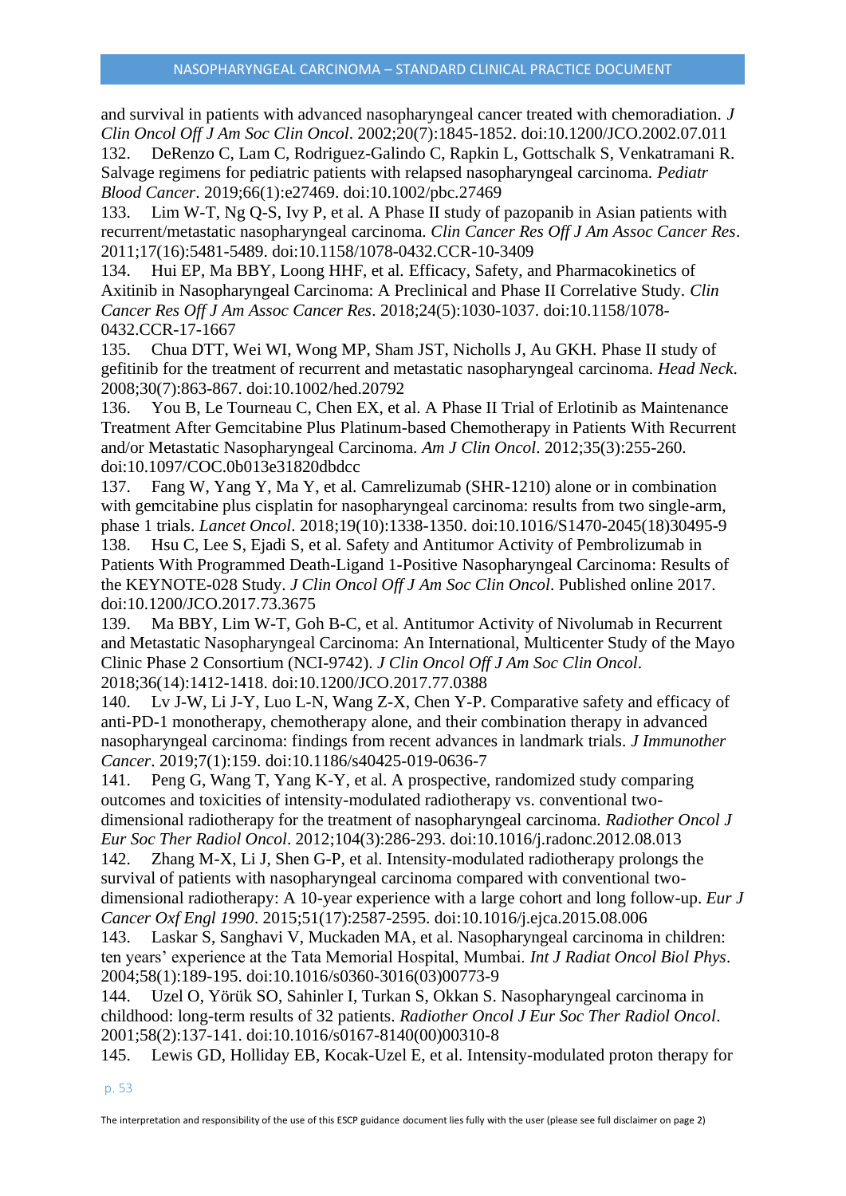and survival in patients with advanced nasopharyngeal cancer treated with chemoradiation. *J Clin Oncol Off J Am Soc Clin Oncol*. 2002;20(7):1845-1852. doi:10.1200/JCO.2002.07.011

132. DeRenzo C, Lam C, Rodriguez-Galindo C, Rapkin L, Gottschalk S, Venkatramani R. Salvage regimens for pediatric patients with relapsed nasopharyngeal carcinoma. *Pediatr Blood Cancer*. 2019;66(1):e27469. doi:10.1002/pbc.27469

133. Lim W-T, Ng Q-S, Ivy P, et al. A Phase II study of pazopanib in Asian patients with recurrent/metastatic nasopharyngeal carcinoma. *Clin Cancer Res Off J Am Assoc Cancer Res*. 2011;17(16):5481-5489. doi:10.1158/1078-0432.CCR-10-3409

134. Hui EP, Ma BBY, Loong HHF, et al. Efficacy, Safety, and Pharmacokinetics of Axitinib in Nasopharyngeal Carcinoma: A Preclinical and Phase II Correlative Study. *Clin Cancer Res Off J Am Assoc Cancer Res*. 2018;24(5):1030-1037. doi:10.1158/1078-0432.CCR-17-1667

135. Chua DTT, Wei WI, Wong MP, Sham JST, Nicholls J, Au GKH. Phase II study of gefitinib for the treatment of recurrent and metastatic nasopharyngeal carcinoma. *Head Neck*. 2008;30(7):863-867. doi:10.1002/hed.20792

136. You B, Le Tourneau C, Chen EX, et al. A Phase II Trial of Erlotinib as Maintenance Treatment After Gemcitabine Plus Platinum-based Chemotherapy in Patients With Recurrent and/or Metastatic Nasopharyngeal Carcinoma. *Am J Clin Oncol*. 2012;35(3):255-260. doi:10.1097/COC.0b013e31820dbdcc

137. Fang W, Yang Y, Ma Y, et al. Camrelizumab (SHR-1210) alone or in combination with gemcitabine plus cisplatin for nasopharyngeal carcinoma: results from two single-arm, phase 1 trials. *Lancet Oncol*. 2018;19(10):1338-1350. doi:10.1016/S1470-2045(18)30495-9

138. Hsu C, Lee S, Ejadi S, et al. Safety and Antitumor Activity of Pembrolizumab in Patients With Programmed Death-Ligand 1-Positive Nasopharyngeal Carcinoma: Results of the KEYNOTE-028 Study. *J Clin Oncol Off J Am Soc Clin Oncol*. Published online 2017. doi:10.1200/JCO.2017.73.3675

139. Ma BBY, Lim W-T, Goh B-C, et al. Antitumor Activity of Nivolumab in Recurrent and Metastatic Nasopharyngeal Carcinoma: An International, Multicenter Study of the Mayo Clinic Phase 2 Consortium (NCI-9742). *J Clin Oncol Off J Am Soc Clin Oncol*. 2018;36(14):1412-1418. doi:10.1200/JCO.2017.77.0388

140. Lv J-W, Li J-Y, Luo L-N, Wang Z-X, Chen Y-P. Comparative safety and efficacy of anti-PD-1 monotherapy, chemotherapy alone, and their combination therapy in advanced nasopharyngeal carcinoma: findings from recent advances in landmark trials. *J Immunother Cancer*. 2019;7(1):159. doi:10.1186/s40425-019-0636-7

141. Peng G, Wang T, Yang K-Y, et al. A prospective, randomized study comparing outcomes and toxicities of intensity-modulated radiotherapy vs. conventional two-dimensional radiotherapy for the treatment of nasopharyngeal carcinoma. *Radiother Oncol J Eur Soc Ther Radiol Oncol*. 2012;104(3):286-293. doi:10.1016/j.radonc.2012.08.013

142. Zhang M-X, Li J, Shen G-P, et al. Intensity-modulated radiotherapy prolongs the survival of patients with nasopharyngeal carcinoma compared with conventional two-dimensional radiotherapy: A 10-year experience with a large cohort and long follow-up. *Eur J Cancer Oxf Engl 1990*. 2015;51(17):2587-2595. doi:10.1016/j.ejca.2015.08.006

143. Laskar S, Sanghavi V, Muckaden MA, et al. Nasopharyngeal carcinoma in children: ten years' experience at the Tata Memorial Hospital, Mumbai. *Int J Radiat Oncol Biol Phys*. 2004;58(1):189-195. doi:10.1016/s0360-3016(03)00773-9

144. Uzel O, Yörük SO, Sahinler I, Turkan S, Okkan S. Nasopharyngeal carcinoma in childhood: long-term results of 32 patients. *Radiother Oncol J Eur Soc Ther Radiol Oncol*. 2001;58(2):137-141. doi:10.1016/s0167-8140(00)00310-8

145. Lewis GD, Holliday EB, Kocak-Uzel E, et al. Intensity-modulated proton therapy for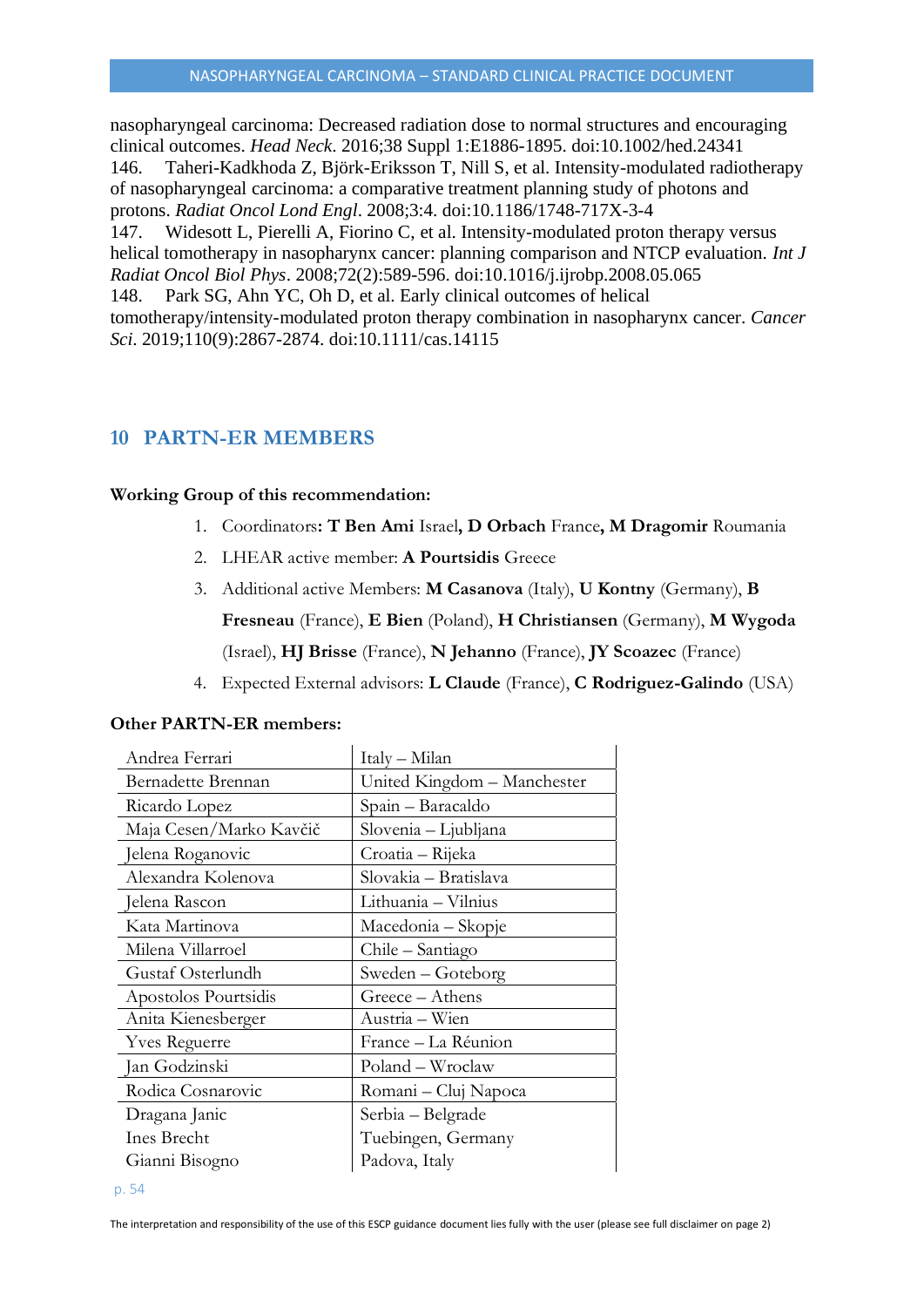nasopharyngeal carcinoma: Decreased radiation dose to normal structures and encouraging clinical outcomes. *Head Neck*. 2016;38 Suppl 1:E1886-1895. doi:10.1002/hed.24341

146. Taheri-Kadkhoda Z, Björk-Eriksson T, Nill S, et al. Intensity-modulated radiotherapy of nasopharyngeal carcinoma: a comparative treatment planning study of photons and protons. *Radiat Oncol Lond Engl*. 2008;3:4. doi:10.1186/1748-717X-3-4

147. Widesott L, Pierelli A, Fiorino C, et al. Intensity-modulated proton therapy versus helical tomotherapy in nasopharynx cancer: planning comparison and NTCP evaluation. *Int J Radiat Oncol Biol Phys*. 2008;72(2):589-596. doi:10.1016/j.ijrobp.2008.05.065

148. Park SG, Ahn YC, Oh D, et al. Early clinical outcomes of helical tomotherapy/intensity-modulated proton therapy combination in nasopharynx cancer. *Cancer Sci*. 2019;110(9):2867-2874. doi:10.1111/cas.14115

## 10 PARTN-ER MEMBERS

**Working Group of this recommendation:**

1. Coordinators**: T Ben Ami** Israel**, D Orbach** France**, M Dragomir** Roumania
2. LHEAR active member: **A Pourtsidis** Greece
3. Additional active Members: **M Casanova** (Italy), **U Kontny** (Germany), **B Fresneau** (France), **E Bien** (Poland), **H Christiansen** (Germany), **M Wygoda** (Israel), **HJ Brisse** (France), **N Jehanno** (France), **JY Scoazec** (France)
4. Expected External advisors: **L Claude** (France), **C Rodriguez-Galindo** (USA)

**Other PARTN-ER members:**

| | |
|---|---|
| Andrea Ferrari | Italy – Milan |
| Bernadette Brennan | United Kingdom – Manchester |
| Ricardo Lopez | Spain – Baracaldo |
| Maja Cesen/Marko Kavčič | Slovenia – Ljubljana |
| Jelena Roganovic | Croatia – Rijeka |
| Alexandra Kolenova | Slovakia – Bratislava |
| Jelena Rascon | Lithuania – Vilnius |
| Kata Martinova | Macedonia – Skopje |
| Milena Villarroel | Chile – Santiago |
| Gustaf Osterlundh | Sweden – Goteborg |
| Apostolos Pourtsidis | Greece – Athens |
| Anita Kienesberger | Austria – Wien |
| Yves Reguerre | France – La Réunion |
| Jan Godzinski | Poland – Wroclaw |
| Rodica Cosnarovic | Romani – Cluj Napoca |
| Dragana Janic | Serbia – Belgrade |
| Ines Brecht | Tuebingen, Germany |
| Gianni Bisogno | Padova, Italy |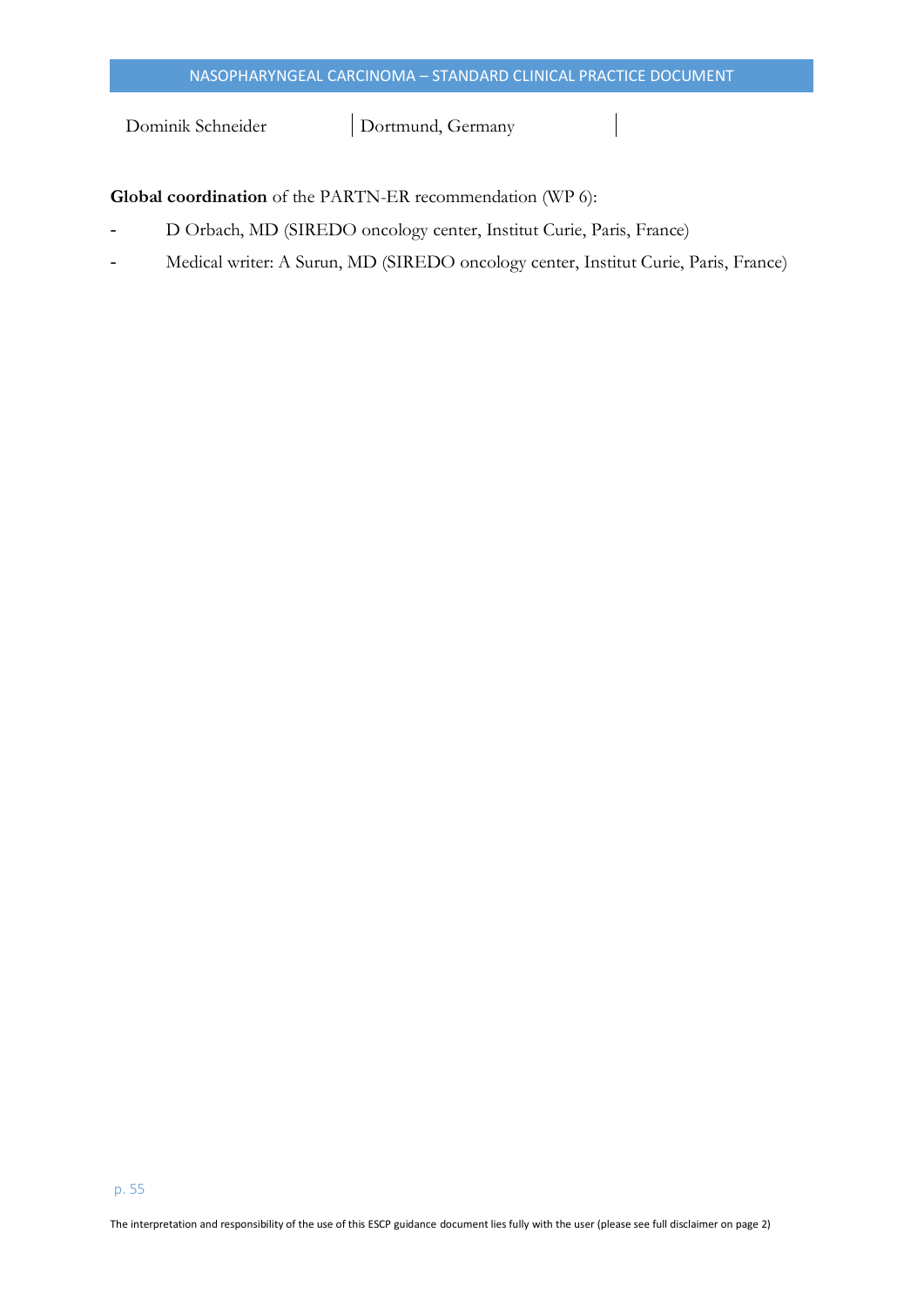| | | |
|---|---|---|
| Dominik Schneider | Dortmund, Germany | |

**Global coordination** of the PARTN-ER recommendation (WP 6):

- D Orbach, MD (SIREDO oncology center, Institut Curie, Paris, France)
- Medical writer: A Surun, MD (SIREDO oncology center, Institut Curie, Paris, France)